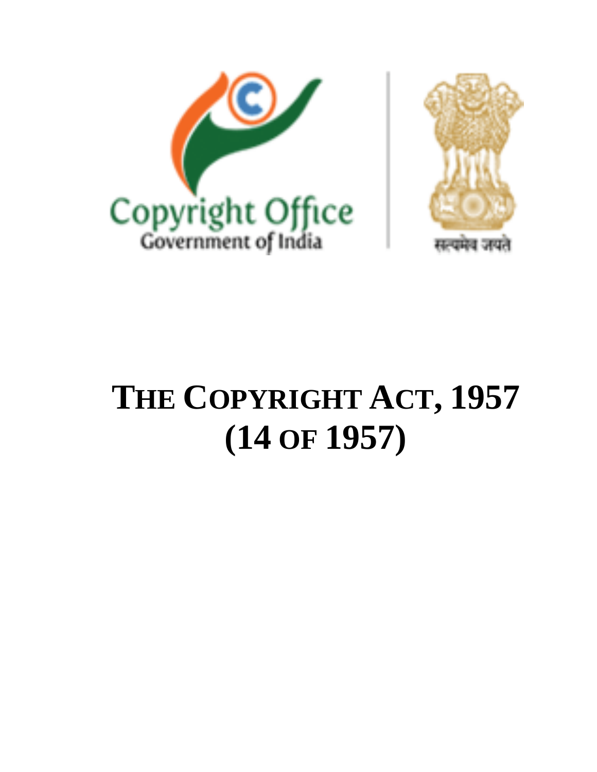Copyright Office
Government of India

सत्यमेव जयते

# THE COPYRIGHT ACT, 1957
# (14 OF 1957)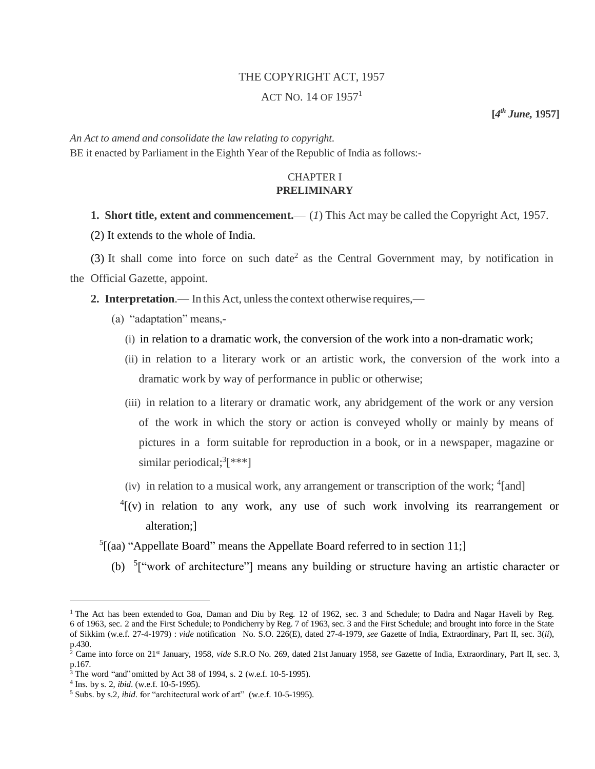THE COPYRIGHT ACT, 1957

ACT NO. 14 OF 1957[1]

**[4th June, 1957]**

*An Act to amend and consolidate the law relating to copyright.*

BE it enacted by Parliament in the Eighth Year of the Republic of India as follows:-

## CHAPTER I
## PRELIMINARY

**1. Short title, extent and commencement.**— (*1*) This Act may be called the Copyright Act, 1957.

(2) It extends to the whole of India.

(3) It shall come into force on such date[2] as the Central Government may, by notification in the Official Gazette, appoint.

**2. Interpretation**.— In this Act, unless the context otherwise requires,—

(a) "adaptation" means,-

(i) in relation to a dramatic work, the conversion of the work into a non-dramatic work;

(ii) in relation to a literary work or an artistic work, the conversion of the work into a dramatic work by way of performance in public or otherwise;

(iii) in relation to a literary or dramatic work, any abridgement of the work or any version of the work in which the story or action is conveyed wholly or mainly by means of pictures in a form suitable for reproduction in a book, or in a newspaper, magazine or similar periodical;[3][***]

(iv) in relation to a musical work, any arrangement or transcription of the work; [4][and]

[4][(v) in relation to any work, any use of such work involving its rearrangement or alteration;]

[5][(aa) "Appellate Board" means the Appellate Board referred to in section 11;]

(b) [5]["work of architecture"] means any building or structure having an artistic character or

---

[1] The Act has been extended to Goa, Daman and Diu by Reg. 12 of 1962, sec. 3 and Schedule; to Dadra and Nagar Haveli by Reg. 6 of 1963, sec. 2 and the First Schedule; to Pondicherry by Reg. 7 of 1963, sec. 3 and the First Schedule; and brought into force in the State of Sikkim (w.e.f. 27-4-1979) : *vide* notification No. S.O. 226(E), dated 27-4-1979, *see* Gazette of India, Extraordinary, Part II, sec. 3(*ii*), p.430.

[2] Came into force on 21st January, 1958, *vide* S.R.O No. 269, dated 21st January 1958, *see* Gazette of India, Extraordinary, Part II, sec. 3, p.167.

[3] The word "and" omitted by Act 38 of 1994, s. 2 (w.e.f. 10-5-1995).

[4] Ins. by s. 2, *ibid*. (w.e.f. 10-5-1995).

[5] Subs. by s.2, *ibid*. for "architectural work of art" (w.e.f. 10-5-1995).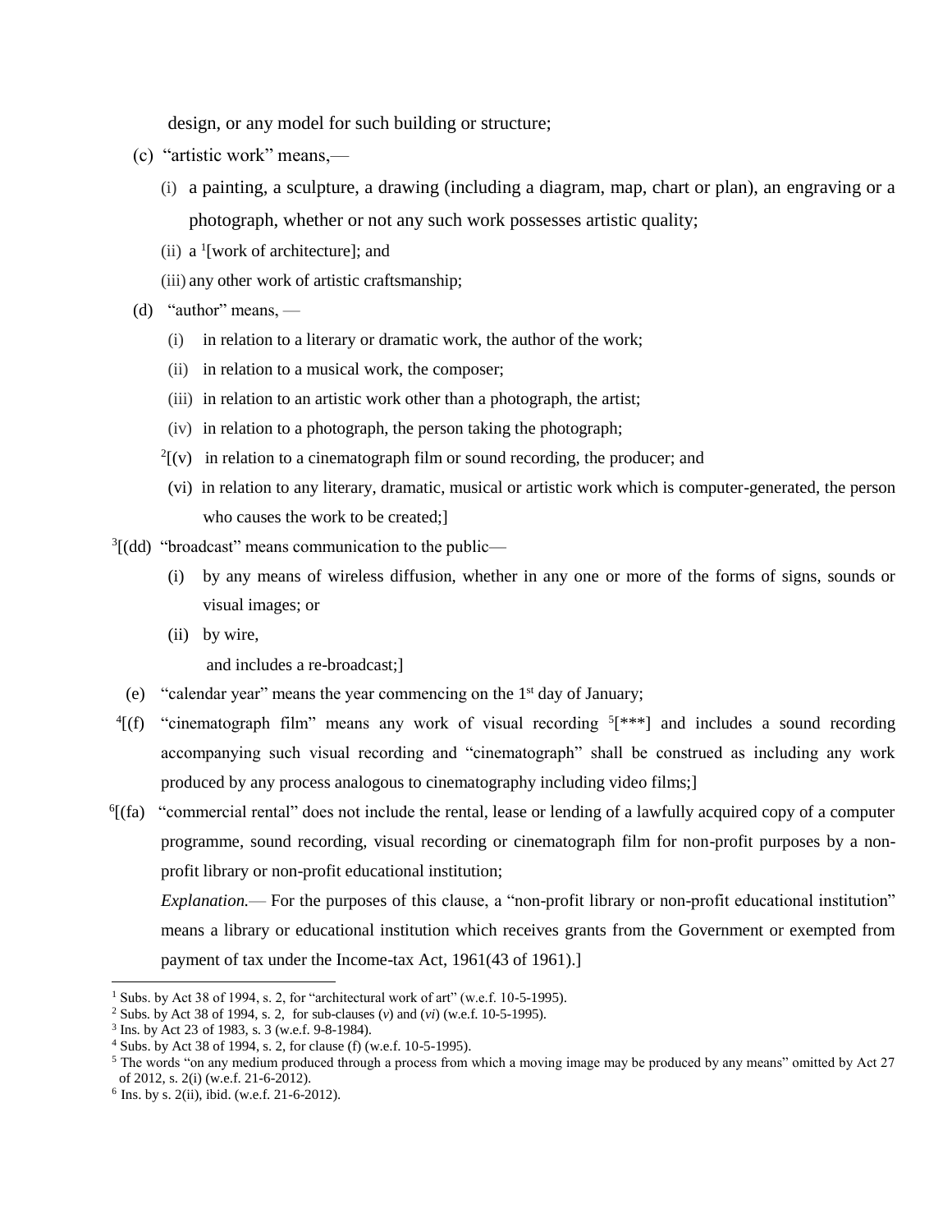design, or any model for such building or structure;

(c) "artistic work" means,—

(i) a painting, a sculpture, a drawing (including a diagram, map, chart or plan), an engraving or a photograph, whether or not any such work possesses artistic quality;

(ii) a [1][work of architecture]; and

(iii) any other work of artistic craftsmanship;

(d) "author" means, —

(i) in relation to a literary or dramatic work, the author of the work;

(ii) in relation to a musical work, the composer;

(iii) in relation to an artistic work other than a photograph, the artist;

(iv) in relation to a photograph, the person taking the photograph;

[2][(v) in relation to a cinematograph film or sound recording, the producer; and

(vi) in relation to any literary, dramatic, musical or artistic work which is computer-generated, the person who causes the work to be created;]

[3][(dd) "broadcast" means communication to the public—

(i) by any means of wireless diffusion, whether in any one or more of the forms of signs, sounds or visual images; or

(ii) by wire,

and includes a re-broadcast;]

(e) "calendar year" means the year commencing on the 1st day of January;

[4][(f) "cinematograph film" means any work of visual recording [5][***] and includes a sound recording accompanying such visual recording and "cinematograph" shall be construed as including any work produced by any process analogous to cinematography including video films;]

[6][(fa) "commercial rental" does not include the rental, lease or lending of a lawfully acquired copy of a computer programme, sound recording, visual recording or cinematograph film for non-profit purposes by a non-profit library or non-profit educational institution;

*Explanation.*— For the purposes of this clause, a "non-profit library or non-profit educational institution" means a library or educational institution which receives grants from the Government or exempted from payment of tax under the Income-tax Act, 1961(43 of 1961).]

---

1 Subs. by Act 38 of 1994, s. 2, for "architectural work of art" (w.e.f. 10-5-1995).

2 Subs. by Act 38 of 1994, s. 2, for sub-clauses (*v*) and (*vi*) (w.e.f. 10-5-1995).

3 Ins. by Act 23 of 1983, s. 3 (w.e.f. 9-8-1984).

4 Subs. by Act 38 of 1994, s. 2, for clause (f) (w.e.f. 10-5-1995).

5 The words "on any medium produced through a process from which a moving image may be produced by any means" omitted by Act 27 of 2012, s. 2(i) (w.e.f. 21-6-2012).

6 Ins. by s. 2(ii), ibid. (w.e.f. 21-6-2012).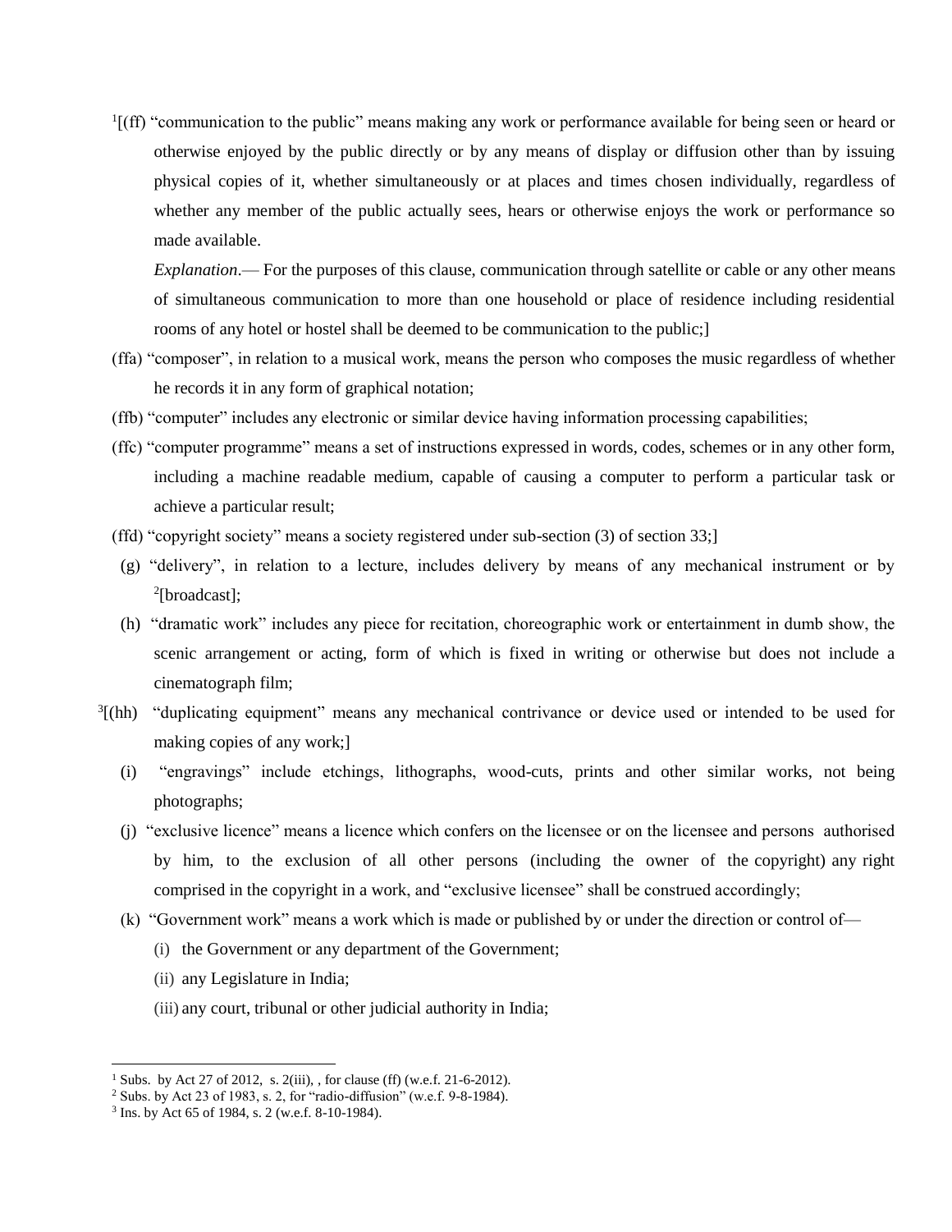[1][(ff) "communication to the public" means making any work or performance available for being seen or heard or otherwise enjoyed by the public directly or by any means of display or diffusion other than by issuing physical copies of it, whether simultaneously or at places and times chosen individually, regardless of whether any member of the public actually sees, hears or otherwise enjoys the work or performance so made available.

*Explanation*.— For the purposes of this clause, communication through satellite or cable or any other means of simultaneous communication to more than one household or place of residence including residential rooms of any hotel or hostel shall be deemed to be communication to the public;]

(ffa) "composer", in relation to a musical work, means the person who composes the music regardless of whether he records it in any form of graphical notation;

(ffb) "computer" includes any electronic or similar device having information processing capabilities;

(ffc) "computer programme" means a set of instructions expressed in words, codes, schemes or in any other form, including a machine readable medium, capable of causing a computer to perform a particular task or achieve a particular result;

(ffd) "copyright society" means a society registered under sub-section (3) of section 33;]

(g) "delivery", in relation to a lecture, includes delivery by means of any mechanical instrument or by [2][broadcast];

(h) "dramatic work" includes any piece for recitation, choreographic work or entertainment in dumb show, the scenic arrangement or acting, form of which is fixed in writing or otherwise but does not include a cinematograph film;

[3][(hh) "duplicating equipment" means any mechanical contrivance or device used or intended to be used for making copies of any work;]

(i) "engravings" include etchings, lithographs, wood-cuts, prints and other similar works, not being photographs;

(j) "exclusive licence" means a licence which confers on the licensee or on the licensee and persons authorised by him, to the exclusion of all other persons (including the owner of the copyright) any right comprised in the copyright in a work, and "exclusive licensee" shall be construed accordingly;

(k) "Government work" means a work which is made or published by or under the direction or control of—

(i) the Government or any department of the Government;

(ii) any Legislature in India;

(iii) any court, tribunal or other judicial authority in India;

---

[1] Subs. by Act 27 of 2012, s. 2(iii), , for clause (ff) (w.e.f. 21-6-2012).

[2] Subs. by Act 23 of 1983, s. 2, for "radio-diffusion" (w.e.f. 9-8-1984).

[3] Ins. by Act 65 of 1984, s. 2 (w.e.f. 8-10-1984).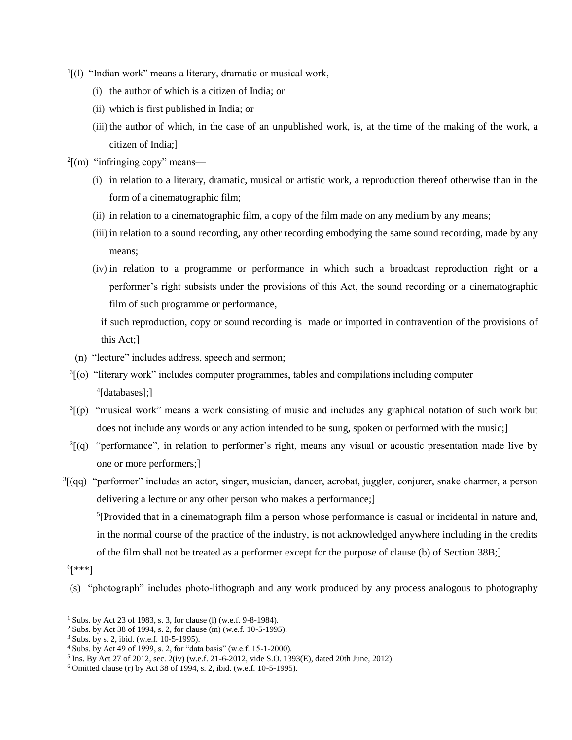[1][(l) "Indian work" means a literary, dramatic or musical work,—

(i) the author of which is a citizen of India; or

(ii) which is first published in India; or

(iii) the author of which, in the case of an unpublished work, is, at the time of the making of the work, a citizen of India;]

[2][(m) "infringing copy" means—

(i) in relation to a literary, dramatic, musical or artistic work, a reproduction thereof otherwise than in the form of a cinematographic film;

(ii) in relation to a cinematographic film, a copy of the film made on any medium by any means;

(iii) in relation to a sound recording, any other recording embodying the same sound recording, made by any means;

(iv) in relation to a programme or performance in which such a broadcast reproduction right or a performer's right subsists under the provisions of this Act, the sound recording or a cinematographic film of such programme or performance,

if such reproduction, copy or sound recording is made or imported in contravention of the provisions of this Act;]

(n) "lecture" includes address, speech and sermon;

[3][(o) "literary work" includes computer programmes, tables and compilations including computer [4][databases];]

[3][(p) "musical work" means a work consisting of music and includes any graphical notation of such work but does not include any words or any action intended to be sung, spoken or performed with the music;]

[3][(q) "performance", in relation to performer's right, means any visual or acoustic presentation made live by one or more performers;]

[3][(qq) "performer" includes an actor, singer, musician, dancer, acrobat, juggler, conjurer, snake charmer, a person delivering a lecture or any other person who makes a performance;]

[5][Provided that in a cinematograph film a person whose performance is casual or incidental in nature and, in the normal course of the practice of the industry, is not acknowledged anywhere including in the credits of the film shall not be treated as a performer except for the purpose of clause (b) of Section 38B;]

[6][***]

(s) "photograph" includes photo-lithograph and any work produced by any process analogous to photography

---

1. Subs. by Act 23 of 1983, s. 3, for clause (l) (w.e.f. 9-8-1984).
2. Subs. by Act 38 of 1994, s. 2, for clause (m) (w.e.f. 10-5-1995).
3. Subs. by s. 2, ibid. (w.e.f. 10-5-1995).
4. Subs. by Act 49 of 1999, s. 2, for "data basis" (w.e.f. 15-1-2000).
5. Ins. By Act 27 of 2012, sec. 2(iv) (w.e.f. 21-6-2012, vide S.O. 1393(E), dated 20th June, 2012)
6. Omitted clause (r) by Act 38 of 1994, s. 2, ibid. (w.e.f. 10-5-1995).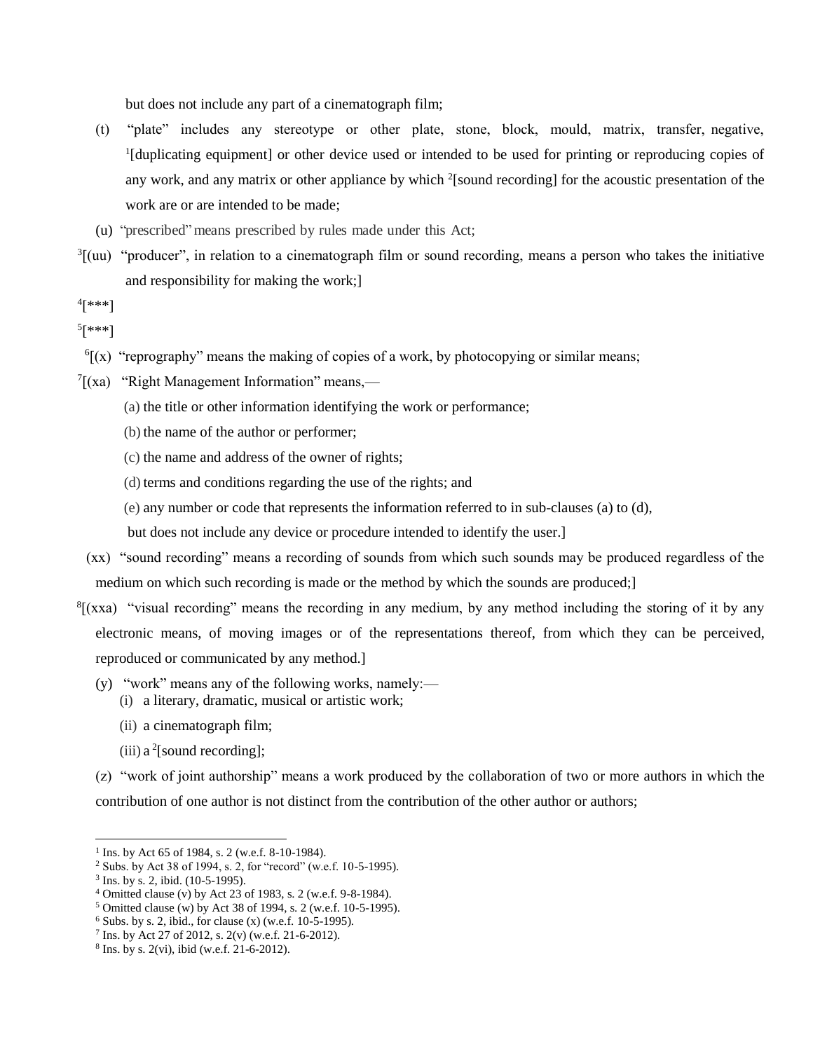but does not include any part of a cinematograph film;

(t) "plate" includes any stereotype or other plate, stone, block, mould, matrix, transfer, negative, [1][duplicating equipment] or other device used or intended to be used for printing or reproducing copies of any work, and any matrix or other appliance by which [2][sound recording] for the acoustic presentation of the work are or are intended to be made;

(u) "prescribed" means prescribed by rules made under this Act;

[3][(uu) "producer", in relation to a cinematograph film or sound recording, means a person who takes the initiative and responsibility for making the work;]

[4][***]

[5][***]

[6][(x) "reprography" means the making of copies of a work, by photocopying or similar means;

[7][(xa) "Right Management Information" means,—

(a) the title or other information identifying the work or performance;

(b) the name of the author or performer;

(c) the name and address of the owner of rights;

(d) terms and conditions regarding the use of the rights; and

(e) any number or code that represents the information referred to in sub-clauses (a) to (d),

but does not include any device or procedure intended to identify the user.]

(xx) "sound recording" means a recording of sounds from which such sounds may be produced regardless of the medium on which such recording is made or the method by which the sounds are produced;]

[8][(xxa) "visual recording" means the recording in any medium, by any method including the storing of it by any electronic means, of moving images or of the representations thereof, from which they can be perceived, reproduced or communicated by any method.]

(y) "work" means any of the following works, namely:—

(i) a literary, dramatic, musical or artistic work;

(ii) a cinematograph film;

(iii) a [2][sound recording];

(z) "work of joint authorship" means a work produced by the collaboration of two or more authors in which the contribution of one author is not distinct from the contribution of the other author or authors;

---

[1] Ins. by Act 65 of 1984, s. 2 (w.e.f. 8-10-1984).

[2] Subs. by Act 38 of 1994, s. 2, for "record" (w.e.f. 10-5-1995).

[3] Ins. by s. 2, ibid. (10-5-1995).

[4] Omitted clause (v) by Act 23 of 1983, s. 2 (w.e.f. 9-8-1984).

[5] Omitted clause (w) by Act 38 of 1994, s. 2 (w.e.f. 10-5-1995).

[6] Subs. by s. 2, ibid., for clause (x) (w.e.f. 10-5-1995).

[7] Ins. by Act 27 of 2012, s. 2(v) (w.e.f. 21-6-2012).

[8] Ins. by s. 2(vi), ibid (w.e.f. 21-6-2012).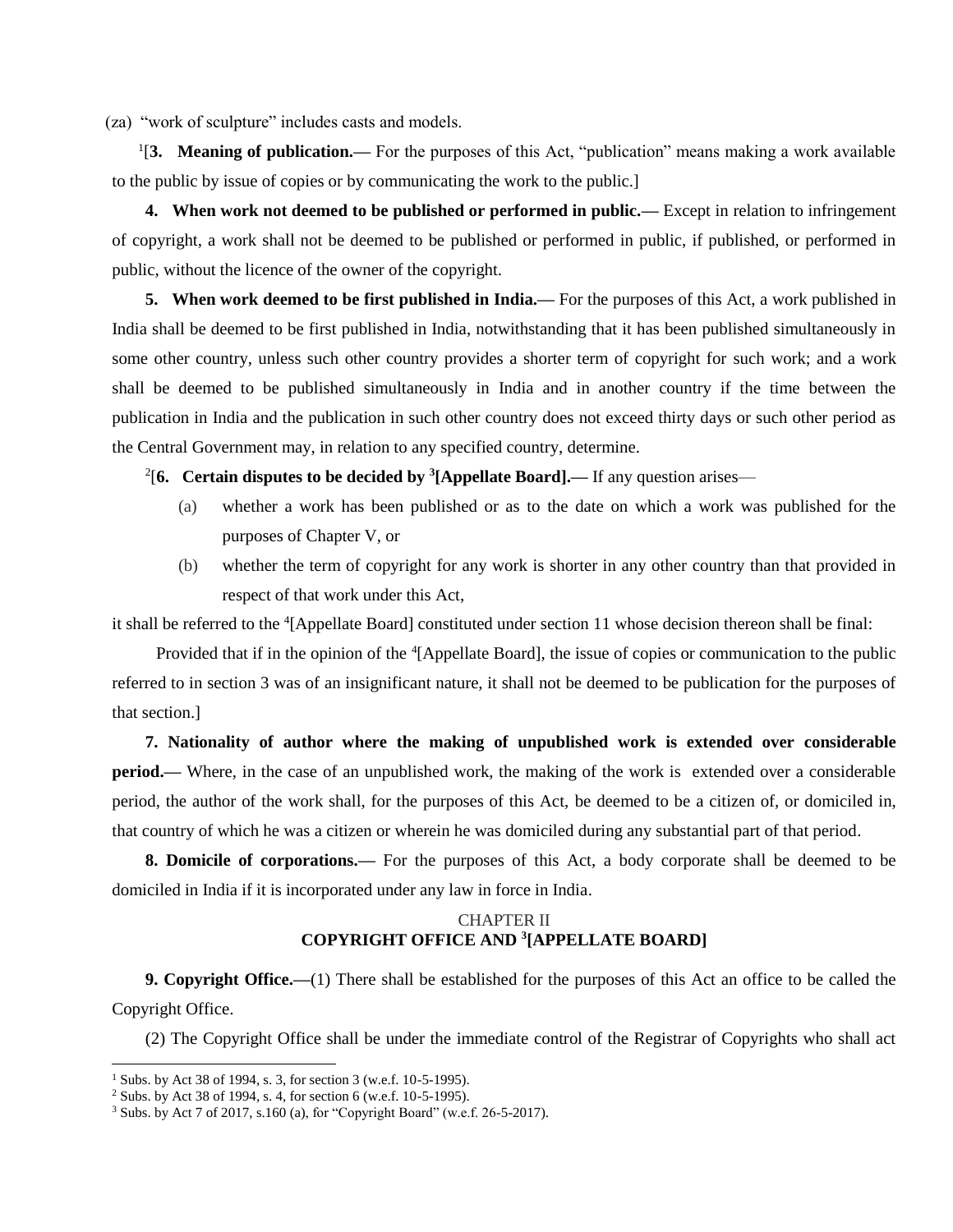(za) "work of sculpture" includes casts and models.

[1][**3. Meaning of publication.—** For the purposes of this Act, "publication" means making a work available to the public by issue of copies or by communicating the work to the public.]

**4. When work not deemed to be published or performed in public.—** Except in relation to infringement of copyright, a work shall not be deemed to be published or performed in public, if published, or performed in public, without the licence of the owner of the copyright.

**5. When work deemed to be first published in India.—** For the purposes of this Act, a work published in India shall be deemed to be first published in India, notwithstanding that it has been published simultaneously in some other country, unless such other country provides a shorter term of copyright for such work; and a work shall be deemed to be published simultaneously in India and in another country if the time between the publication in India and the publication in such other country does not exceed thirty days or such other period as the Central Government may, in relation to any specified country, determine.

[2][**6. Certain disputes to be decided by [3][Appellate Board].—** If any question arises—

(a) whether a work has been published or as to the date on which a work was published for the purposes of Chapter V, or

(b) whether the term of copyright for any work is shorter in any other country than that provided in respect of that work under this Act,

it shall be referred to the [4][Appellate Board] constituted under section 11 whose decision thereon shall be final:

Provided that if in the opinion of the [4][Appellate Board], the issue of copies or communication to the public referred to in section 3 was of an insignificant nature, it shall not be deemed to be publication for the purposes of that section.]

**7. Nationality of author where the making of unpublished work is extended over considerable period.—** Where, in the case of an unpublished work, the making of the work is extended over a considerable period, the author of the work shall, for the purposes of this Act, be deemed to be a citizen of, or domiciled in, that country of which he was a citizen or wherein he was domiciled during any substantial part of that period.

**8. Domicile of corporations.—** For the purposes of this Act, a body corporate shall be deemed to be domiciled in India if it is incorporated under any law in force in India.

## CHAPTER II
## COPYRIGHT OFFICE AND [3][APPELLATE BOARD]

**9. Copyright Office.—**(1) There shall be established for the purposes of this Act an office to be called the Copyright Office.

(2) The Copyright Office shall be under the immediate control of the Registrar of Copyrights who shall act

---

[1] Subs. by Act 38 of 1994, s. 3, for section 3 (w.e.f. 10-5-1995).

[2] Subs. by Act 38 of 1994, s. 4, for section 6 (w.e.f. 10-5-1995).

[3] Subs. by Act 7 of 2017, s.160 (a), for "Copyright Board" (w.e.f. 26-5-2017).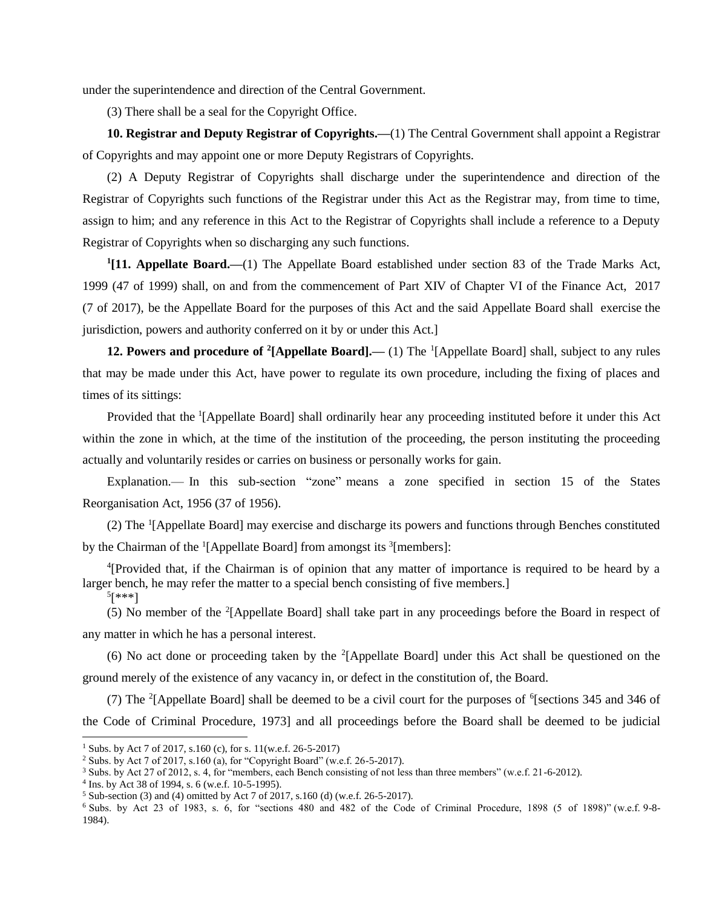under the superintendence and direction of the Central Government.

(3) There shall be a seal for the Copyright Office.

**10. Registrar and Deputy Registrar of Copyrights.—**(1) The Central Government shall appoint a Registrar of Copyrights and may appoint one or more Deputy Registrars of Copyrights.

(2) A Deputy Registrar of Copyrights shall discharge under the superintendence and direction of the Registrar of Copyrights such functions of the Registrar under this Act as the Registrar may, from time to time, assign to him; and any reference in this Act to the Registrar of Copyrights shall include a reference to a Deputy Registrar of Copyrights when so discharging any such functions.

[1]**[11. Appellate Board.—**(1) The Appellate Board established under section 83 of the Trade Marks Act, 1999 (47 of 1999) shall, on and from the commencement of Part XIV of Chapter VI of the Finance Act, 2017 (7 of 2017), be the Appellate Board for the purposes of this Act and the said Appellate Board shall exercise the jurisdiction, powers and authority conferred on it by or under this Act.]

**12. Powers and procedure of [2][Appellate Board].—** (1) The [1][Appellate Board] shall, subject to any rules that may be made under this Act, have power to regulate its own procedure, including the fixing of places and times of its sittings:

Provided that the [1][Appellate Board] shall ordinarily hear any proceeding instituted before it under this Act within the zone in which, at the time of the institution of the proceeding, the person instituting the proceeding actually and voluntarily resides or carries on business or personally works for gain.

Explanation.— In this sub-section "zone" means a zone specified in section 15 of the States Reorganisation Act, 1956 (37 of 1956).

(2) The [1][Appellate Board] may exercise and discharge its powers and functions through Benches constituted by the Chairman of the [1][Appellate Board] from amongst its [3][members]:

[4][Provided that, if the Chairman is of opinion that any matter of importance is required to be heard by a larger bench, he may refer the matter to a special bench consisting of five members.]

[5][***]

(5) No member of the [2][Appellate Board] shall take part in any proceedings before the Board in respect of any matter in which he has a personal interest.

(6) No act done or proceeding taken by the [2][Appellate Board] under this Act shall be questioned on the ground merely of the existence of any vacancy in, or defect in the constitution of, the Board.

(7) The [2][Appellate Board] shall be deemed to be a civil court for the purposes of [6][sections 345 and 346 of the Code of Criminal Procedure, 1973] and all proceedings before the Board shall be deemed to be judicial

---

1. Subs. by Act 7 of 2017, s.160 (c), for s. 11(w.e.f. 26-5-2017)
2. Subs. by Act 7 of 2017, s.160 (a), for "Copyright Board" (w.e.f. 26-5-2017).
3. Subs. by Act 27 of 2012, s. 4, for "members, each Bench consisting of not less than three members" (w.e.f. 21-6-2012).
4. Ins. by Act 38 of 1994, s. 6 (w.e.f. 10-5-1995).
5. Sub-section (3) and (4) omitted by Act 7 of 2017, s.160 (d) (w.e.f. 26-5-2017).
6. Subs. by Act 23 of 1983, s. 6, for "sections 480 and 482 of the Code of Criminal Procedure, 1898 (5 of 1898)" (w.e.f. 9-8-1984).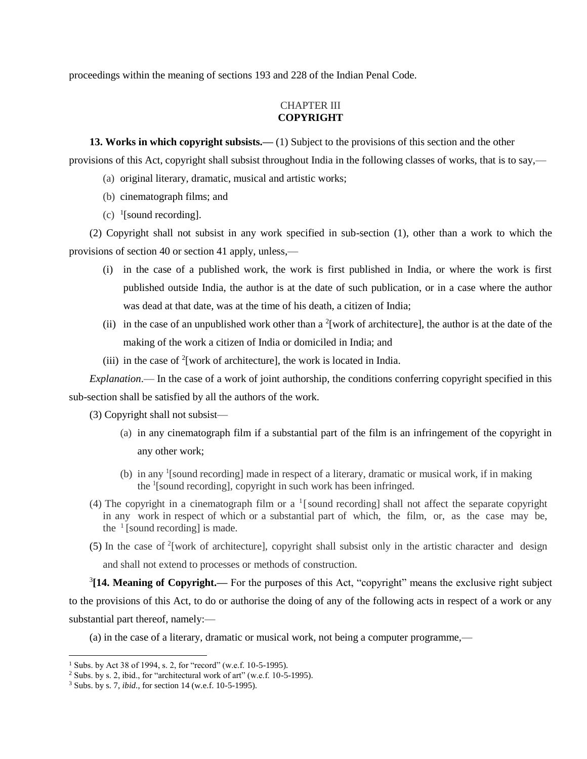proceedings within the meaning of sections 193 and 228 of the Indian Penal Code.

## CHAPTER III
## COPYRIGHT

**13. Works in which copyright subsists.—** (1) Subject to the provisions of this section and the other provisions of this Act, copyright shall subsist throughout India in the following classes of works, that is to say,—

(a) original literary, dramatic, musical and artistic works;

(b) cinematograph films; and

(c) [1][sound recording].

(2) Copyright shall not subsist in any work specified in sub-section (1), other than a work to which the provisions of section 40 or section 41 apply, unless,—

(i) in the case of a published work, the work is first published in India, or where the work is first published outside India, the author is at the date of such publication, or in a case where the author was dead at that date, was at the time of his death, a citizen of India;

(ii) in the case of an unpublished work other than a [2][work of architecture], the author is at the date of the making of the work a citizen of India or domiciled in India; and

(iii) in the case of [2][work of architecture], the work is located in India.

*Explanation*.— In the case of a work of joint authorship, the conditions conferring copyright specified in this sub-section shall be satisfied by all the authors of the work.

(3) Copyright shall not subsist—

(a) in any cinematograph film if a substantial part of the film is an infringement of the copyright in any other work;

(b) in any [1][sound recording] made in respect of a literary, dramatic or musical work, if in making the [1][sound recording], copyright in such work has been infringed.

(4) The copyright in a cinematograph film or a [1][sound recording] shall not affect the separate copyright in any work in respect of which or a substantial part of which, the film, or, as the case may be, the [1][sound recording] is made.

(5) In the case of [2][work of architecture], copyright shall subsist only in the artistic character and design and shall not extend to processes or methods of construction.

[3]**[14. Meaning of Copyright.—** For the purposes of this Act, "copyright" means the exclusive right subject to the provisions of this Act, to do or authorise the doing of any of the following acts in respect of a work or any substantial part thereof, namely:—

(a) in the case of a literary, dramatic or musical work, not being a computer programme,—

---

1. Subs. by Act 38 of 1994, s. 2, for "record" (w.e.f. 10-5-1995).
2. Subs. by s. 2, ibid., for "architectural work of art" (w.e.f. 10-5-1995).
3. Subs. by s. 7, *ibid*., for section 14 (w.e.f. 10-5-1995).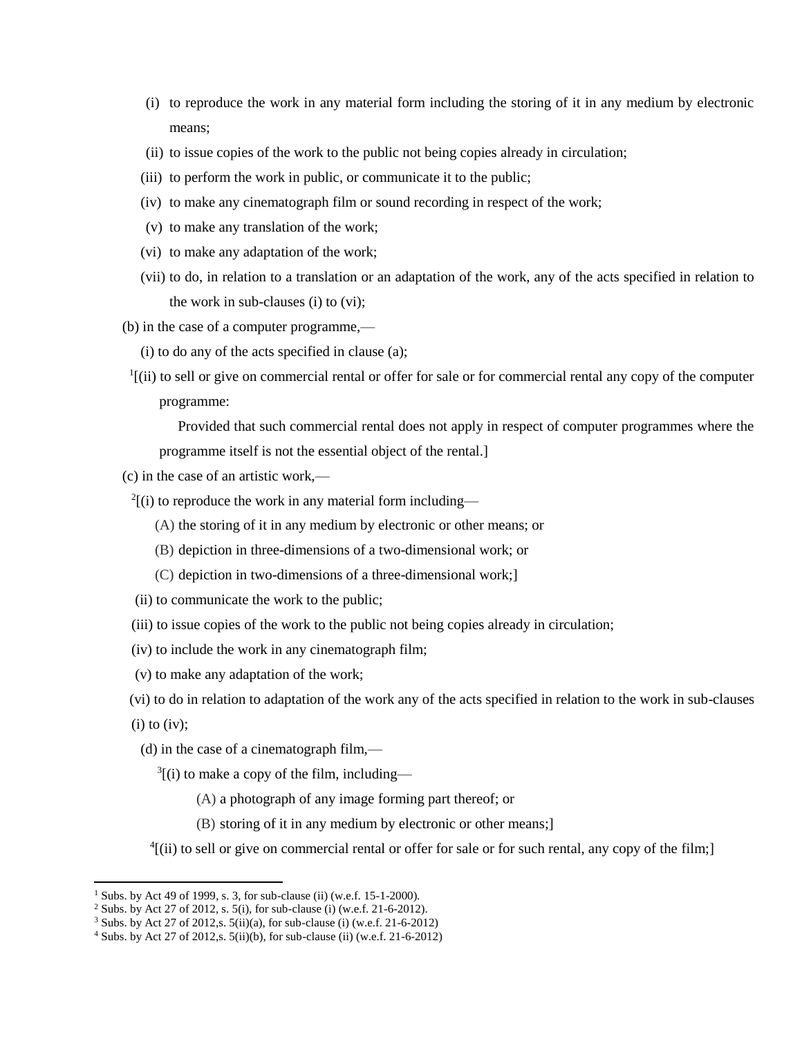(i) to reproduce the work in any material form including the storing of it in any medium by electronic means;

(ii) to issue copies of the work to the public not being copies already in circulation;

(iii) to perform the work in public, or communicate it to the public;

(iv) to make any cinematograph film or sound recording in respect of the work;

(v) to make any translation of the work;

(vi) to make any adaptation of the work;

(vii) to do, in relation to a translation or an adaptation of the work, any of the acts specified in relation to the work in sub-clauses (i) to (vi);

(b) in the case of a computer programme,—

(i) to do any of the acts specified in clause (a);

[1][(ii) to sell or give on commercial rental or offer for sale or for commercial rental any copy of the computer programme:

Provided that such commercial rental does not apply in respect of computer programmes where the programme itself is not the essential object of the rental.]

(c) in the case of an artistic work,—

[2][(i) to reproduce the work in any material form including—

(A) the storing of it in any medium by electronic or other means; or

(B) depiction in three-dimensions of a two-dimensional work; or

(C) depiction in two-dimensions of a three-dimensional work;]

(ii) to communicate the work to the public;

(iii) to issue copies of the work to the public not being copies already in circulation;

(iv) to include the work in any cinematograph film;

(v) to make any adaptation of the work;

(vi) to do in relation to adaptation of the work any of the acts specified in relation to the work in sub-clauses (i) to (iv);

(d) in the case of a cinematograph film,—

[3][(i) to make a copy of the film, including—

(A) a photograph of any image forming part thereof; or

(B) storing of it in any medium by electronic or other means;]

[4][(ii) to sell or give on commercial rental or offer for sale or for such rental, any copy of the film;]

---

[1] Subs. by Act 49 of 1999, s. 3, for sub-clause (ii) (w.e.f. 15-1-2000).

[2] Subs. by Act 27 of 2012, s. 5(i), for sub-clause (i) (w.e.f. 21-6-2012).

[3] Subs. by Act 27 of 2012,s. 5(ii)(a), for sub-clause (i) (w.e.f. 21-6-2012)

[4] Subs. by Act 27 of 2012,s. 5(ii)(b), for sub-clause (ii) (w.e.f. 21-6-2012)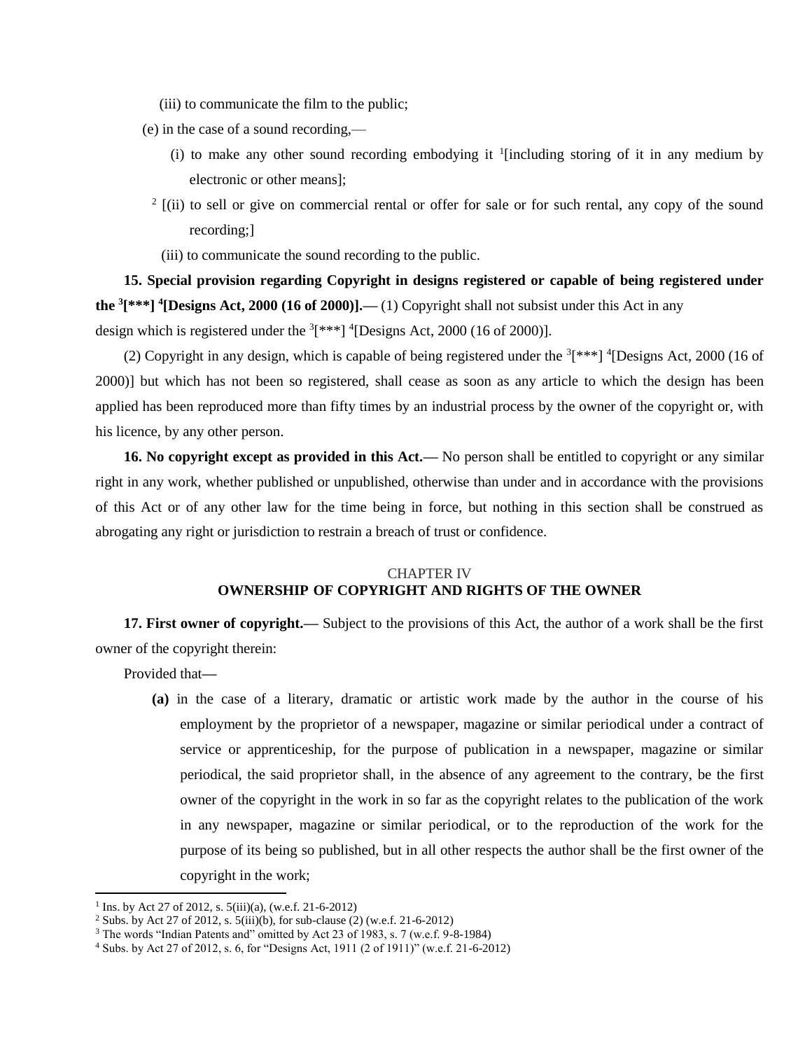(iii) to communicate the film to the public;

(e) in the case of a sound recording,—

(i) to make any other sound recording embodying it [1][including storing of it in any medium by electronic or other means];

[2] [(ii) to sell or give on commercial rental or offer for sale or for such rental, any copy of the sound recording;]

(iii) to communicate the sound recording to the public.

**15. Special provision regarding Copyright in designs registered or capable of being registered under the [3][\*\*\*] [4][Designs Act, 2000 (16 of 2000)].—** (1) Copyright shall not subsist under this Act in any design which is registered under the [3][\*\*\*] [4][Designs Act, 2000 (16 of 2000)].

(2) Copyright in any design, which is capable of being registered under the [3][\*\*\*] [4][Designs Act, 2000 (16 of 2000)] but which has not been so registered, shall cease as soon as any article to which the design has been applied has been reproduced more than fifty times by an industrial process by the owner of the copyright or, with his licence, by any other person.

**16. No copyright except as provided in this Act.—** No person shall be entitled to copyright or any similar right in any work, whether published or unpublished, otherwise than under and in accordance with the provisions of this Act or of any other law for the time being in force, but nothing in this section shall be construed as abrogating any right or jurisdiction to restrain a breach of trust or confidence.

## CHAPTER IV
## OWNERSHIP OF COPYRIGHT AND RIGHTS OF THE OWNER

**17. First owner of copyright.—** Subject to the provisions of this Act, the author of a work shall be the first owner of the copyright therein:

Provided that—

**(a)** in the case of a literary, dramatic or artistic work made by the author in the course of his employment by the proprietor of a newspaper, magazine or similar periodical under a contract of service or apprenticeship, for the purpose of publication in a newspaper, magazine or similar periodical, the said proprietor shall, in the absence of any agreement to the contrary, be the first owner of the copyright in the work in so far as the copyright relates to the publication of the work in any newspaper, magazine or similar periodical, or to the reproduction of the work for the purpose of its being so published, but in all other respects the author shall be the first owner of the copyright in the work;

---

[1] Ins. by Act 27 of 2012, s. 5(iii)(a), (w.e.f. 21-6-2012)

[2] Subs. by Act 27 of 2012, s. 5(iii)(b), for sub-clause (2) (w.e.f. 21-6-2012)

[3] The words "Indian Patents and" omitted by Act 23 of 1983, s. 7 (w.e.f. 9-8-1984)

[4] Subs. by Act 27 of 2012, s. 6, for "Designs Act, 1911 (2 of 1911)" (w.e.f. 21-6-2012)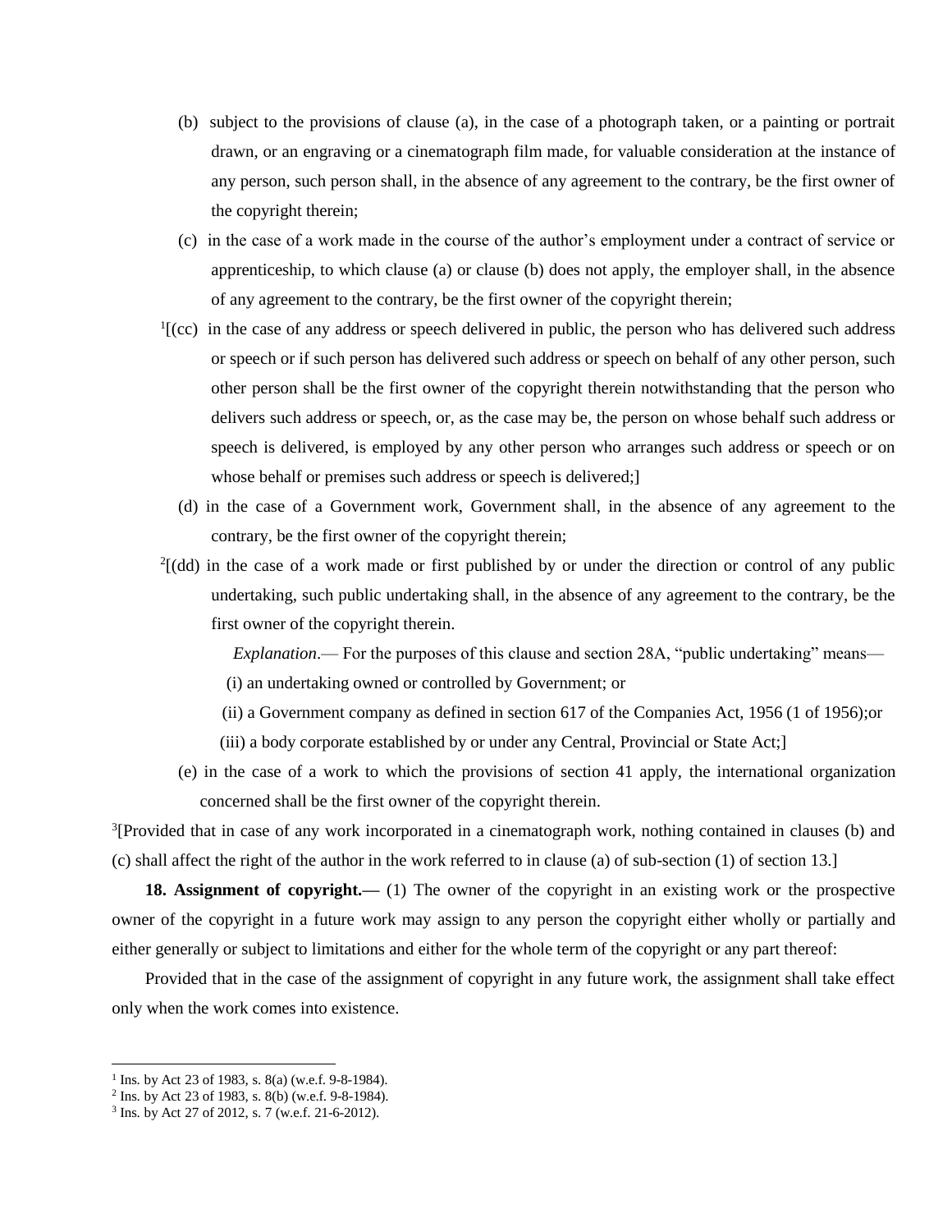(b) subject to the provisions of clause (a), in the case of a photograph taken, or a painting or portrait drawn, or an engraving or a cinematograph film made, for valuable consideration at the instance of any person, such person shall, in the absence of any agreement to the contrary, be the first owner of the copyright therein;

(c) in the case of a work made in the course of the author's employment under a contract of service or apprenticeship, to which clause (a) or clause (b) does not apply, the employer shall, in the absence of any agreement to the contrary, be the first owner of the copyright therein;

[1][(cc) in the case of any address or speech delivered in public, the person who has delivered such address or speech or if such person has delivered such address or speech on behalf of any other person, such other person shall be the first owner of the copyright therein notwithstanding that the person who delivers such address or speech, or, as the case may be, the person on whose behalf such address or speech is delivered, is employed by any other person who arranges such address or speech or on whose behalf or premises such address or speech is delivered;]

(d) in the case of a Government work, Government shall, in the absence of any agreement to the contrary, be the first owner of the copyright therein;

[2][(dd) in the case of a work made or first published by or under the direction or control of any public undertaking, such public undertaking shall, in the absence of any agreement to the contrary, be the first owner of the copyright therein.

*Explanation*.— For the purposes of this clause and section 28A, "public undertaking" means—

(i) an undertaking owned or controlled by Government; or

(ii) a Government company as defined in section 617 of the Companies Act, 1956 (1 of 1956);or

(iii) a body corporate established by or under any Central, Provincial or State Act;]

(e) in the case of a work to which the provisions of section 41 apply, the international organization concerned shall be the first owner of the copyright therein.

[3][Provided that in case of any work incorporated in a cinematograph work, nothing contained in clauses (b) and (c) shall affect the right of the author in the work referred to in clause (a) of sub-section (1) of section 13.]

**18. Assignment of copyright.—** (1) The owner of the copyright in an existing work or the prospective owner of the copyright in a future work may assign to any person the copyright either wholly or partially and either generally or subject to limitations and either for the whole term of the copyright or any part thereof:

Provided that in the case of the assignment of copyright in any future work, the assignment shall take effect only when the work comes into existence.

---

[1] Ins. by Act 23 of 1983, s. 8(a) (w.e.f. 9-8-1984).

[2] Ins. by Act 23 of 1983, s. 8(b) (w.e.f. 9-8-1984).

[3] Ins. by Act 27 of 2012, s. 7 (w.e.f. 21-6-2012).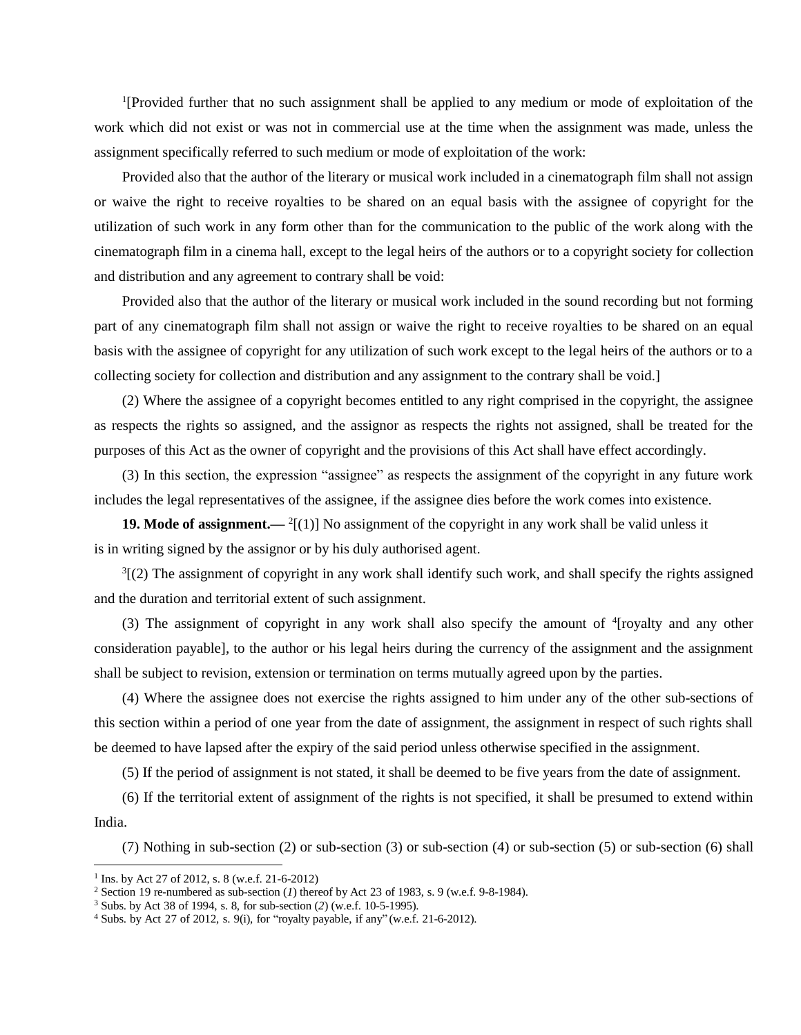[1][Provided further that no such assignment shall be applied to any medium or mode of exploitation of the work which did not exist or was not in commercial use at the time when the assignment was made, unless the assignment specifically referred to such medium or mode of exploitation of the work:

Provided also that the author of the literary or musical work included in a cinematograph film shall not assign or waive the right to receive royalties to be shared on an equal basis with the assignee of copyright for the utilization of such work in any form other than for the communication to the public of the work along with the cinematograph film in a cinema hall, except to the legal heirs of the authors or to a copyright society for collection and distribution and any agreement to contrary shall be void:

Provided also that the author of the literary or musical work included in the sound recording but not forming part of any cinematograph film shall not assign or waive the right to receive royalties to be shared on an equal basis with the assignee of copyright for any utilization of such work except to the legal heirs of the authors or to a collecting society for collection and distribution and any assignment to the contrary shall be void.]

(2) Where the assignee of a copyright becomes entitled to any right comprised in the copyright, the assignee as respects the rights so assigned, and the assignor as respects the rights not assigned, shall be treated for the purposes of this Act as the owner of copyright and the provisions of this Act shall have effect accordingly.

(3) In this section, the expression "assignee" as respects the assignment of the copyright in any future work includes the legal representatives of the assignee, if the assignee dies before the work comes into existence.

**19. Mode of assignment.—** [2][(1)] No assignment of the copyright in any work shall be valid unless it is in writing signed by the assignor or by his duly authorised agent.

[3][(2) The assignment of copyright in any work shall identify such work, and shall specify the rights assigned and the duration and territorial extent of such assignment.

(3) The assignment of copyright in any work shall also specify the amount of [4][royalty and any other consideration payable], to the author or his legal heirs during the currency of the assignment and the assignment shall be subject to revision, extension or termination on terms mutually agreed upon by the parties.

(4) Where the assignee does not exercise the rights assigned to him under any of the other sub-sections of this section within a period of one year from the date of assignment, the assignment in respect of such rights shall be deemed to have lapsed after the expiry of the said period unless otherwise specified in the assignment.

(5) If the period of assignment is not stated, it shall be deemed to be five years from the date of assignment.

(6) If the territorial extent of assignment of the rights is not specified, it shall be presumed to extend within India.

(7) Nothing in sub-section (2) or sub-section (3) or sub-section (4) or sub-section (5) or sub-section (6) shall

---

[1] Ins. by Act 27 of 2012, s. 8 (w.e.f. 21-6-2012)

[2] Section 19 re-numbered as sub-section (*1*) thereof by Act 23 of 1983, s. 9 (w.e.f. 9-8-1984).

[3] Subs. by Act 38 of 1994, s. 8, for sub-section (*2*) (w.e.f. 10-5-1995).

[4] Subs. by Act 27 of 2012, s. 9(i), for "royalty payable, if any" (w.e.f. 21-6-2012).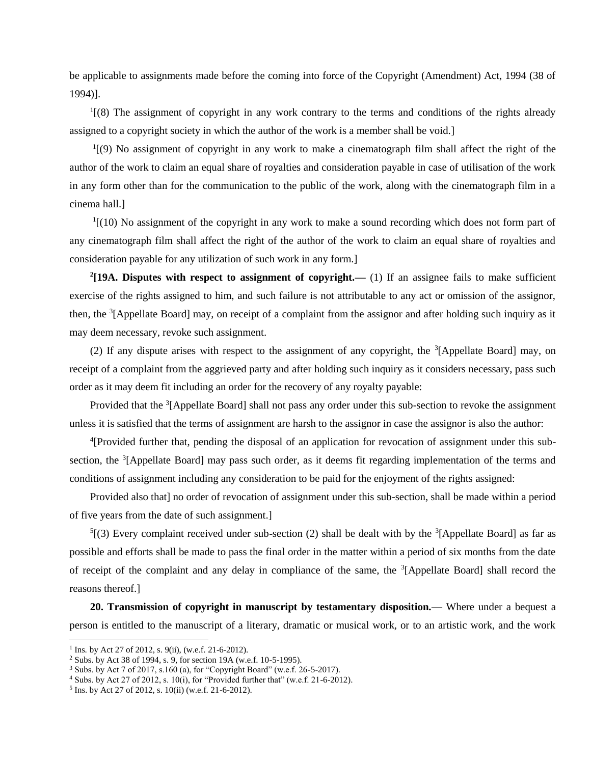be applicable to assignments made before the coming into force of the Copyright (Amendment) Act, 1994 (38 of 1994)].

[1][(8) The assignment of copyright in any work contrary to the terms and conditions of the rights already assigned to a copyright society in which the author of the work is a member shall be void.]

[1][(9) No assignment of copyright in any work to make a cinematograph film shall affect the right of the author of the work to claim an equal share of royalties and consideration payable in case of utilisation of the work in any form other than for the communication to the public of the work, along with the cinematograph film in a cinema hall.]

[1][(10) No assignment of the copyright in any work to make a sound recording which does not form part of any cinematograph film shall affect the right of the author of the work to claim an equal share of royalties and consideration payable for any utilization of such work in any form.]

[2]**[19A. Disputes with respect to assignment of copyright.—** (1) If an assignee fails to make sufficient exercise of the rights assigned to him, and such failure is not attributable to any act or omission of the assignor, then, the [3][Appellate Board] may, on receipt of a complaint from the assignor and after holding such inquiry as it may deem necessary, revoke such assignment.

(2) If any dispute arises with respect to the assignment of any copyright, the [3][Appellate Board] may, on receipt of a complaint from the aggrieved party and after holding such inquiry as it considers necessary, pass such order as it may deem fit including an order for the recovery of any royalty payable:

Provided that the [3][Appellate Board] shall not pass any order under this sub-section to revoke the assignment unless it is satisfied that the terms of assignment are harsh to the assignor in case the assignor is also the author:

[4][Provided further that, pending the disposal of an application for revocation of assignment under this sub-section, the [3][Appellate Board] may pass such order, as it deems fit regarding implementation of the terms and conditions of assignment including any consideration to be paid for the enjoyment of the rights assigned:

Provided also that] no order of revocation of assignment under this sub-section, shall be made within a period of five years from the date of such assignment.]

[5][(3) Every complaint received under sub-section (2) shall be dealt with by the [3][Appellate Board] as far as possible and efforts shall be made to pass the final order in the matter within a period of six months from the date of receipt of the complaint and any delay in compliance of the same, the [3][Appellate Board] shall record the reasons thereof.]

**20. Transmission of copyright in manuscript by testamentary disposition.—** Where under a bequest a person is entitled to the manuscript of a literary, dramatic or musical work, or to an artistic work, and the work

---

1. Ins. by Act 27 of 2012, s. 9(ii), (w.e.f. 21-6-2012).
2. Subs. by Act 38 of 1994, s. 9, for section 19A (w.e.f. 10-5-1995).
3. Subs. by Act 7 of 2017, s.160 (a), for "Copyright Board" (w.e.f. 26-5-2017).
4. Subs. by Act 27 of 2012, s. 10(i), for "Provided further that" (w.e.f. 21-6-2012).
5. Ins. by Act 27 of 2012, s. 10(ii) (w.e.f. 21-6-2012).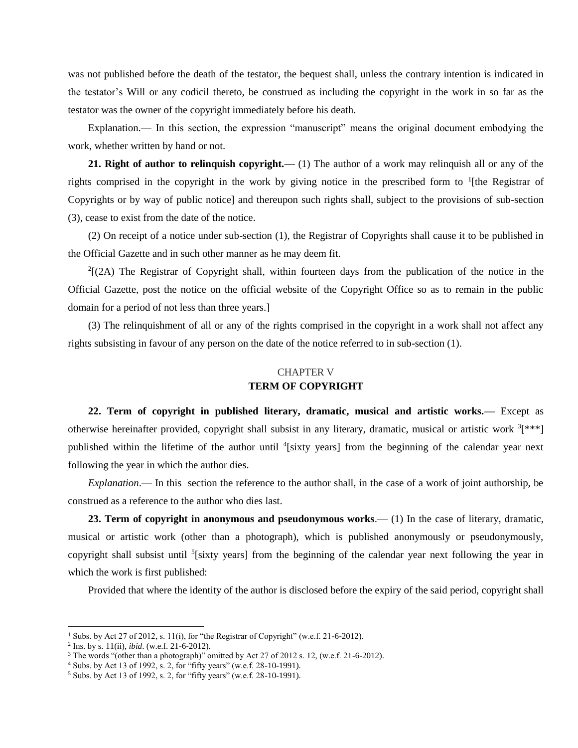was not published before the death of the testator, the bequest shall, unless the contrary intention is indicated in the testator's Will or any codicil thereto, be construed as including the copyright in the work in so far as the testator was the owner of the copyright immediately before his death.

Explanation.— In this section, the expression "manuscript" means the original document embodying the work, whether written by hand or not.

**21. Right of author to relinquish copyright.—** (1) The author of a work may relinquish all or any of the rights comprised in the copyright in the work by giving notice in the prescribed form to [1][the Registrar of Copyrights or by way of public notice] and thereupon such rights shall, subject to the provisions of sub-section (3), cease to exist from the date of the notice.

(2) On receipt of a notice under sub-section (1), the Registrar of Copyrights shall cause it to be published in the Official Gazette and in such other manner as he may deem fit.

[2][(2A) The Registrar of Copyright shall, within fourteen days from the publication of the notice in the Official Gazette, post the notice on the official website of the Copyright Office so as to remain in the public domain for a period of not less than three years.]

(3) The relinquishment of all or any of the rights comprised in the copyright in a work shall not affect any rights subsisting in favour of any person on the date of the notice referred to in sub-section (1).

## CHAPTER V
## TERM OF COPYRIGHT

**22. Term of copyright in published literary, dramatic, musical and artistic works.—** Except as otherwise hereinafter provided, copyright shall subsist in any literary, dramatic, musical or artistic work [3][***] published within the lifetime of the author until [4][sixty years] from the beginning of the calendar year next following the year in which the author dies.

*Explanation*.— In this section the reference to the author shall, in the case of a work of joint authorship, be construed as a reference to the author who dies last.

**23. Term of copyright in anonymous and pseudonymous works**.— (1) In the case of literary, dramatic, musical or artistic work (other than a photograph), which is published anonymously or pseudonymously, copyright shall subsist until [5][sixty years] from the beginning of the calendar year next following the year in which the work is first published:

Provided that where the identity of the author is disclosed before the expiry of the said period, copyright shall

---

[1] Subs. by Act 27 of 2012, s. 11(i), for "the Registrar of Copyright" (w.e.f. 21-6-2012).
[2] Ins. by s. 11(ii), *ibid*. (w.e.f. 21-6-2012).
[3] The words "(other than a photograph)" omitted by Act 27 of 2012 s. 12, (w.e.f. 21-6-2012).
[4] Subs. by Act 13 of 1992, s. 2, for "fifty years" (w.e.f. 28-10-1991).
[5] Subs. by Act 13 of 1992, s. 2, for "fifty years" (w.e.f. 28-10-1991).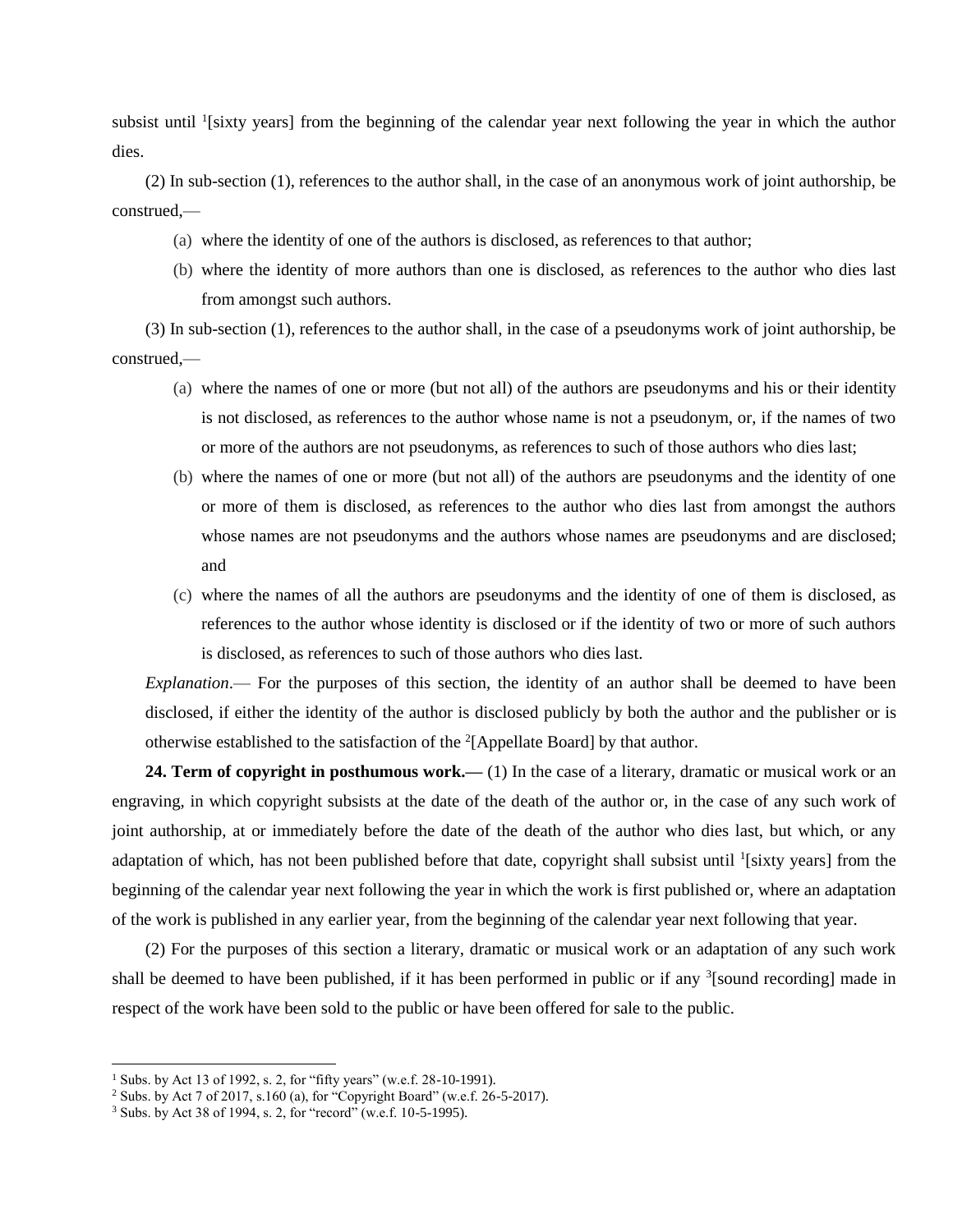subsist until [1][sixty years] from the beginning of the calendar year next following the year in which the author dies.

(2) In sub-section (1), references to the author shall, in the case of an anonymous work of joint authorship, be construed,—

(a) where the identity of one of the authors is disclosed, as references to that author;

(b) where the identity of more authors than one is disclosed, as references to the author who dies last from amongst such authors.

(3) In sub-section (1), references to the author shall, in the case of a pseudonyms work of joint authorship, be construed,—

(a) where the names of one or more (but not all) of the authors are pseudonyms and his or their identity is not disclosed, as references to the author whose name is not a pseudonym, or, if the names of two or more of the authors are not pseudonyms, as references to such of those authors who dies last;

(b) where the names of one or more (but not all) of the authors are pseudonyms and the identity of one or more of them is disclosed, as references to the author who dies last from amongst the authors whose names are not pseudonyms and the authors whose names are pseudonyms and are disclosed; and

(c) where the names of all the authors are pseudonyms and the identity of one of them is disclosed, as references to the author whose identity is disclosed or if the identity of two or more of such authors is disclosed, as references to such of those authors who dies last.

*Explanation*.— For the purposes of this section, the identity of an author shall be deemed to have been disclosed, if either the identity of the author is disclosed publicly by both the author and the publisher or is otherwise established to the satisfaction of the [2][Appellate Board] by that author.

**24. Term of copyright in posthumous work.—** (1) In the case of a literary, dramatic or musical work or an engraving, in which copyright subsists at the date of the death of the author or, in the case of any such work of joint authorship, at or immediately before the date of the death of the author who dies last, but which, or any adaptation of which, has not been published before that date, copyright shall subsist until [1][sixty years] from the beginning of the calendar year next following the year in which the work is first published or, where an adaptation of the work is published in any earlier year, from the beginning of the calendar year next following that year.

(2) For the purposes of this section a literary, dramatic or musical work or an adaptation of any such work shall be deemed to have been published, if it has been performed in public or if any [3][sound recording] made in respect of the work have been sold to the public or have been offered for sale to the public.

---

[1] Subs. by Act 13 of 1992, s. 2, for "fifty years" (w.e.f. 28-10-1991).

[2] Subs. by Act 7 of 2017, s.160 (a), for "Copyright Board" (w.e.f. 26-5-2017).

[3] Subs. by Act 38 of 1994, s. 2, for "record" (w.e.f. 10-5-1995).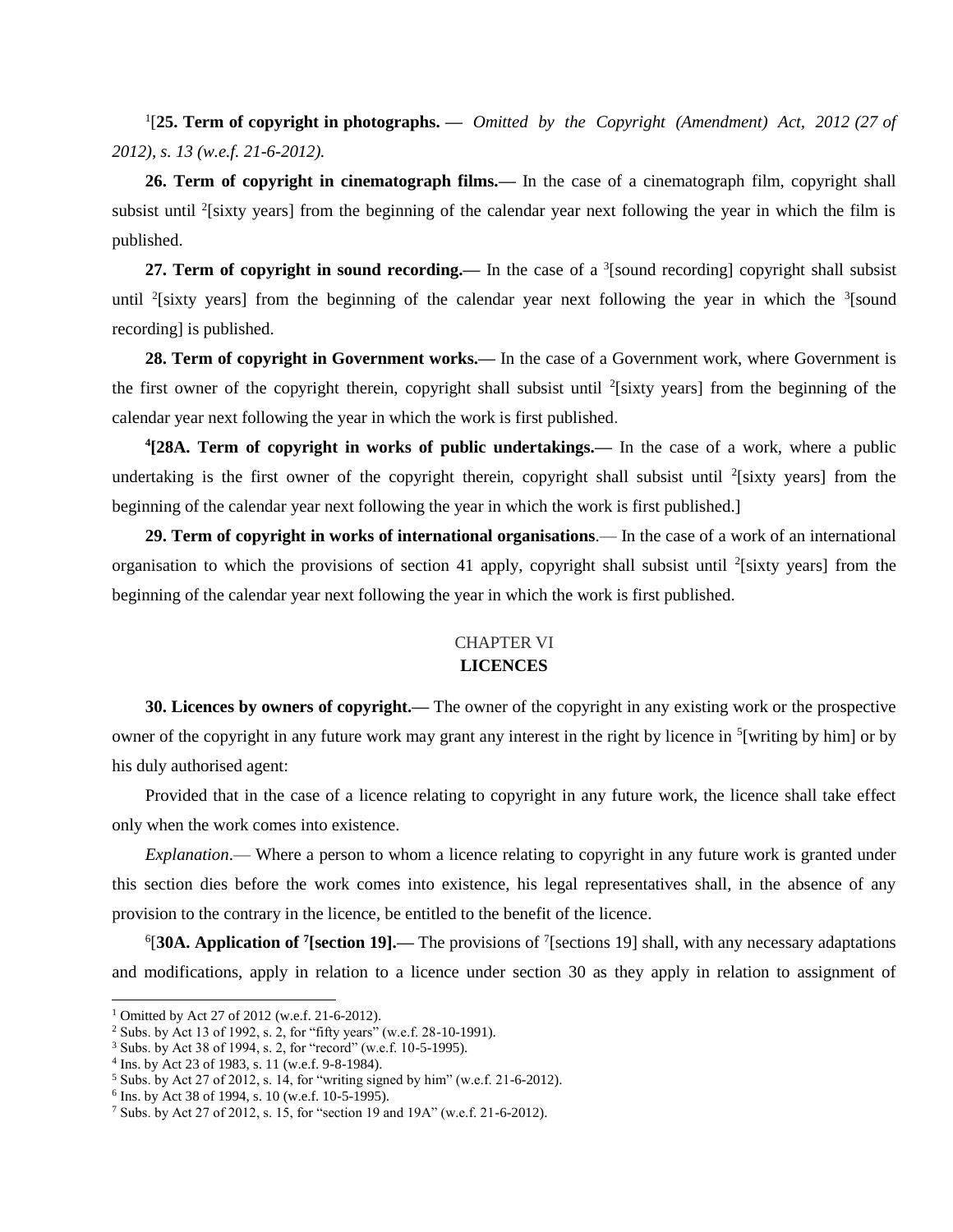[1][**25. Term of copyright in photographs.** — *Omitted by the Copyright (Amendment) Act, 2012 (27 of 2012), s. 13 (w.e.f. 21-6-2012).*

**26. Term of copyright in cinematograph films.—** In the case of a cinematograph film, copyright shall subsist until [2][sixty years] from the beginning of the calendar year next following the year in which the film is published.

**27. Term of copyright in sound recording.—** In the case of a [3][sound recording] copyright shall subsist until [2][sixty years] from the beginning of the calendar year next following the year in which the [3][sound recording] is published.

**28. Term of copyright in Government works.—** In the case of a Government work, where Government is the first owner of the copyright therein, copyright shall subsist until [2][sixty years] from the beginning of the calendar year next following the year in which the work is first published.

[4]**[28A. Term of copyright in works of public undertakings.—** In the case of a work, where a public undertaking is the first owner of the copyright therein, copyright shall subsist until [2][sixty years] from the beginning of the calendar year next following the year in which the work is first published.]

**29. Term of copyright in works of international organisations**.— In the case of a work of an international organisation to which the provisions of section 41 apply, copyright shall subsist until [2][sixty years] from the beginning of the calendar year next following the year in which the work is first published.

## CHAPTER VI
## LICENCES

**30. Licences by owners of copyright.—** The owner of the copyright in any existing work or the prospective owner of the copyright in any future work may grant any interest in the right by licence in [5][writing by him] or by his duly authorised agent:

Provided that in the case of a licence relating to copyright in any future work, the licence shall take effect only when the work comes into existence.

*Explanation*.— Where a person to whom a licence relating to copyright in any future work is granted under this section dies before the work comes into existence, his legal representatives shall, in the absence of any provision to the contrary in the licence, be entitled to the benefit of the licence.

[6][**30A. Application of [7][section 19].—** The provisions of [7][sections 19] shall, with any necessary adaptations and modifications, apply in relation to a licence under section 30 as they apply in relation to assignment of

---

1. Omitted by Act 27 of 2012 (w.e.f. 21-6-2012).
2. Subs. by Act 13 of 1992, s. 2, for "fifty years" (w.e.f. 28-10-1991).
3. Subs. by Act 38 of 1994, s. 2, for "record" (w.e.f. 10-5-1995).
4. Ins. by Act 23 of 1983, s. 11 (w.e.f. 9-8-1984).
5. Subs. by Act 27 of 2012, s. 14, for "writing signed by him" (w.e.f. 21-6-2012).
6. Ins. by Act 38 of 1994, s. 10 (w.e.f. 10-5-1995).
7. Subs. by Act 27 of 2012, s. 15, for "section 19 and 19A" (w.e.f. 21-6-2012).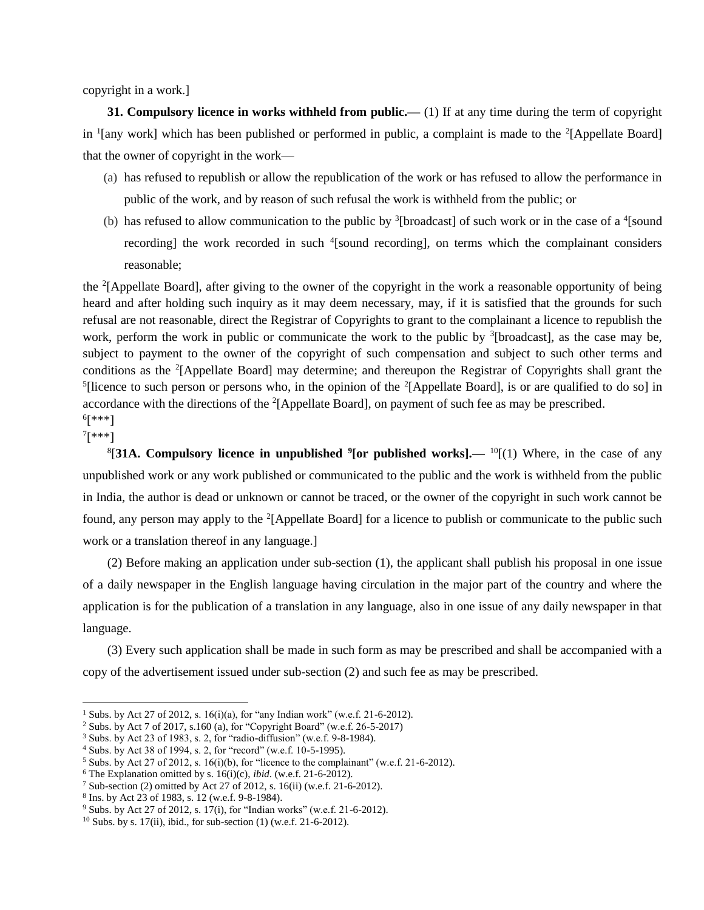copyright in a work.]

**31. Compulsory licence in works withheld from public.—** (1) If at any time during the term of copyright in [1][any work] which has been published or performed in public, a complaint is made to the [2][Appellate Board] that the owner of copyright in the work—

(a) has refused to republish or allow the republication of the work or has refused to allow the performance in public of the work, and by reason of such refusal the work is withheld from the public; or

(b) has refused to allow communication to the public by [3][broadcast] of such work or in the case of a [4][sound recording] the work recorded in such [4][sound recording], on terms which the complainant considers reasonable;

the [2][Appellate Board], after giving to the owner of the copyright in the work a reasonable opportunity of being heard and after holding such inquiry as it may deem necessary, may, if it is satisfied that the grounds for such refusal are not reasonable, direct the Registrar of Copyrights to grant to the complainant a licence to republish the work, perform the work in public or communicate the work to the public by [3][broadcast], as the case may be, subject to payment to the owner of the copyright of such compensation and subject to such other terms and conditions as the [2][Appellate Board] may determine; and thereupon the Registrar of Copyrights shall grant the [5][licence to such person or persons who, in the opinion of the [2][Appellate Board], is or are qualified to do so] in accordance with the directions of the [2][Appellate Board], on payment of such fee as may be prescribed.

[6][***]

[7][***]

[8][**31A. Compulsory licence in unpublished [9][or published works].—** [10][(1) Where, in the case of any unpublished work or any work published or communicated to the public and the work is withheld from the public in India, the author is dead or unknown or cannot be traced, or the owner of the copyright in such work cannot be found, any person may apply to the [2][Appellate Board] for a licence to publish or communicate to the public such work or a translation thereof in any language.]

(2) Before making an application under sub-section (1), the applicant shall publish his proposal in one issue of a daily newspaper in the English language having circulation in the major part of the country and where the application is for the publication of a translation in any language, also in one issue of any daily newspaper in that language.

(3) Every such application shall be made in such form as may be prescribed and shall be accompanied with a copy of the advertisement issued under sub-section (2) and such fee as may be prescribed.

---

1. Subs. by Act 27 of 2012, s. 16(i)(a), for "any Indian work" (w.e.f. 21-6-2012).
2. Subs. by Act 7 of 2017, s.160 (a), for "Copyright Board" (w.e.f. 26-5-2017)
3. Subs. by Act 23 of 1983, s. 2, for "radio-diffusion" (w.e.f. 9-8-1984).
4. Subs. by Act 38 of 1994, s. 2, for "record" (w.e.f. 10-5-1995).
5. Subs. by Act 27 of 2012, s. 16(i)(b), for "licence to the complainant" (w.e.f. 21-6-2012).
6. The Explanation omitted by s. 16(i)(c), *ibid*. (w.e.f. 21-6-2012).
7. Sub-section (2) omitted by Act 27 of 2012, s. 16(ii) (w.e.f. 21-6-2012).
8. Ins. by Act 23 of 1983, s. 12 (w.e.f. 9-8-1984).
9. Subs. by Act 27 of 2012, s. 17(i), for "Indian works" (w.e.f. 21-6-2012).
10. Subs. by s. 17(ii), ibid., for sub-section (1) (w.e.f. 21-6-2012).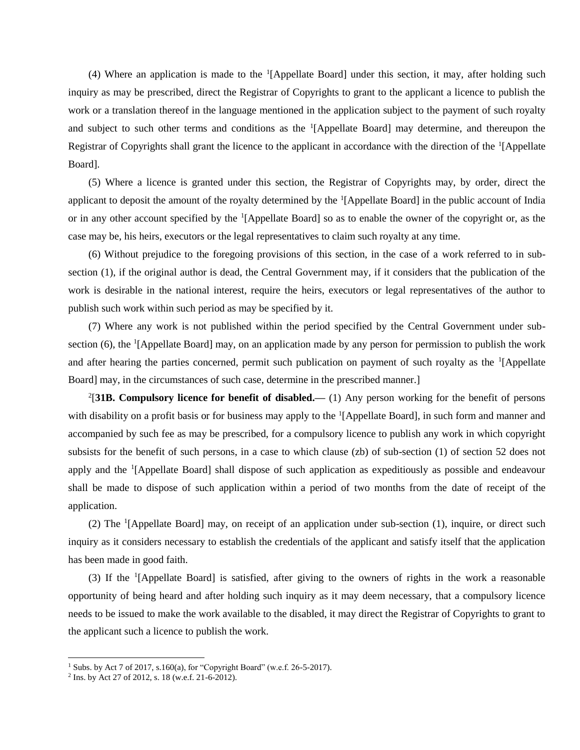(4) Where an application is made to the [1][Appellate Board] under this section, it may, after holding such inquiry as may be prescribed, direct the Registrar of Copyrights to grant to the applicant a licence to publish the work or a translation thereof in the language mentioned in the application subject to the payment of such royalty and subject to such other terms and conditions as the [1][Appellate Board] may determine, and thereupon the Registrar of Copyrights shall grant the licence to the applicant in accordance with the direction of the [1][Appellate Board].

(5) Where a licence is granted under this section, the Registrar of Copyrights may, by order, direct the applicant to deposit the amount of the royalty determined by the [1][Appellate Board] in the public account of India or in any other account specified by the [1][Appellate Board] so as to enable the owner of the copyright or, as the case may be, his heirs, executors or the legal representatives to claim such royalty at any time.

(6) Without prejudice to the foregoing provisions of this section, in the case of a work referred to in sub-section (1), if the original author is dead, the Central Government may, if it considers that the publication of the work is desirable in the national interest, require the heirs, executors or legal representatives of the author to publish such work within such period as may be specified by it.

(7) Where any work is not published within the period specified by the Central Government under sub-section (6), the [1][Appellate Board] may, on an application made by any person for permission to publish the work and after hearing the parties concerned, permit such publication on payment of such royalty as the [1][Appellate Board] may, in the circumstances of such case, determine in the prescribed manner.]

[2][**31B. Compulsory licence for benefit of disabled.—** (1) Any person working for the benefit of persons with disability on a profit basis or for business may apply to the [1][Appellate Board], in such form and manner and accompanied by such fee as may be prescribed, for a compulsory licence to publish any work in which copyright subsists for the benefit of such persons, in a case to which clause (zb) of sub-section (1) of section 52 does not apply and the [1][Appellate Board] shall dispose of such application as expeditiously as possible and endeavour shall be made to dispose of such application within a period of two months from the date of receipt of the application.

(2) The [1][Appellate Board] may, on receipt of an application under sub-section (1), inquire, or direct such inquiry as it considers necessary to establish the credentials of the applicant and satisfy itself that the application has been made in good faith.

(3) If the [1][Appellate Board] is satisfied, after giving to the owners of rights in the work a reasonable opportunity of being heard and after holding such inquiry as it may deem necessary, that a compulsory licence needs to be issued to make the work available to the disabled, it may direct the Registrar of Copyrights to grant to the applicant such a licence to publish the work.

---

1. Subs. by Act 7 of 2017, s.160(a), for "Copyright Board" (w.e.f. 26-5-2017).
2. Ins. by Act 27 of 2012, s. 18 (w.e.f. 21-6-2012).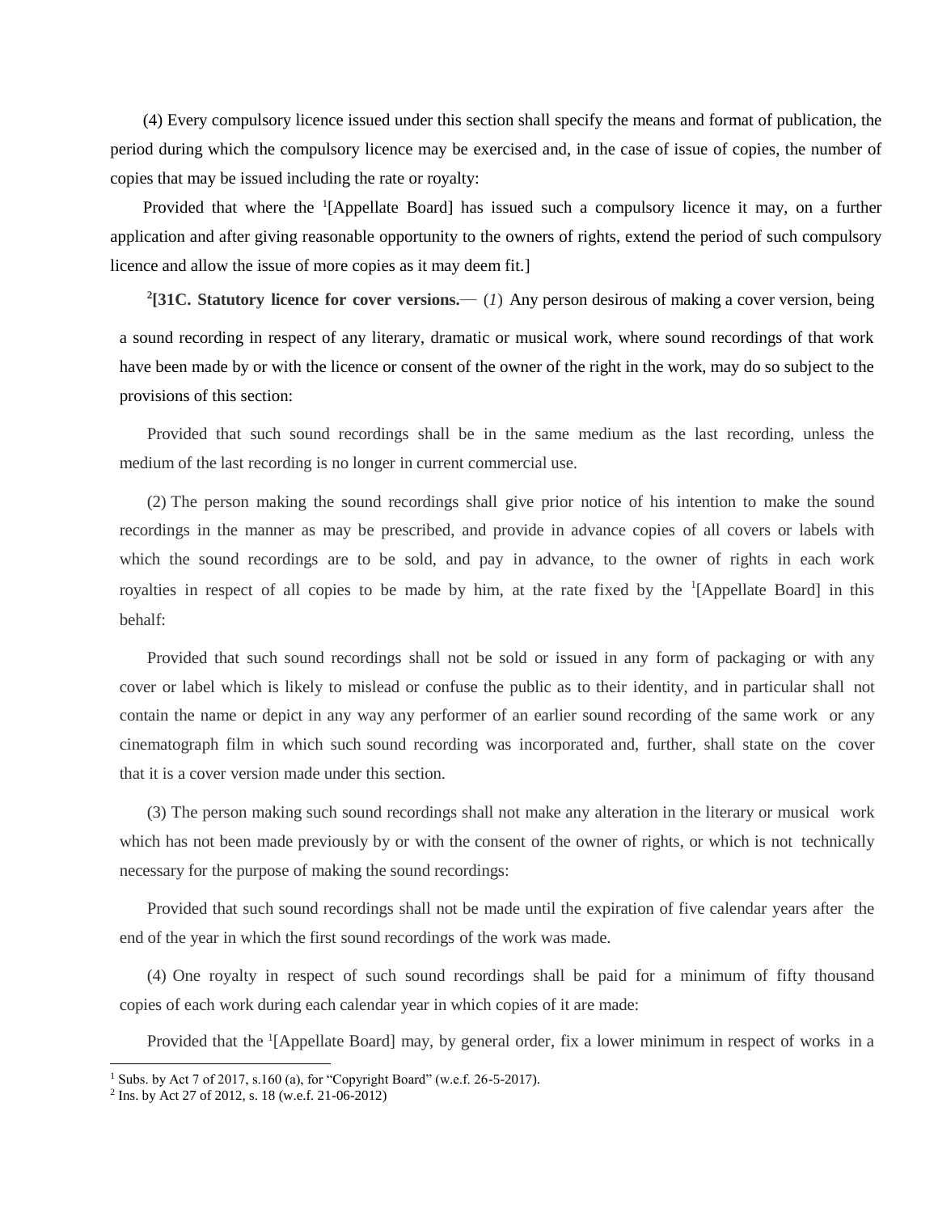(4) Every compulsory licence issued under this section shall specify the means and format of publication, the period during which the compulsory licence may be exercised and, in the case of issue of copies, the number of copies that may be issued including the rate or royalty:

Provided that where the [1][Appellate Board] has issued such a compulsory licence it may, on a further application and after giving reasonable opportunity to the owners of rights, extend the period of such compulsory licence and allow the issue of more copies as it may deem fit.]

[2]**[31C. Statutory licence for cover versions.**— (*1*) Any person desirous of making a cover version, being a sound recording in respect of any literary, dramatic or musical work, where sound recordings of that work have been made by or with the licence or consent of the owner of the right in the work, may do so subject to the provisions of this section:

Provided that such sound recordings shall be in the same medium as the last recording, unless the medium of the last recording is no longer in current commercial use.

(2) The person making the sound recordings shall give prior notice of his intention to make the sound recordings in the manner as may be prescribed, and provide in advance copies of all covers or labels with which the sound recordings are to be sold, and pay in advance, to the owner of rights in each work royalties in respect of all copies to be made by him, at the rate fixed by the [1][Appellate Board] in this behalf:

Provided that such sound recordings shall not be sold or issued in any form of packaging or with any cover or label which is likely to mislead or confuse the public as to their identity, and in particular shall not contain the name or depict in any way any performer of an earlier sound recording of the same work or any cinematograph film in which such sound recording was incorporated and, further, shall state on the cover that it is a cover version made under this section.

(3) The person making such sound recordings shall not make any alteration in the literary or musical work which has not been made previously by or with the consent of the owner of rights, or which is not technically necessary for the purpose of making the sound recordings:

Provided that such sound recordings shall not be made until the expiration of five calendar years after the end of the year in which the first sound recordings of the work was made.

(4) One royalty in respect of such sound recordings shall be paid for a minimum of fifty thousand copies of each work during each calendar year in which copies of it are made:

Provided that the [1][Appellate Board] may, by general order, fix a lower minimum in respect of works in a

[1] Subs. by Act 7 of 2017, s.160 (a), for "Copyright Board" (w.e.f. 26-5-2017).

[2] Ins. by Act 27 of 2012, s. 18 (w.e.f. 21-06-2012)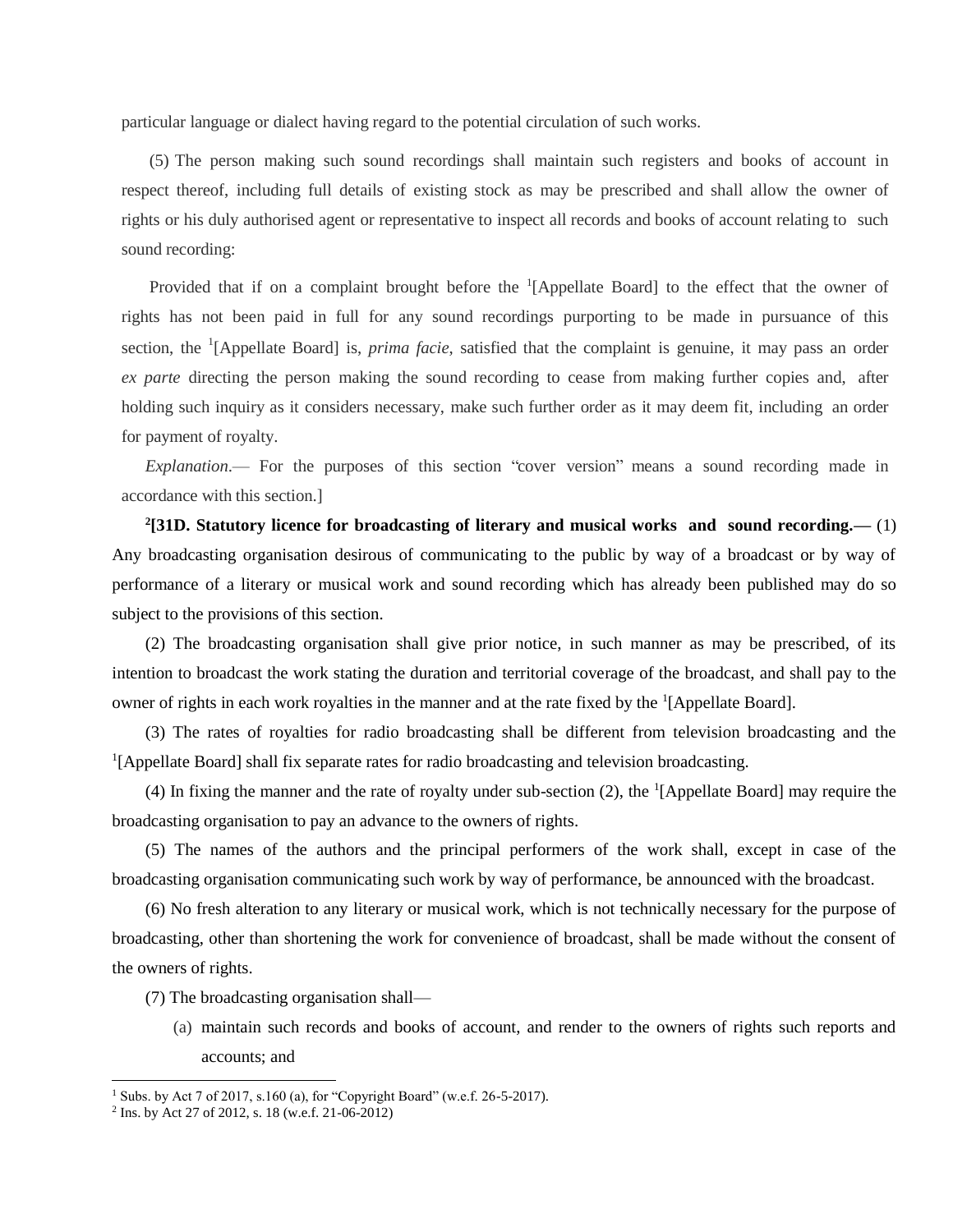particular language or dialect having regard to the potential circulation of such works.

(5) The person making such sound recordings shall maintain such registers and books of account in respect thereof, including full details of existing stock as may be prescribed and shall allow the owner of rights or his duly authorised agent or representative to inspect all records and books of account relating to such sound recording:

Provided that if on a complaint brought before the [1][Appellate Board] to the effect that the owner of rights has not been paid in full for any sound recordings purporting to be made in pursuance of this section, the [1][Appellate Board] is, *prima facie*, satisfied that the complaint is genuine, it may pass an order *ex parte* directing the person making the sound recording to cease from making further copies and, after holding such inquiry as it considers necessary, make such further order as it may deem fit, including an order for payment of royalty.

*Explanation*.— For the purposes of this section "cover version" means a sound recording made in accordance with this section.]

[2]**[31D. Statutory licence for broadcasting of literary and musical works and sound recording.—** (1) Any broadcasting organisation desirous of communicating to the public by way of a broadcast or by way of performance of a literary or musical work and sound recording which has already been published may do so subject to the provisions of this section.

(2) The broadcasting organisation shall give prior notice, in such manner as may be prescribed, of its intention to broadcast the work stating the duration and territorial coverage of the broadcast, and shall pay to the owner of rights in each work royalties in the manner and at the rate fixed by the [1][Appellate Board].

(3) The rates of royalties for radio broadcasting shall be different from television broadcasting and the [1][Appellate Board] shall fix separate rates for radio broadcasting and television broadcasting.

(4) In fixing the manner and the rate of royalty under sub-section (2), the [1][Appellate Board] may require the broadcasting organisation to pay an advance to the owners of rights.

(5) The names of the authors and the principal performers of the work shall, except in case of the broadcasting organisation communicating such work by way of performance, be announced with the broadcast.

(6) No fresh alteration to any literary or musical work, which is not technically necessary for the purpose of broadcasting, other than shortening the work for convenience of broadcast, shall be made without the consent of the owners of rights.

(7) The broadcasting organisation shall—

(a) maintain such records and books of account, and render to the owners of rights such reports and accounts; and

---

[1] Subs. by Act 7 of 2017, s.160 (a), for "Copyright Board" (w.e.f. 26-5-2017).

[2] Ins. by Act 27 of 2012, s. 18 (w.e.f. 21-06-2012)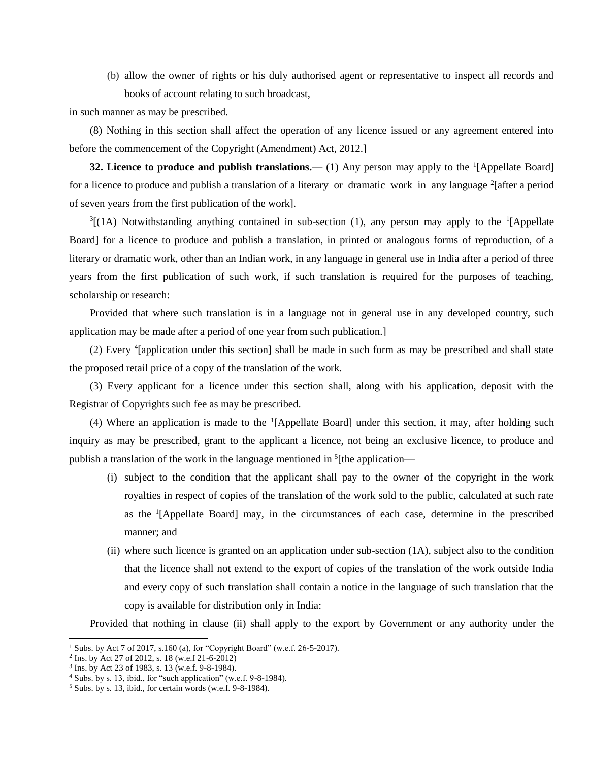(b) allow the owner of rights or his duly authorised agent or representative to inspect all records and books of account relating to such broadcast,

in such manner as may be prescribed.

(8) Nothing in this section shall affect the operation of any licence issued or any agreement entered into before the commencement of the Copyright (Amendment) Act, 2012.]

**32. Licence to produce and publish translations.—** (1) Any person may apply to the [1][Appellate Board] for a licence to produce and publish a translation of a literary or dramatic work in any language [2][after a period of seven years from the first publication of the work].

[3][(1A) Notwithstanding anything contained in sub-section (1), any person may apply to the [1][Appellate Board] for a licence to produce and publish a translation, in printed or analogous forms of reproduction, of a literary or dramatic work, other than an Indian work, in any language in general use in India after a period of three years from the first publication of such work, if such translation is required for the purposes of teaching, scholarship or research:

Provided that where such translation is in a language not in general use in any developed country, such application may be made after a period of one year from such publication.]

(2) Every [4][application under this section] shall be made in such form as may be prescribed and shall state the proposed retail price of a copy of the translation of the work.

(3) Every applicant for a licence under this section shall, along with his application, deposit with the Registrar of Copyrights such fee as may be prescribed.

(4) Where an application is made to the [1][Appellate Board] under this section, it may, after holding such inquiry as may be prescribed, grant to the applicant a licence, not being an exclusive licence, to produce and publish a translation of the work in the language mentioned in [5][the application—

(i) subject to the condition that the applicant shall pay to the owner of the copyright in the work royalties in respect of copies of the translation of the work sold to the public, calculated at such rate as the [1][Appellate Board] may, in the circumstances of each case, determine in the prescribed manner; and

(ii) where such licence is granted on an application under sub-section (1A), subject also to the condition that the licence shall not extend to the export of copies of the translation of the work outside India and every copy of such translation shall contain a notice in the language of such translation that the copy is available for distribution only in India:

Provided that nothing in clause (ii) shall apply to the export by Government or any authority under the

---

[1] Subs. by Act 7 of 2017, s.160 (a), for "Copyright Board" (w.e.f. 26-5-2017).

[2] Ins. by Act 27 of 2012, s. 18 (w.e.f 21-6-2012)

[3] Ins. by Act 23 of 1983, s. 13 (w.e.f. 9-8-1984).

[4] Subs. by s. 13, ibid., for "such application" (w.e.f. 9-8-1984).

[5] Subs. by s. 13, ibid., for certain words (w.e.f. 9-8-1984).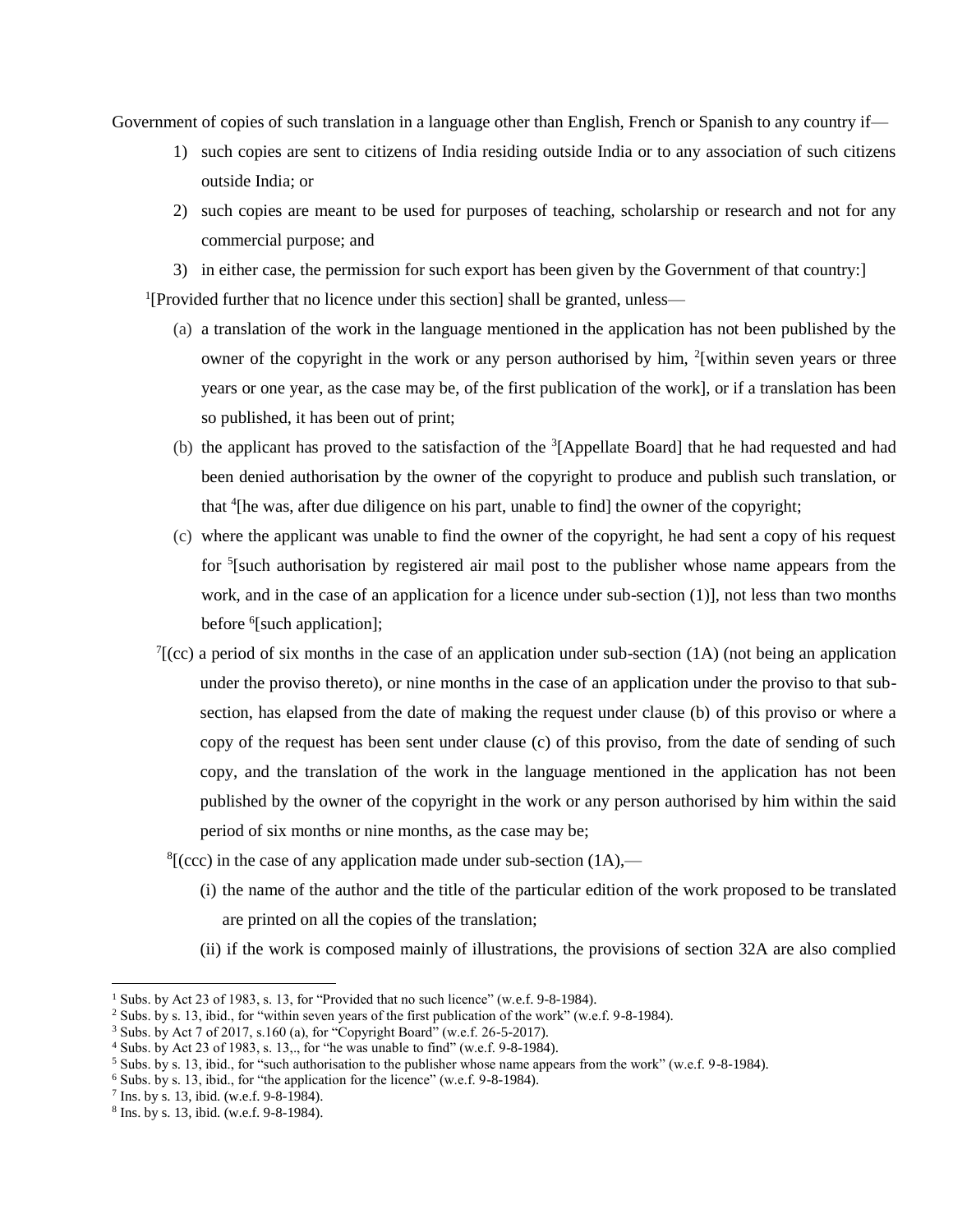Government of copies of such translation in a language other than English, French or Spanish to any country if—

1) such copies are sent to citizens of India residing outside India or to any association of such citizens outside India; or
2) such copies are meant to be used for purposes of teaching, scholarship or research and not for any commercial purpose; and
3) in either case, the permission for such export has been given by the Government of that country:]

[1][Provided further that no licence under this section] shall be granted, unless—

(a) a translation of the work in the language mentioned in the application has not been published by the owner of the copyright in the work or any person authorised by him, [2][within seven years or three years or one year, as the case may be, of the first publication of the work], or if a translation has been so published, it has been out of print;

(b) the applicant has proved to the satisfaction of the [3][Appellate Board] that he had requested and had been denied authorisation by the owner of the copyright to produce and publish such translation, or that [4][he was, after due diligence on his part, unable to find] the owner of the copyright;

(c) where the applicant was unable to find the owner of the copyright, he had sent a copy of his request for [5][such authorisation by registered air mail post to the publisher whose name appears from the work, and in the case of an application for a licence under sub-section (1)], not less than two months before [6][such application];

[7][(cc) a period of six months in the case of an application under sub-section (1A) (not being an application under the proviso thereto), or nine months in the case of an application under the proviso to that sub-section, has elapsed from the date of making the request under clause (b) of this proviso or where a copy of the request has been sent under clause (c) of this proviso, from the date of sending of such copy, and the translation of the work in the language mentioned in the application has not been published by the owner of the copyright in the work or any person authorised by him within the said period of six months or nine months, as the case may be;

[8][(ccc) in the case of any application made under sub-section (1A),—

(i) the name of the author and the title of the particular edition of the work proposed to be translated are printed on all the copies of the translation;

(ii) if the work is composed mainly of illustrations, the provisions of section 32A are also complied

---

[1] Subs. by Act 23 of 1983, s. 13, for "Provided that no such licence" (w.e.f. 9-8-1984).
[2] Subs. by s. 13, ibid., for "within seven years of the first publication of the work" (w.e.f. 9-8-1984).
[3] Subs. by Act 7 of 2017, s.160 (a), for "Copyright Board" (w.e.f. 26-5-2017).
[4] Subs. by Act 23 of 1983, s. 13,., for "he was unable to find" (w.e.f. 9-8-1984).
[5] Subs. by s. 13, ibid., for "such authorisation to the publisher whose name appears from the work" (w.e.f. 9-8-1984).
[6] Subs. by s. 13, ibid., for "the application for the licence" (w.e.f. 9-8-1984).
[7] Ins. by s. 13, ibid. (w.e.f. 9-8-1984).
[8] Ins. by s. 13, ibid. (w.e.f. 9-8-1984).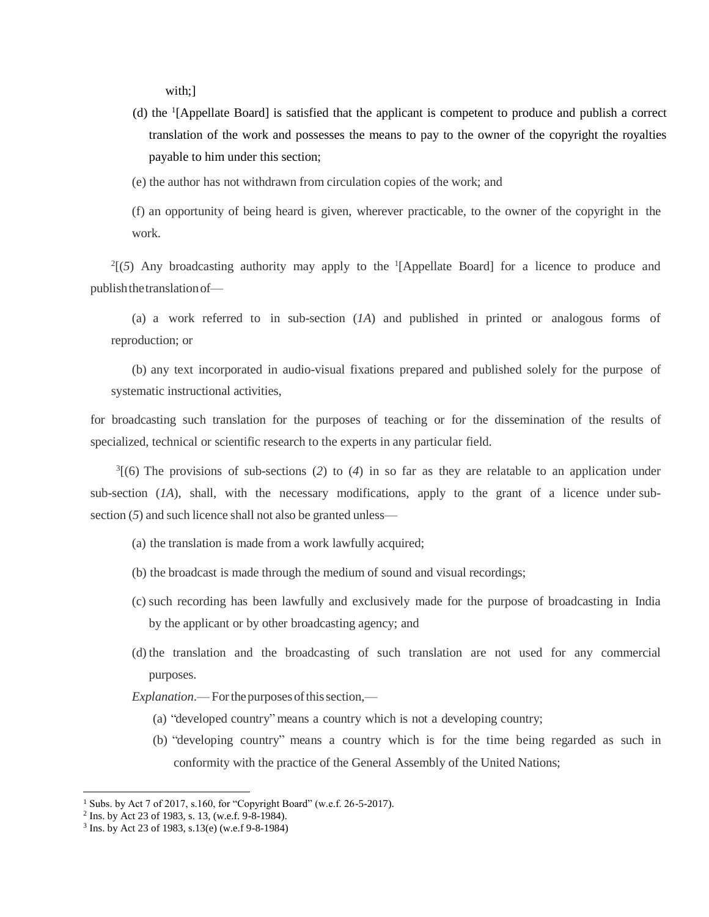with;]

(d) the [1][Appellate Board] is satisfied that the applicant is competent to produce and publish a correct translation of the work and possesses the means to pay to the owner of the copyright the royalties payable to him under this section;

(e) the author has not withdrawn from circulation copies of the work; and

(f) an opportunity of being heard is given, wherever practicable, to the owner of the copyright in the work.

[2][(*5*) Any broadcasting authority may apply to the [1][Appellate Board] for a licence to produce and publish the translation of—

(a) a work referred to in sub-section (*1A*) and published in printed or analogous forms of reproduction; or

(b) any text incorporated in audio-visual fixations prepared and published solely for the purpose of systematic instructional activities,

for broadcasting such translation for the purposes of teaching or for the dissemination of the results of specialized, technical or scientific research to the experts in any particular field.

[3][(6) The provisions of sub-sections (*2*) to (*4*) in so far as they are relatable to an application under sub-section (*1A*), shall, with the necessary modifications, apply to the grant of a licence under sub-section (*5*) and such licence shall not also be granted unless—

(a) the translation is made from a work lawfully acquired;

(b) the broadcast is made through the medium of sound and visual recordings;

(c) such recording has been lawfully and exclusively made for the purpose of broadcasting in India by the applicant or by other broadcasting agency; and

(d) the translation and the broadcasting of such translation are not used for any commercial purposes.

*Explanation*.— For the purposes of this section,—

(a) "developed country" means a country which is not a developing country;

(b) "developing country" means a country which is for the time being regarded as such in conformity with the practice of the General Assembly of the United Nations;

---

[1] Subs. by Act 7 of 2017, s.160, for "Copyright Board" (w.e.f. 26-5-2017).
[2] Ins. by Act 23 of 1983, s. 13, (w.e.f. 9-8-1984).
[3] Ins. by Act 23 of 1983, s.13(e) (w.e.f 9-8-1984)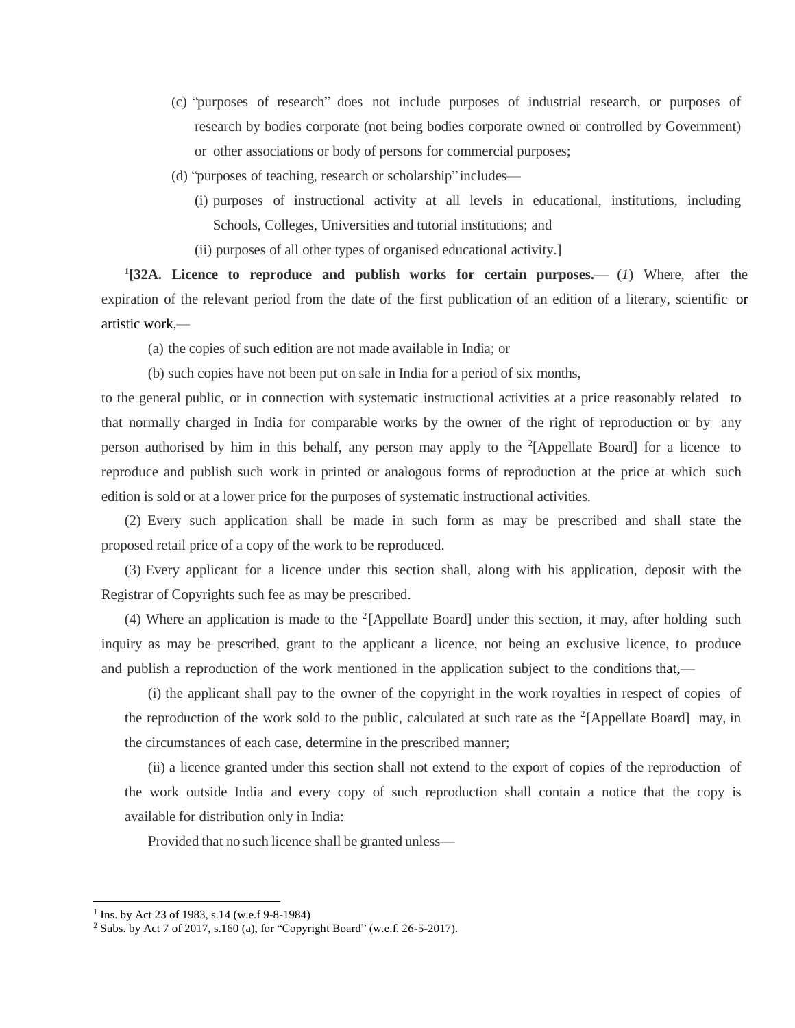(c) "purposes of research" does not include purposes of industrial research, or purposes of research by bodies corporate (not being bodies corporate owned or controlled by Government) or other associations or body of persons for commercial purposes;

(d) "purposes of teaching, research or scholarship" includes—

(i) purposes of instructional activity at all levels in educational, institutions, including Schools, Colleges, Universities and tutorial institutions; and

(ii) purposes of all other types of organised educational activity.]

[1][**32A. Licence to reproduce and publish works for certain purposes.**— (*1*) Where, after the expiration of the relevant period from the date of the first publication of an edition of a literary, scientific or artistic work,—

(a) the copies of such edition are not made available in India; or

(b) such copies have not been put on sale in India for a period of six months,

to the general public, or in connection with systematic instructional activities at a price reasonably related to that normally charged in India for comparable works by the owner of the right of reproduction or by any person authorised by him in this behalf, any person may apply to the [2][Appellate Board] for a licence to reproduce and publish such work in printed or analogous forms of reproduction at the price at which such edition is sold or at a lower price for the purposes of systematic instructional activities.

(2) Every such application shall be made in such form as may be prescribed and shall state the proposed retail price of a copy of the work to be reproduced.

(3) Every applicant for a licence under this section shall, along with his application, deposit with the Registrar of Copyrights such fee as may be prescribed.

(4) Where an application is made to the [2][Appellate Board] under this section, it may, after holding such inquiry as may be prescribed, grant to the applicant a licence, not being an exclusive licence, to produce and publish a reproduction of the work mentioned in the application subject to the conditions that,—

(i) the applicant shall pay to the owner of the copyright in the work royalties in respect of copies of the reproduction of the work sold to the public, calculated at such rate as the [2][Appellate Board] may, in the circumstances of each case, determine in the prescribed manner;

(ii) a licence granted under this section shall not extend to the export of copies of the reproduction of the work outside India and every copy of such reproduction shall contain a notice that the copy is available for distribution only in India:

Provided that no such licence shall be granted unless—

---

[1] Ins. by Act 23 of 1983, s.14 (w.e.f 9-8-1984)

[2] Subs. by Act 7 of 2017, s.160 (a), for "Copyright Board" (w.e.f. 26-5-2017).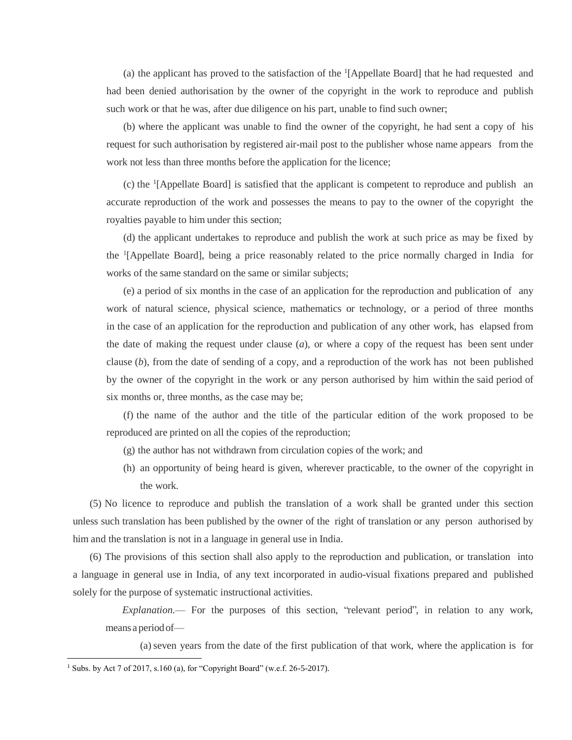(a) the applicant has proved to the satisfaction of the [1][Appellate Board] that he had requested and had been denied authorisation by the owner of the copyright in the work to reproduce and publish such work or that he was, after due diligence on his part, unable to find such owner;

(b) where the applicant was unable to find the owner of the copyright, he had sent a copy of his request for such authorisation by registered air-mail post to the publisher whose name appears from the work not less than three months before the application for the licence;

(c) the [1][Appellate Board] is satisfied that the applicant is competent to reproduce and publish an accurate reproduction of the work and possesses the means to pay to the owner of the copyright the royalties payable to him under this section;

(d) the applicant undertakes to reproduce and publish the work at such price as may be fixed by the [1][Appellate Board], being a price reasonably related to the price normally charged in India for works of the same standard on the same or similar subjects;

(e) a period of six months in the case of an application for the reproduction and publication of any work of natural science, physical science, mathematics or technology, or a period of three months in the case of an application for the reproduction and publication of any other work, has elapsed from the date of making the request under clause (*a*), or where a copy of the request has been sent under clause (*b*), from the date of sending of a copy, and a reproduction of the work has not been published by the owner of the copyright in the work or any person authorised by him within the said period of six months or, three months, as the case may be;

(f) the name of the author and the title of the particular edition of the work proposed to be reproduced are printed on all the copies of the reproduction;

(g) the author has not withdrawn from circulation copies of the work; and

(h) an opportunity of being heard is given, wherever practicable, to the owner of the copyright in the work.

(5) No licence to reproduce and publish the translation of a work shall be granted under this section unless such translation has been published by the owner of the right of translation or any person authorised by him and the translation is not in a language in general use in India.

(6) The provisions of this section shall also apply to the reproduction and publication, or translation into a language in general use in India, of any text incorporated in audio-visual fixations prepared and published solely for the purpose of systematic instructional activities.

*Explanation*.— For the purposes of this section, "relevant period", in relation to any work, means a period of—

(a) seven years from the date of the first publication of that work, where the application is for

---

[1] Subs. by Act 7 of 2017, s.160 (a), for "Copyright Board" (w.e.f. 26-5-2017).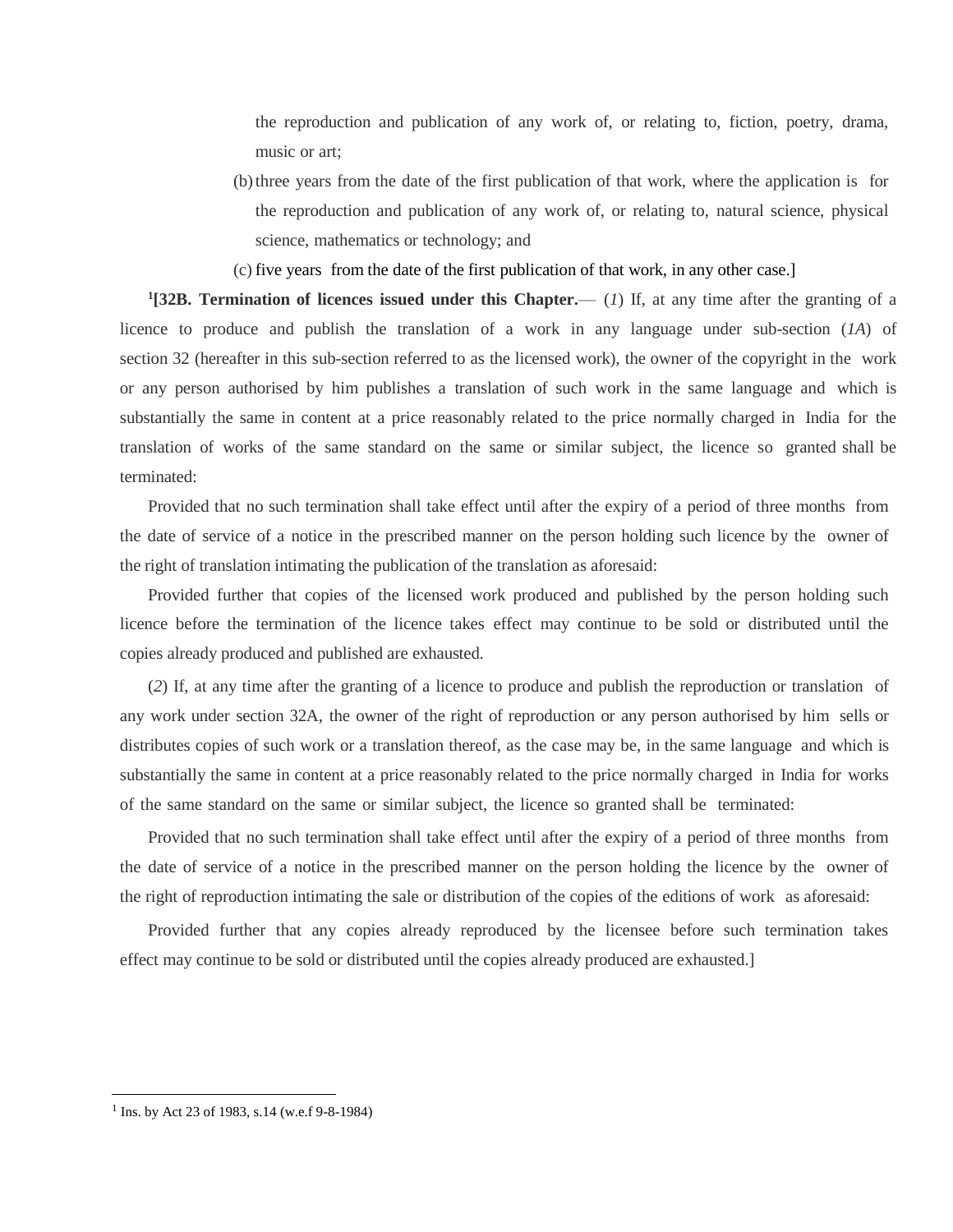the reproduction and publication of any work of, or relating to, fiction, poetry, drama, music or art;

(b) three years from the date of the first publication of that work, where the application is for the reproduction and publication of any work of, or relating to, natural science, physical science, mathematics or technology; and

(c) five years from the date of the first publication of that work, in any other case.]

[1][**32B. Termination of licences issued under this Chapter.**— (*1*) If, at any time after the granting of a licence to produce and publish the translation of a work in any language under sub-section (*1A*) of section 32 (hereafter in this sub-section referred to as the licensed work), the owner of the copyright in the work or any person authorised by him publishes a translation of such work in the same language and which is substantially the same in content at a price reasonably related to the price normally charged in India for the translation of works of the same standard on the same or similar subject, the licence so granted shall be terminated:

Provided that no such termination shall take effect until after the expiry of a period of three months from the date of service of a notice in the prescribed manner on the person holding such licence by the owner of the right of translation intimating the publication of the translation as aforesaid:

Provided further that copies of the licensed work produced and published by the person holding such licence before the termination of the licence takes effect may continue to be sold or distributed until the copies already produced and published are exhausted.

(*2*) If, at any time after the granting of a licence to produce and publish the reproduction or translation of any work under section 32A, the owner of the right of reproduction or any person authorised by him sells or distributes copies of such work or a translation thereof, as the case may be, in the same language and which is substantially the same in content at a price reasonably related to the price normally charged in India for works of the same standard on the same or similar subject, the licence so granted shall be terminated:

Provided that no such termination shall take effect until after the expiry of a period of three months from the date of service of a notice in the prescribed manner on the person holding the licence by the owner of the right of reproduction intimating the sale or distribution of the copies of the editions of work as aforesaid:

Provided further that any copies already reproduced by the licensee before such termination takes effect may continue to be sold or distributed until the copies already produced are exhausted.]

---

[1] Ins. by Act 23 of 1983, s.14 (w.e.f 9-8-1984)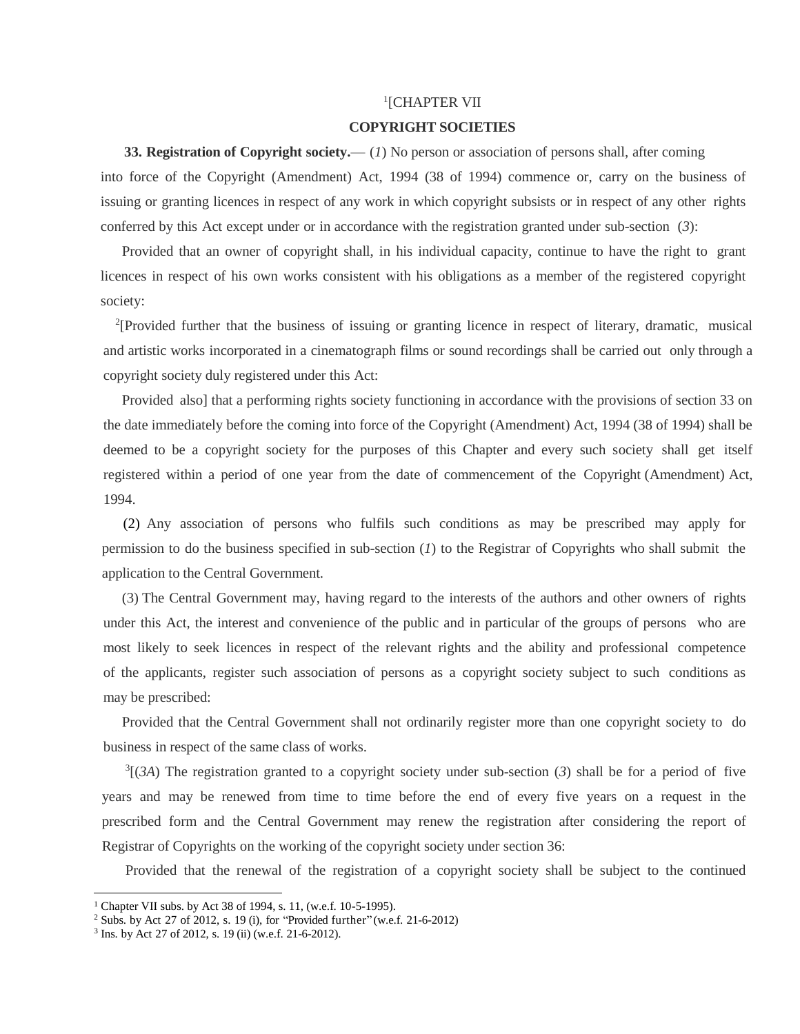[1][CHAPTER VII

**COPYRIGHT SOCIETIES**

**33. Registration of Copyright society.**— (*1*) No person or association of persons shall, after coming into force of the Copyright (Amendment) Act, 1994 (38 of 1994) commence or, carry on the business of issuing or granting licences in respect of any work in which copyright subsists or in respect of any other rights conferred by this Act except under or in accordance with the registration granted under sub-section (*3*):

Provided that an owner of copyright shall, in his individual capacity, continue to have the right to grant licences in respect of his own works consistent with his obligations as a member of the registered copyright society:

[2][Provided further that the business of issuing or granting licence in respect of literary, dramatic, musical and artistic works incorporated in a cinematograph films or sound recordings shall be carried out only through a copyright society duly registered under this Act:

Provided also] that a performing rights society functioning in accordance with the provisions of section 33 on the date immediately before the coming into force of the Copyright (Amendment) Act, 1994 (38 of 1994) shall be deemed to be a copyright society for the purposes of this Chapter and every such society shall get itself registered within a period of one year from the date of commencement of the Copyright (Amendment) Act, 1994.

(2) Any association of persons who fulfils such conditions as may be prescribed may apply for permission to do the business specified in sub-section (*1*) to the Registrar of Copyrights who shall submit the application to the Central Government.

(3) The Central Government may, having regard to the interests of the authors and other owners of rights under this Act, the interest and convenience of the public and in particular of the groups of persons who are most likely to seek licences in respect of the relevant rights and the ability and professional competence of the applicants, register such association of persons as a copyright society subject to such conditions as may be prescribed:

Provided that the Central Government shall not ordinarily register more than one copyright society to do business in respect of the same class of works.

[3][(*3A*) The registration granted to a copyright society under sub-section (*3*) shall be for a period of five years and may be renewed from time to time before the end of every five years on a request in the prescribed form and the Central Government may renew the registration after considering the report of Registrar of Copyrights on the working of the copyright society under section 36:

Provided that the renewal of the registration of a copyright society shall be subject to the continued

---

[1] Chapter VII subs. by Act 38 of 1994, s. 11, (w.e.f. 10-5-1995).

[2] Subs. by Act 27 of 2012, s. 19 (i), for "Provided further" (w.e.f. 21-6-2012)

[3] Ins. by Act 27 of 2012, s. 19 (ii) (w.e.f. 21-6-2012).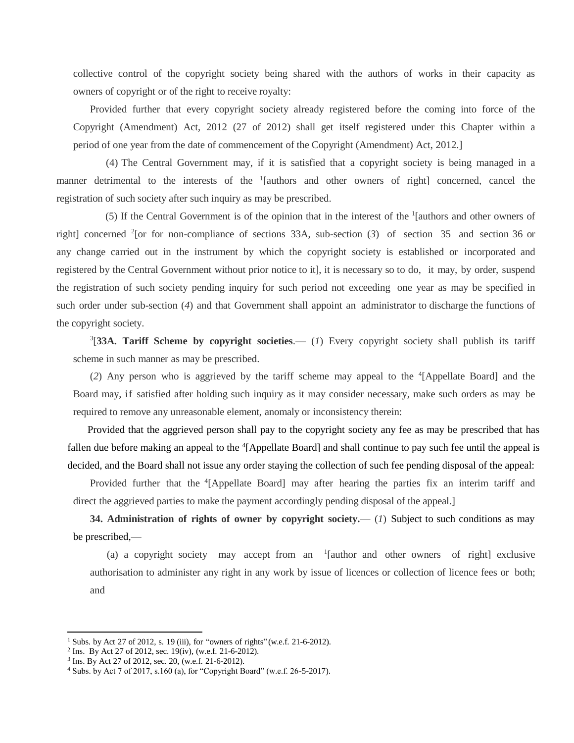collective control of the copyright society being shared with the authors of works in their capacity as owners of copyright or of the right to receive royalty:

Provided further that every copyright society already registered before the coming into force of the Copyright (Amendment) Act, 2012 (27 of 2012) shall get itself registered under this Chapter within a period of one year from the date of commencement of the Copyright (Amendment) Act, 2012.]

(4) The Central Government may, if it is satisfied that a copyright society is being managed in a manner detrimental to the interests of the [1][authors and other owners of right] concerned, cancel the registration of such society after such inquiry as may be prescribed.

(5) If the Central Government is of the opinion that in the interest of the [1][authors and other owners of right] concerned [2][or for non-compliance of sections 33A, sub-section (*3*) of section 35 and section 36 or any change carried out in the instrument by which the copyright society is established or incorporated and registered by the Central Government without prior notice to it], it is necessary so to do, it may, by order, suspend the registration of such society pending inquiry for such period not exceeding one year as may be specified in such order under sub-section (*4*) and that Government shall appoint an administrator to discharge the functions of the copyright society.

[3][**33A. Tariff Scheme by copyright societies**.— (*1*) Every copyright society shall publish its tariff scheme in such manner as may be prescribed.

(*2*) Any person who is aggrieved by the tariff scheme may appeal to the [4][Appellate Board] and the Board may, if satisfied after holding such inquiry as it may consider necessary, make such orders as may be required to remove any unreasonable element, anomaly or inconsistency therein:

Provided that the aggrieved person shall pay to the copyright society any fee as may be prescribed that has fallen due before making an appeal to the [4][Appellate Board] and shall continue to pay such fee until the appeal is decided, and the Board shall not issue any order staying the collection of such fee pending disposal of the appeal:

Provided further that the [4][Appellate Board] may after hearing the parties fix an interim tariff and direct the aggrieved parties to make the payment accordingly pending disposal of the appeal.]

**34. Administration of rights of owner by copyright society.**— (*1*) Subject to such conditions as may be prescribed,—

(a) a copyright society may accept from an [1][author and other owners of right] exclusive authorisation to administer any right in any work by issue of licences or collection of licence fees or both; and

---

1 Subs. by Act 27 of 2012, s. 19 (iii), for "owners of rights" (w.e.f. 21-6-2012).

2 Ins. By Act 27 of 2012, sec. 19(iv), (w.e.f. 21-6-2012).

3 Ins. By Act 27 of 2012, sec. 20, (w.e.f. 21-6-2012).

4 Subs. by Act 7 of 2017, s.160 (a), for "Copyright Board" (w.e.f. 26-5-2017).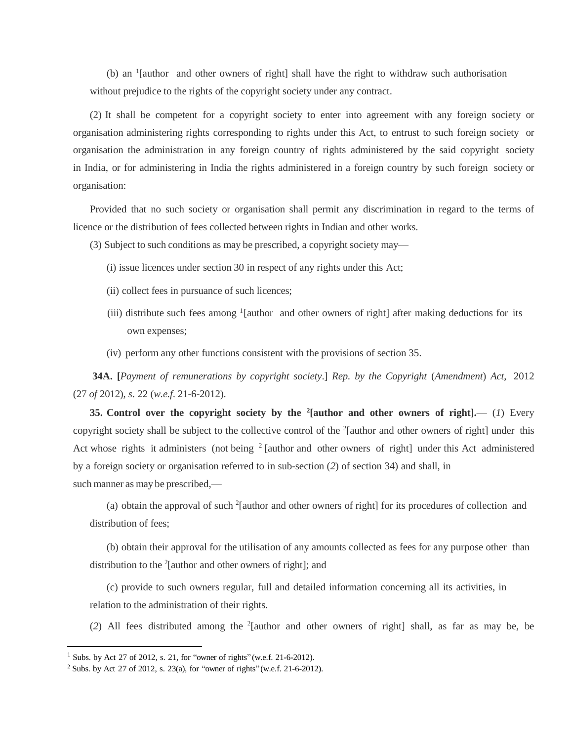(b) an [1][author and other owners of right] shall have the right to withdraw such authorisation without prejudice to the rights of the copyright society under any contract.

(2) It shall be competent for a copyright society to enter into agreement with any foreign society or organisation administering rights corresponding to rights under this Act, to entrust to such foreign society or organisation the administration in any foreign country of rights administered by the said copyright society in India, or for administering in India the rights administered in a foreign country by such foreign society or organisation:

Provided that no such society or organisation shall permit any discrimination in regard to the terms of licence or the distribution of fees collected between rights in Indian and other works.

(3) Subject to such conditions as may be prescribed, a copyright society may—

(i) issue licences under section 30 in respect of any rights under this Act;

(ii) collect fees in pursuance of such licences;

(iii) distribute such fees among [1][author and other owners of right] after making deductions for its own expenses;

(iv) perform any other functions consistent with the provisions of section 35.

**34A. [***Payment of remunerations by copyright society*.] *Rep. by the Copyright* (*Amendment*) *Act*, 2012 (27 *of* 2012), *s*. 22 (*w.e.f*. 21-6-2012).

**35. Control over the copyright society by the [2][author and other owners of right].**— (*1*) Every copyright society shall be subject to the collective control of the [2][author and other owners of right] under this Act whose rights it administers (not being [2][author and other owners of right] under this Act administered by a foreign society or organisation referred to in sub-section (*2*) of section 34) and shall, in such manner as may be prescribed,—

(a) obtain the approval of such [2][author and other owners of right] for its procedures of collection and distribution of fees;

(b) obtain their approval for the utilisation of any amounts collected as fees for any purpose other than distribution to the [2][author and other owners of right]; and

(c) provide to such owners regular, full and detailed information concerning all its activities, in relation to the administration of their rights.

(*2*) All fees distributed among the [2][author and other owners of right] shall, as far as may be, be

---

[1] Subs. by Act 27 of 2012, s. 21, for "owner of rights" (w.e.f. 21-6-2012).

[2] Subs. by Act 27 of 2012, s. 23(a), for "owner of rights" (w.e.f. 21-6-2012).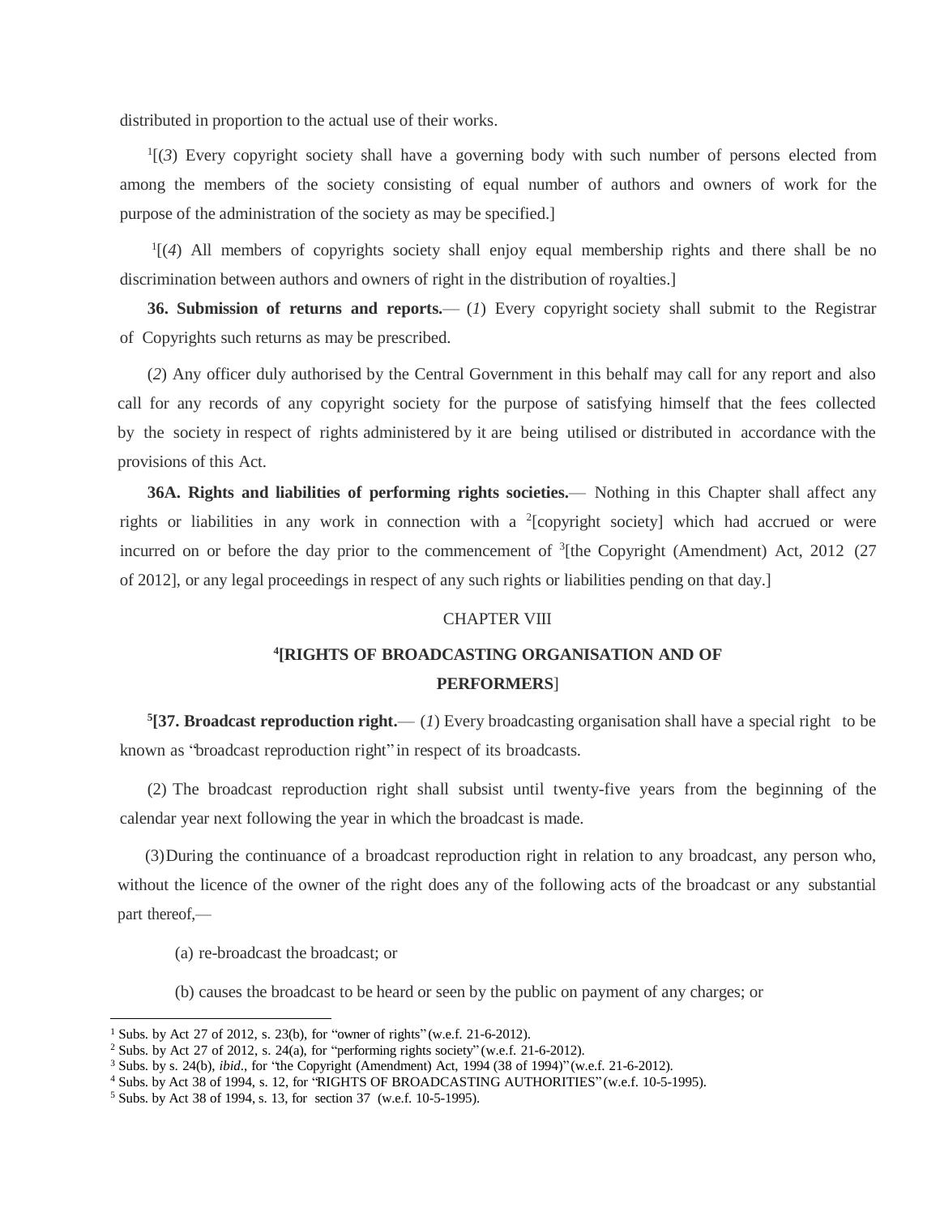distributed in proportion to the actual use of their works.

[1][(*3*) Every copyright society shall have a governing body with such number of persons elected from among the members of the society consisting of equal number of authors and owners of work for the purpose of the administration of the society as may be specified.]

[1][(*4*) All members of copyrights society shall enjoy equal membership rights and there shall be no discrimination between authors and owners of right in the distribution of royalties.]

**36. Submission of returns and reports.**— (*1*) Every copyright society shall submit to the Registrar of Copyrights such returns as may be prescribed.

(*2*) Any officer duly authorised by the Central Government in this behalf may call for any report and also call for any records of any copyright society for the purpose of satisfying himself that the fees collected by the society in respect of rights administered by it are being utilised or distributed in accordance with the provisions of this Act.

**36A. Rights and liabilities of performing rights societies.**— Nothing in this Chapter shall affect any rights or liabilities in any work in connection with a [2][copyright society] which had accrued or were incurred on or before the day prior to the commencement of [3][the Copyright (Amendment) Act, 2012 (27 of 2012], or any legal proceedings in respect of any such rights or liabilities pending on that day.]

## CHAPTER VIII

## [4][RIGHTS OF BROADCASTING ORGANISATION AND OF PERFORMERS]

[5]**[37. Broadcast reproduction right.**— (*1*) Every broadcasting organisation shall have a special right to be known as "broadcast reproduction right" in respect of its broadcasts.

(2) The broadcast reproduction right shall subsist until twenty-five years from the beginning of the calendar year next following the year in which the broadcast is made.

(3) During the continuance of a broadcast reproduction right in relation to any broadcast, any person who, without the licence of the owner of the right does any of the following acts of the broadcast or any substantial part thereof,—

(a) re-broadcast the broadcast; or

(b) causes the broadcast to be heard or seen by the public on payment of any charges; or

---

[1] Subs. by Act 27 of 2012, s. 23(b), for "owner of rights" (w.e.f. 21-6-2012).
[2] Subs. by Act 27 of 2012, s. 24(a), for "performing rights society" (w.e.f. 21-6-2012).
[3] Subs. by s. 24(b), *ibid*., for "the Copyright (Amendment) Act, 1994 (38 of 1994)" (w.e.f. 21-6-2012).
[4] Subs. by Act 38 of 1994, s. 12, for "RIGHTS OF BROADCASTING AUTHORITIES" (w.e.f. 10-5-1995).
[5] Subs. by Act 38 of 1994, s. 13, for section 37 (w.e.f. 10-5-1995).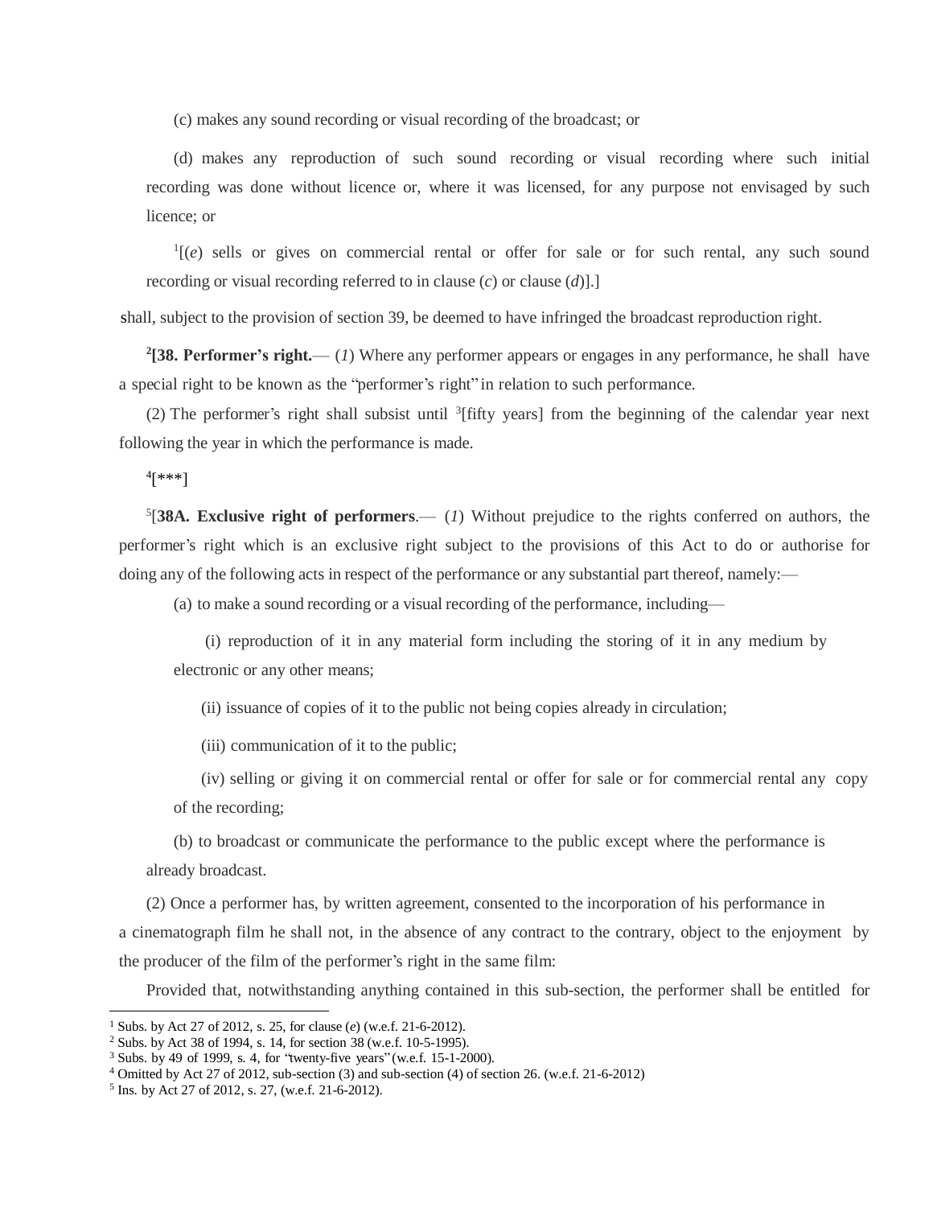(c) makes any sound recording or visual recording of the broadcast; or

(d) makes any reproduction of such sound recording or visual recording where such initial recording was done without licence or, where it was licensed, for any purpose not envisaged by such licence; or

[1][(*e*) sells or gives on commercial rental or offer for sale or for such rental, any such sound recording or visual recording referred to in clause (*c*) or clause (*d*)].]

shall, subject to the provision of section 39, be deemed to have infringed the broadcast reproduction right.

[2][**38. Performer's right.**— (*1*) Where any performer appears or engages in any performance, he shall have a special right to be known as the "performer's right" in relation to such performance.

(2) The performer's right shall subsist until [3][fifty years] from the beginning of the calendar year next following the year in which the performance is made.

[4][***]

[5][**38A. Exclusive right of performers**.— (*1*) Without prejudice to the rights conferred on authors, the performer's right which is an exclusive right subject to the provisions of this Act to do or authorise for doing any of the following acts in respect of the performance or any substantial part thereof, namely:—

(a) to make a sound recording or a visual recording of the performance, including—

(i) reproduction of it in any material form including the storing of it in any medium by electronic or any other means;

(ii) issuance of copies of it to the public not being copies already in circulation;

(iii) communication of it to the public;

(iv) selling or giving it on commercial rental or offer for sale or for commercial rental any copy of the recording;

(b) to broadcast or communicate the performance to the public except where the performance is already broadcast.

(2) Once a performer has, by written agreement, consented to the incorporation of his performance in a cinematograph film he shall not, in the absence of any contract to the contrary, object to the enjoyment by the producer of the film of the performer's right in the same film:

Provided that, notwithstanding anything contained in this sub-section, the performer shall be entitled for

---

1. Subs. by Act 27 of 2012, s. 25, for clause (*e*) (w.e.f. 21-6-2012).
2. Subs. by Act 38 of 1994, s. 14, for section 38 (w.e.f. 10-5-1995).
3. Subs. by 49 of 1999, s. 4, for "twenty-five years" (w.e.f. 15-1-2000).
4. Omitted by Act 27 of 2012, sub-section (3) and sub-section (4) of section 26. (w.e.f. 21-6-2012)
5. Ins. by Act 27 of 2012, s. 27, (w.e.f. 21-6-2012).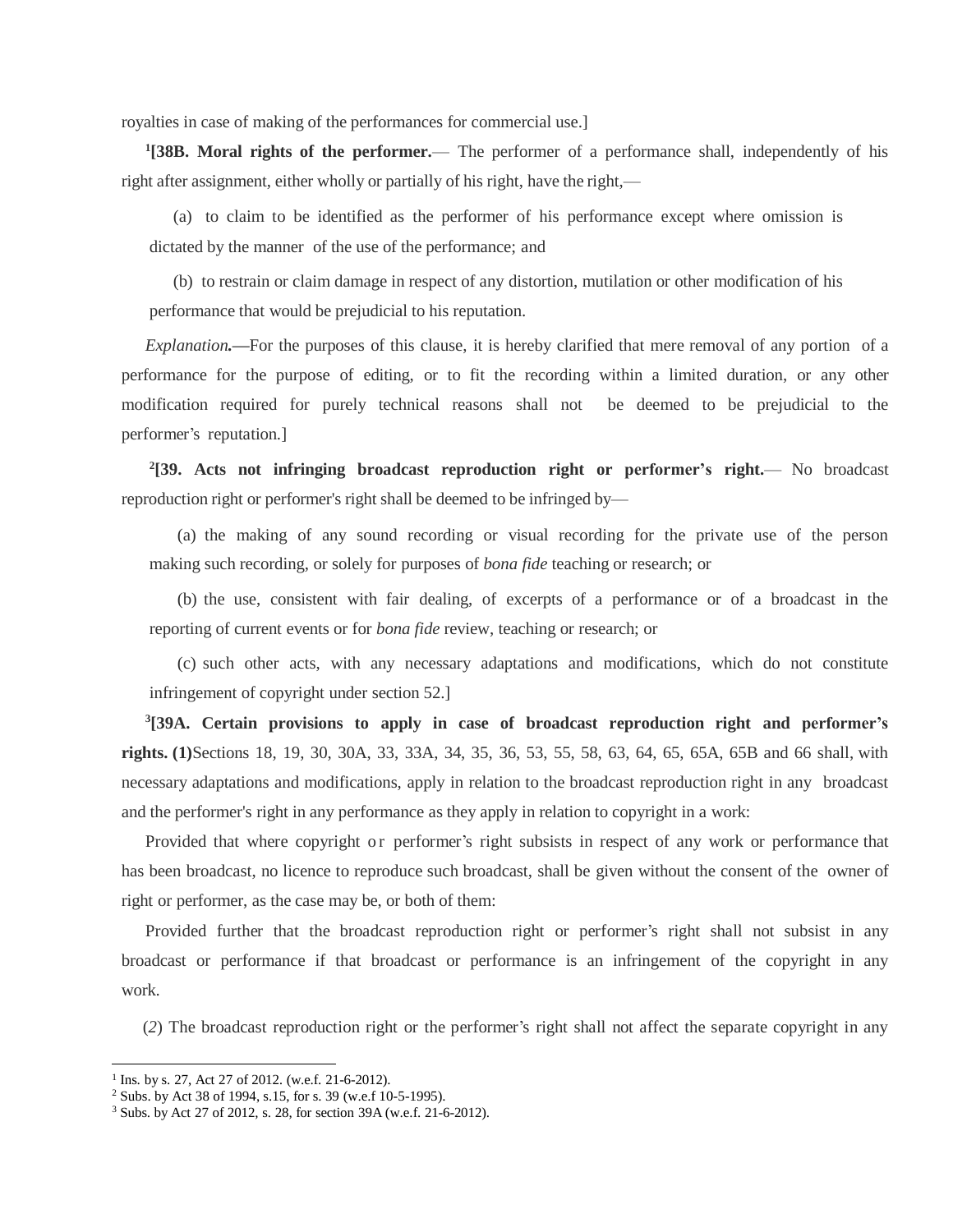royalties in case of making of the performances for commercial use.]

[1][**38B. Moral rights of the performer.**— The performer of a performance shall, independently of his right after assignment, either wholly or partially of his right, have the right,—

(a) to claim to be identified as the performer of his performance except where omission is dictated by the manner of the use of the performance; and

(b) to restrain or claim damage in respect of any distortion, mutilation or other modification of his performance that would be prejudicial to his reputation.

*Explanation.*—For the purposes of this clause, it is hereby clarified that mere removal of any portion of a performance for the purpose of editing, or to fit the recording within a limited duration, or any other modification required for purely technical reasons shall not be deemed to be prejudicial to the performer's reputation.]

[2][**39. Acts not infringing broadcast reproduction right or performer's right.**— No broadcast reproduction right or performer's right shall be deemed to be infringed by—

(a) the making of any sound recording or visual recording for the private use of the person making such recording, or solely for purposes of *bona fide* teaching or research; or

(b) the use, consistent with fair dealing, of excerpts of a performance or of a broadcast in the reporting of current events or for *bona fide* review, teaching or research; or

(c) such other acts, with any necessary adaptations and modifications, which do not constitute infringement of copyright under section 52.]

[3][**39A. Certain provisions to apply in case of broadcast reproduction right and performer's rights. (1)**Sections 18, 19, 30, 30A, 33, 33A, 34, 35, 36, 53, 55, 58, 63, 64, 65, 65A, 65B and 66 shall, with necessary adaptations and modifications, apply in relation to the broadcast reproduction right in any broadcast and the performer's right in any performance as they apply in relation to copyright in a work:

Provided that where copyright or performer's right subsists in respect of any work or performance that has been broadcast, no licence to reproduce such broadcast, shall be given without the consent of the owner of right or performer, as the case may be, or both of them:

Provided further that the broadcast reproduction right or performer's right shall not subsist in any broadcast or performance if that broadcast or performance is an infringement of the copyright in any work.

(*2*) The broadcast reproduction right or the performer's right shall not affect the separate copyright in any

---

1. Ins. by s. 27, Act 27 of 2012. (w.e.f. 21-6-2012).
2. Subs. by Act 38 of 1994, s.15, for s. 39 (w.e.f 10-5-1995).
3. Subs. by Act 27 of 2012, s. 28, for section 39A (w.e.f. 21-6-2012).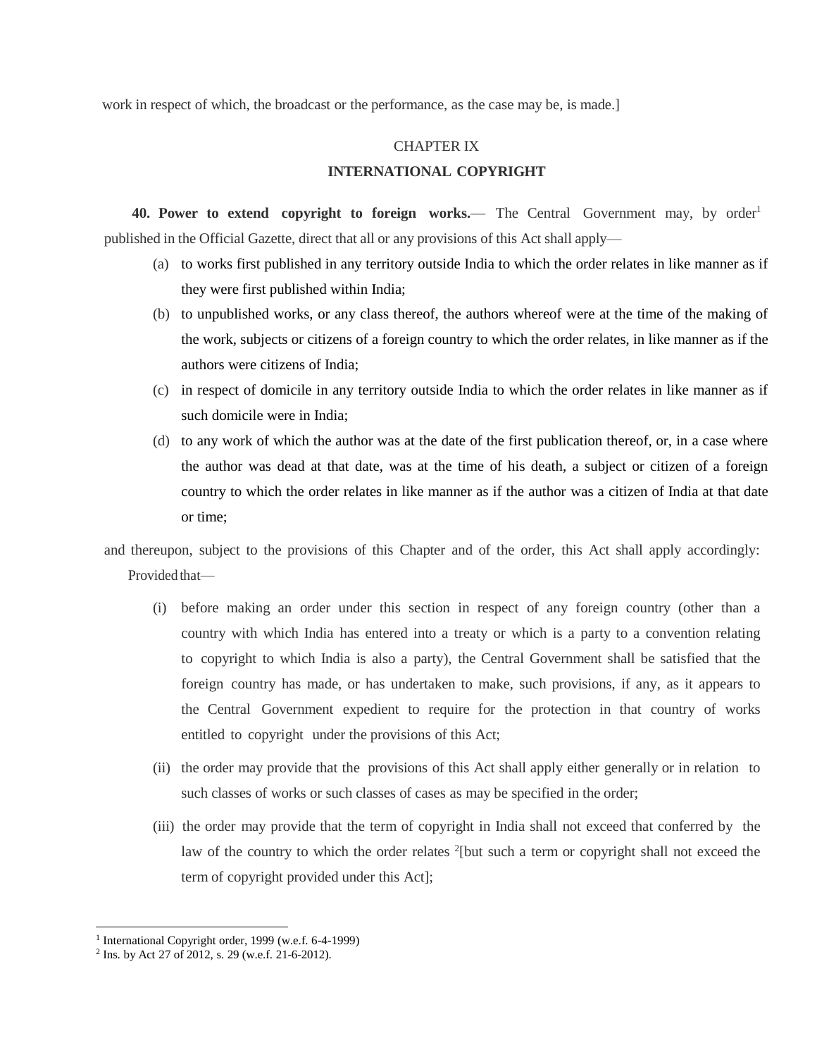work in respect of which, the broadcast or the performance, as the case may be, is made.]

## CHAPTER IX

## INTERNATIONAL COPYRIGHT

**40. Power to extend copyright to foreign works.**— The Central Government may, by order[1] published in the Official Gazette, direct that all or any provisions of this Act shall apply—

(a) to works first published in any territory outside India to which the order relates in like manner as if they were first published within India;

(b) to unpublished works, or any class thereof, the authors whereof were at the time of the making of the work, subjects or citizens of a foreign country to which the order relates, in like manner as if the authors were citizens of India;

(c) in respect of domicile in any territory outside India to which the order relates in like manner as if such domicile were in India;

(d) to any work of which the author was at the date of the first publication thereof, or, in a case where the author was dead at that date, was at the time of his death, a subject or citizen of a foreign country to which the order relates in like manner as if the author was a citizen of India at that date or time;

and thereupon, subject to the provisions of this Chapter and of the order, this Act shall apply accordingly:

Provided that—

(i) before making an order under this section in respect of any foreign country (other than a country with which India has entered into a treaty or which is a party to a convention relating to copyright to which India is also a party), the Central Government shall be satisfied that the foreign country has made, or has undertaken to make, such provisions, if any, as it appears to the Central Government expedient to require for the protection in that country of works entitled to copyright under the provisions of this Act;

(ii) the order may provide that the provisions of this Act shall apply either generally or in relation to such classes of works or such classes of cases as may be specified in the order;

(iii) the order may provide that the term of copyright in India shall not exceed that conferred by the law of the country to which the order relates [2][but such a term or copyright shall not exceed the term of copyright provided under this Act];

---

[1] International Copyright order, 1999 (w.e.f. 6-4-1999)

[2] Ins. by Act 27 of 2012, s. 29 (w.e.f. 21-6-2012).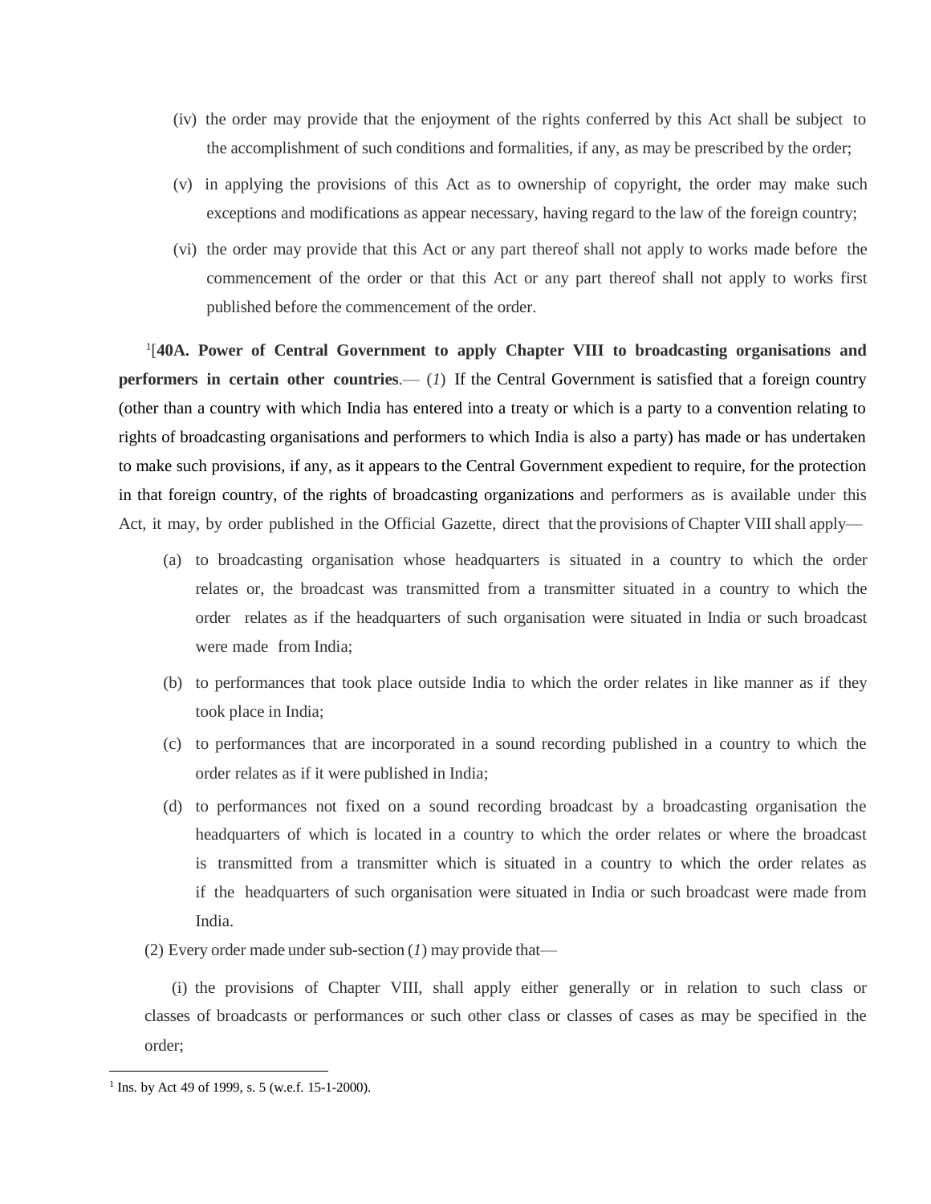(iv) the order may provide that the enjoyment of the rights conferred by this Act shall be subject to the accomplishment of such conditions and formalities, if any, as may be prescribed by the order;

(v) in applying the provisions of this Act as to ownership of copyright, the order may make such exceptions and modifications as appear necessary, having regard to the law of the foreign country;

(vi) the order may provide that this Act or any part thereof shall not apply to works made before the commencement of the order or that this Act or any part thereof shall not apply to works first published before the commencement of the order.

[1][**40A. Power of Central Government to apply Chapter VIII to broadcasting organisations and performers in certain other countries**.— (*1*) If the Central Government is satisfied that a foreign country (other than a country with which India has entered into a treaty or which is a party to a convention relating to rights of broadcasting organisations and performers to which India is also a party) has made or has undertaken to make such provisions, if any, as it appears to the Central Government expedient to require, for the protection in that foreign country, of the rights of broadcasting organizations and performers as is available under this Act, it may, by order published in the Official Gazette, direct that the provisions of Chapter VIII shall apply—

(a) to broadcasting organisation whose headquarters is situated in a country to which the order relates or, the broadcast was transmitted from a transmitter situated in a country to which the order relates as if the headquarters of such organisation were situated in India or such broadcast were made from India;

(b) to performances that took place outside India to which the order relates in like manner as if they took place in India;

(c) to performances that are incorporated in a sound recording published in a country to which the order relates as if it were published in India;

(d) to performances not fixed on a sound recording broadcast by a broadcasting organisation the headquarters of which is located in a country to which the order relates or where the broadcast is transmitted from a transmitter which is situated in a country to which the order relates as if the headquarters of such organisation were situated in India or such broadcast were made from India.

(2) Every order made under sub-section (*1*) may provide that—

(i) the provisions of Chapter VIII, shall apply either generally or in relation to such class or classes of broadcasts or performances or such other class or classes of cases as may be specified in the order;

---

1. Ins. by Act 49 of 1999, s. 5 (w.e.f. 15-1-2000).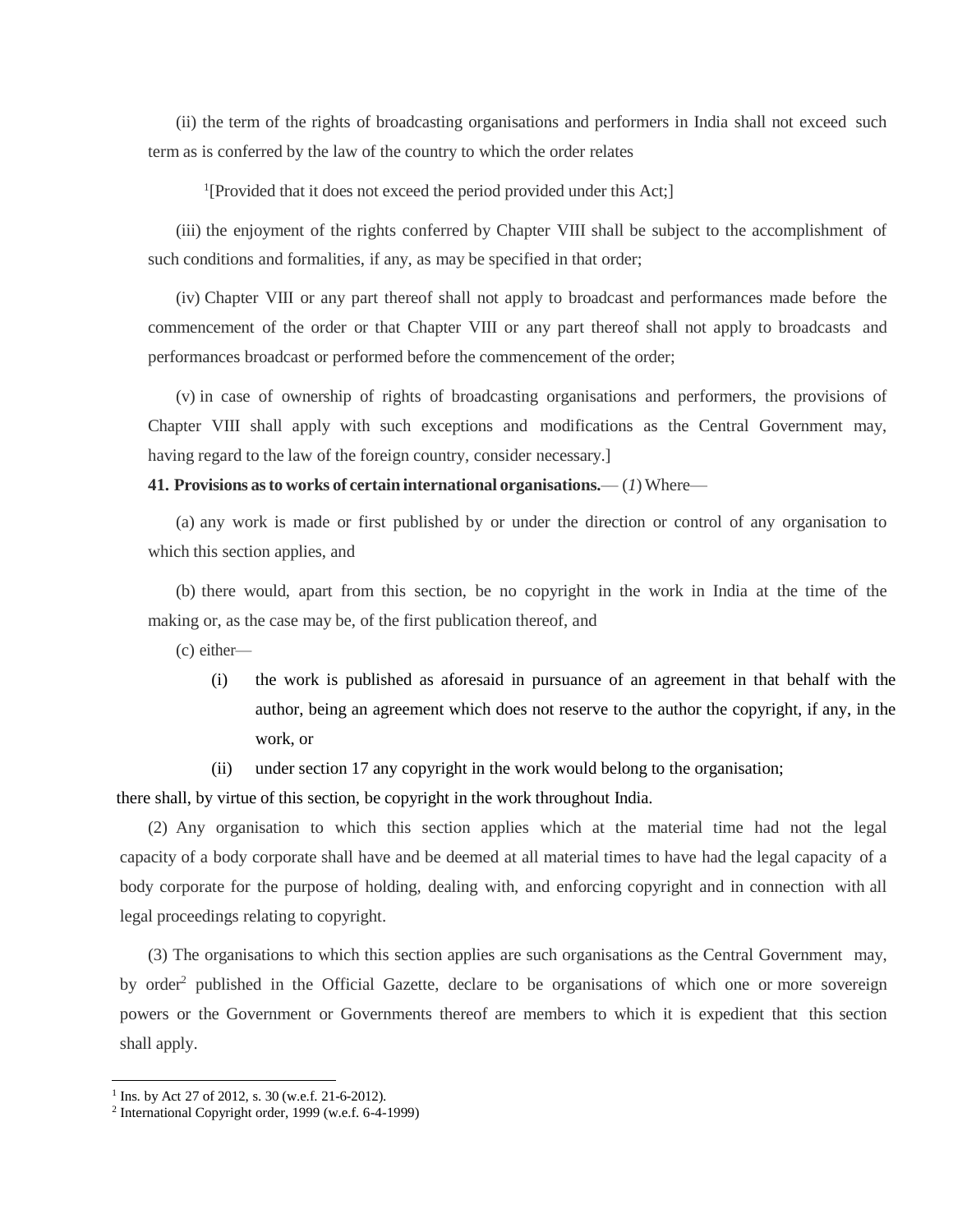(ii) the term of the rights of broadcasting organisations and performers in India shall not exceed such term as is conferred by the law of the country to which the order relates

[1][Provided that it does not exceed the period provided under this Act;]

(iii) the enjoyment of the rights conferred by Chapter VIII shall be subject to the accomplishment of such conditions and formalities, if any, as may be specified in that order;

(iv) Chapter VIII or any part thereof shall not apply to broadcast and performances made before the commencement of the order or that Chapter VIII or any part thereof shall not apply to broadcasts and performances broadcast or performed before the commencement of the order;

(v) in case of ownership of rights of broadcasting organisations and performers, the provisions of Chapter VIII shall apply with such exceptions and modifications as the Central Government may, having regard to the law of the foreign country, consider necessary.]

**41. Provisions as to works of certain international organisations.**— (*1*) Where—

(a) any work is made or first published by or under the direction or control of any organisation to which this section applies, and

(b) there would, apart from this section, be no copyright in the work in India at the time of the making or, as the case may be, of the first publication thereof, and

(c) either—

(i) the work is published as aforesaid in pursuance of an agreement in that behalf with the author, being an agreement which does not reserve to the author the copyright, if any, in the work, or

(ii) under section 17 any copyright in the work would belong to the organisation;

there shall, by virtue of this section, be copyright in the work throughout India.

(2) Any organisation to which this section applies which at the material time had not the legal capacity of a body corporate shall have and be deemed at all material times to have had the legal capacity of a body corporate for the purpose of holding, dealing with, and enforcing copyright and in connection with all legal proceedings relating to copyright.

(3) The organisations to which this section applies are such organisations as the Central Government may, by order[2] published in the Official Gazette, declare to be organisations of which one or more sovereign powers or the Government or Governments thereof are members to which it is expedient that this section shall apply.

---

[1] Ins. by Act 27 of 2012, s. 30 (w.e.f. 21-6-2012).

[2] International Copyright order, 1999 (w.e.f. 6-4-1999)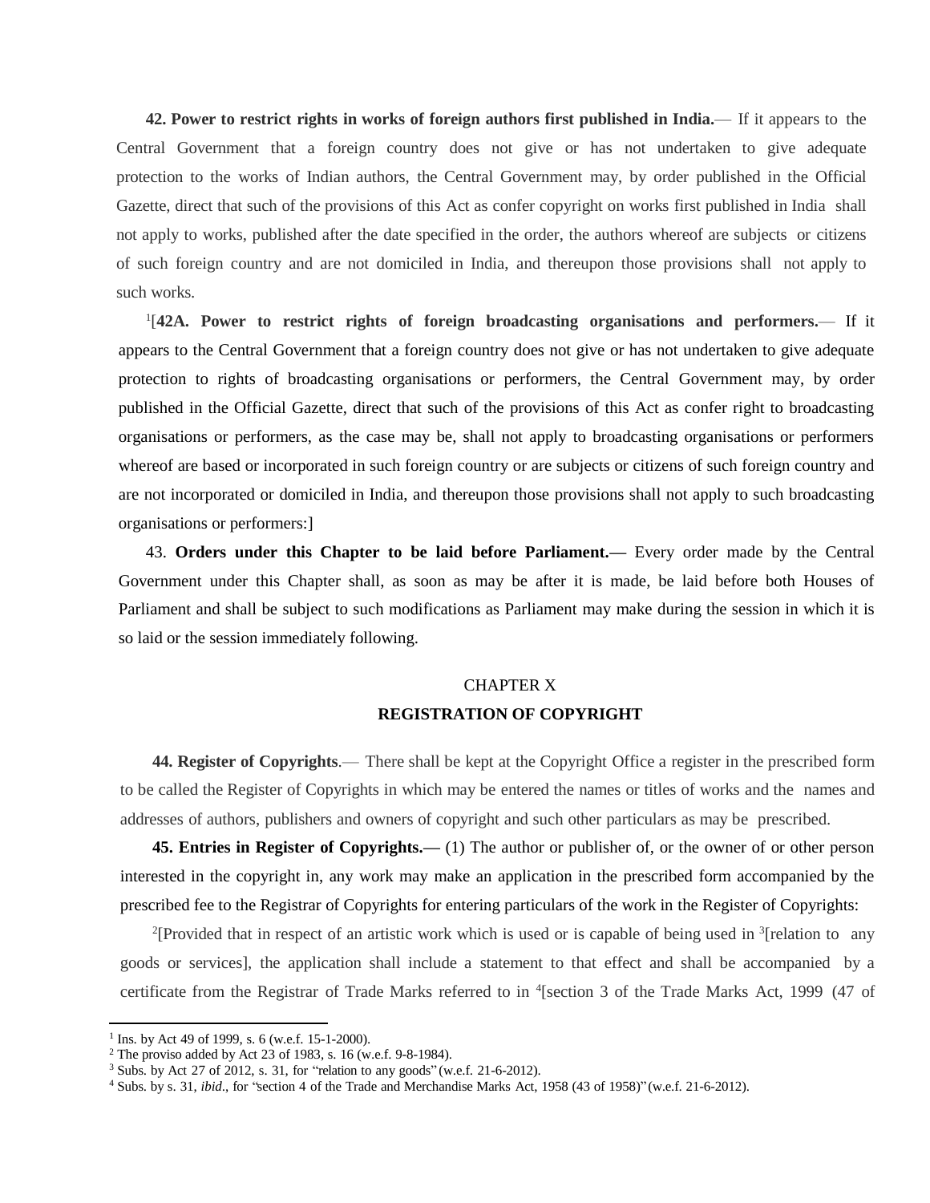**42. Power to restrict rights in works of foreign authors first published in India.**— If it appears to the Central Government that a foreign country does not give or has not undertaken to give adequate protection to the works of Indian authors, the Central Government may, by order published in the Official Gazette, direct that such of the provisions of this Act as confer copyright on works first published in India shall not apply to works, published after the date specified in the order, the authors whereof are subjects or citizens of such foreign country and are not domiciled in India, and thereupon those provisions shall not apply to such works.

[1][**42A. Power to restrict rights of foreign broadcasting organisations and performers.**— If it appears to the Central Government that a foreign country does not give or has not undertaken to give adequate protection to rights of broadcasting organisations or performers, the Central Government may, by order published in the Official Gazette, direct that such of the provisions of this Act as confer right to broadcasting organisations or performers, as the case may be, shall not apply to broadcasting organisations or performers whereof are based or incorporated in such foreign country or are subjects or citizens of such foreign country and are not incorporated or domiciled in India, and thereupon those provisions shall not apply to such broadcasting organisations or performers:]

43. **Orders under this Chapter to be laid before Parliament.—** Every order made by the Central Government under this Chapter shall, as soon as may be after it is made, be laid before both Houses of Parliament and shall be subject to such modifications as Parliament may make during the session in which it is so laid or the session immediately following.

## CHAPTER X

## REGISTRATION OF COPYRIGHT

**44. Register of Copyrights**.— There shall be kept at the Copyright Office a register in the prescribed form to be called the Register of Copyrights in which may be entered the names or titles of works and the names and addresses of authors, publishers and owners of copyright and such other particulars as may be prescribed.

**45. Entries in Register of Copyrights.—** (1) The author or publisher of, or the owner of or other person interested in the copyright in, any work may make an application in the prescribed form accompanied by the prescribed fee to the Registrar of Copyrights for entering particulars of the work in the Register of Copyrights:

[2][Provided that in respect of an artistic work which is used or is capable of being used in [3][relation to any goods or services], the application shall include a statement to that effect and shall be accompanied by a certificate from the Registrar of Trade Marks referred to in [4][section 3 of the Trade Marks Act, 1999 (47 of

---

1. Ins. by Act 49 of 1999, s. 6 (w.e.f. 15-1-2000).
2. The proviso added by Act 23 of 1983, s. 16 (w.e.f. 9-8-1984).
3. Subs. by Act 27 of 2012, s. 31, for "relation to any goods" (w.e.f. 21-6-2012).
4. Subs. by s. 31, *ibid*., for "section 4 of the Trade and Merchandise Marks Act, 1958 (43 of 1958)" (w.e.f. 21-6-2012).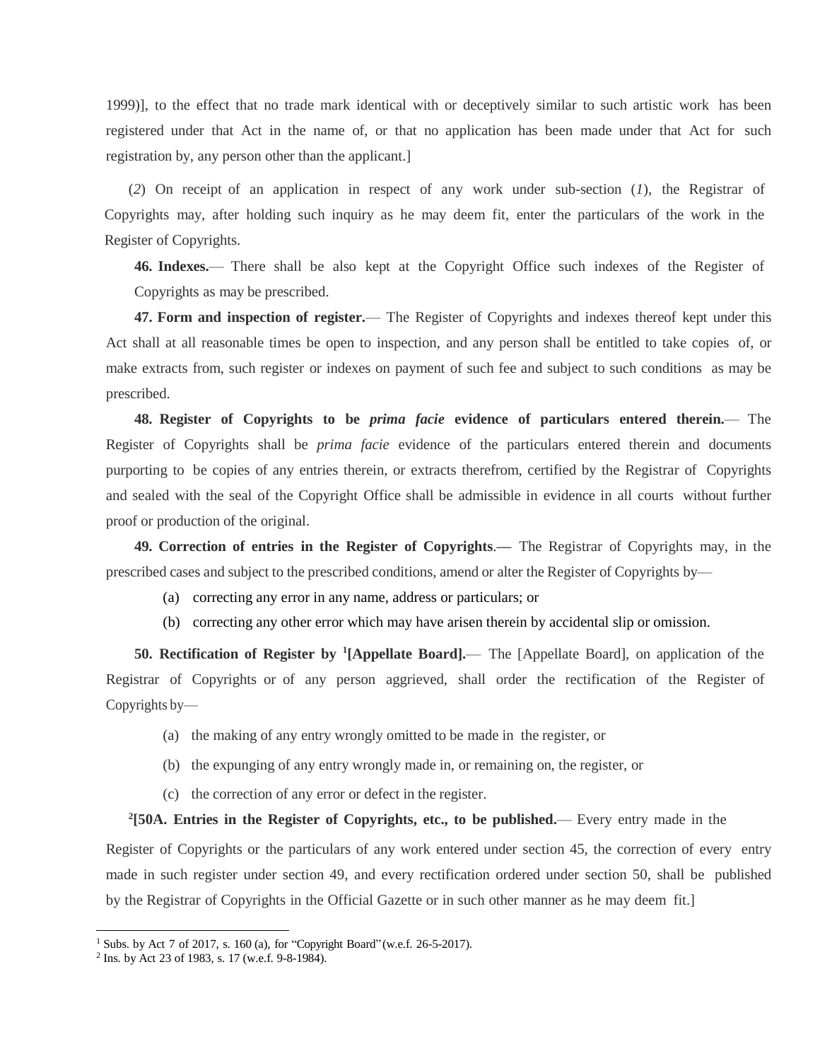1999)], to the effect that no trade mark identical with or deceptively similar to such artistic work has been registered under that Act in the name of, or that no application has been made under that Act for such registration by, any person other than the applicant.]

(*2*) On receipt of an application in respect of any work under sub-section (*1*), the Registrar of Copyrights may, after holding such inquiry as he may deem fit, enter the particulars of the work in the Register of Copyrights.

**46. Indexes.**— There shall be also kept at the Copyright Office such indexes of the Register of Copyrights as may be prescribed.

**47. Form and inspection of register.**— The Register of Copyrights and indexes thereof kept under this Act shall at all reasonable times be open to inspection, and any person shall be entitled to take copies of, or make extracts from, such register or indexes on payment of such fee and subject to such conditions as may be prescribed.

**48. Register of Copyrights to be *prima facie* evidence of particulars entered therein.**— The Register of Copyrights shall be *prima facie* evidence of the particulars entered therein and documents purporting to be copies of any entries therein, or extracts therefrom, certified by the Registrar of Copyrights and sealed with the seal of the Copyright Office shall be admissible in evidence in all courts without further proof or production of the original.

**49. Correction of entries in the Register of Copyrights.—** The Registrar of Copyrights may, in the prescribed cases and subject to the prescribed conditions, amend or alter the Register of Copyrights by—

(a) correcting any error in any name, address or particulars; or

(b) correcting any other error which may have arisen therein by accidental slip or omission.

**50. Rectification of Register by [1][Appellate Board].**— The [Appellate Board], on application of the Registrar of Copyrights or of any person aggrieved, shall order the rectification of the Register of Copyrights by—

(a) the making of any entry wrongly omitted to be made in the register, or

(b) the expunging of any entry wrongly made in, or remaining on, the register, or

(c) the correction of any error or defect in the register.

[2]**[50A. Entries in the Register of Copyrights, etc., to be published.**— Every entry made in the Register of Copyrights or the particulars of any work entered under section 45, the correction of every entry made in such register under section 49, and every rectification ordered under section 50, shall be published by the Registrar of Copyrights in the Official Gazette or in such other manner as he may deem fit.]

---

[1] Subs. by Act 7 of 2017, s. 160 (a), for "Copyright Board" (w.e.f. 26-5-2017).

[2] Ins. by Act 23 of 1983, s. 17 (w.e.f. 9-8-1984).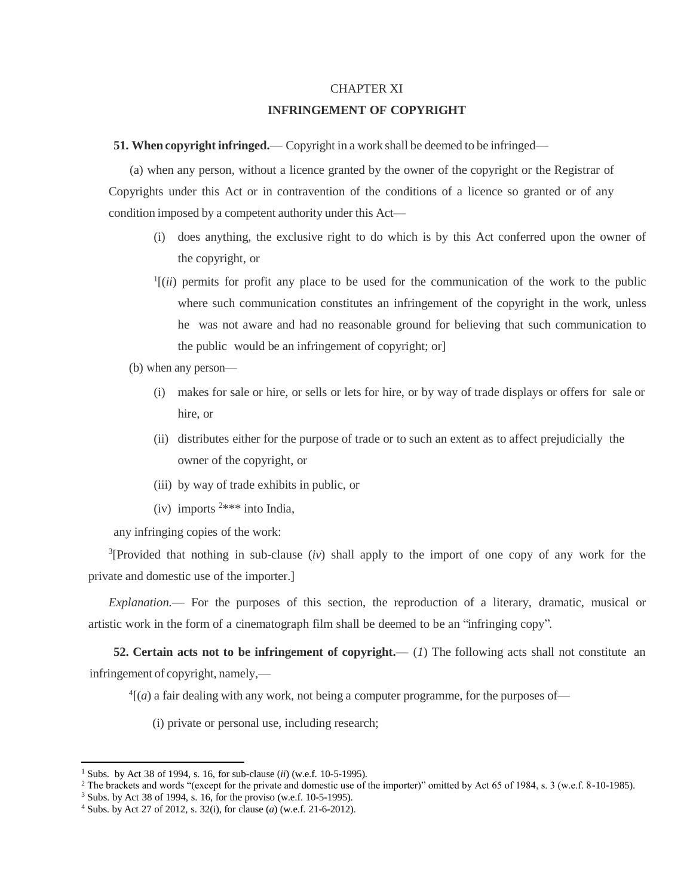## CHAPTER XI

## INFRINGEMENT OF COPYRIGHT

**51. When copyright infringed.**— Copyright in a work shall be deemed to be infringed—

(a) when any person, without a licence granted by the owner of the copyright or the Registrar of Copyrights under this Act or in contravention of the conditions of a licence so granted or of any condition imposed by a competent authority under this Act—

(i) does anything, the exclusive right to do which is by this Act conferred upon the owner of the copyright, or

[1][(*ii*) permits for profit any place to be used for the communication of the work to the public where such communication constitutes an infringement of the copyright in the work, unless he was not aware and had no reasonable ground for believing that such communication to the public would be an infringement of copyright; or]

(b) when any person—

(i) makes for sale or hire, or sells or lets for hire, or by way of trade displays or offers for sale or hire, or

(ii) distributes either for the purpose of trade or to such an extent as to affect prejudicially the owner of the copyright, or

(iii) by way of trade exhibits in public, or

(iv) imports [2]*** into India,

any infringing copies of the work:

[3][Provided that nothing in sub-clause (*iv*) shall apply to the import of one copy of any work for the private and domestic use of the importer.]

*Explanation.*— For the purposes of this section, the reproduction of a literary, dramatic, musical or artistic work in the form of a cinematograph film shall be deemed to be an "infringing copy".

**52. Certain acts not to be infringement of copyright.**— (*1*) The following acts shall not constitute an infringement of copyright, namely,—

[4][(*a*) a fair dealing with any work, not being a computer programme, for the purposes of—

(i) private or personal use, including research;

---

1. Subs. by Act 38 of 1994, s. 16, for sub-clause (*ii*) (w.e.f. 10-5-1995).
2. The brackets and words "(except for the private and domestic use of the importer)" omitted by Act 65 of 1984, s. 3 (w.e.f. 8-10-1985).
3. Subs. by Act 38 of 1994, s. 16, for the proviso (w.e.f. 10-5-1995).
4. Subs. by Act 27 of 2012, s. 32(i), for clause (*a*) (w.e.f. 21-6-2012).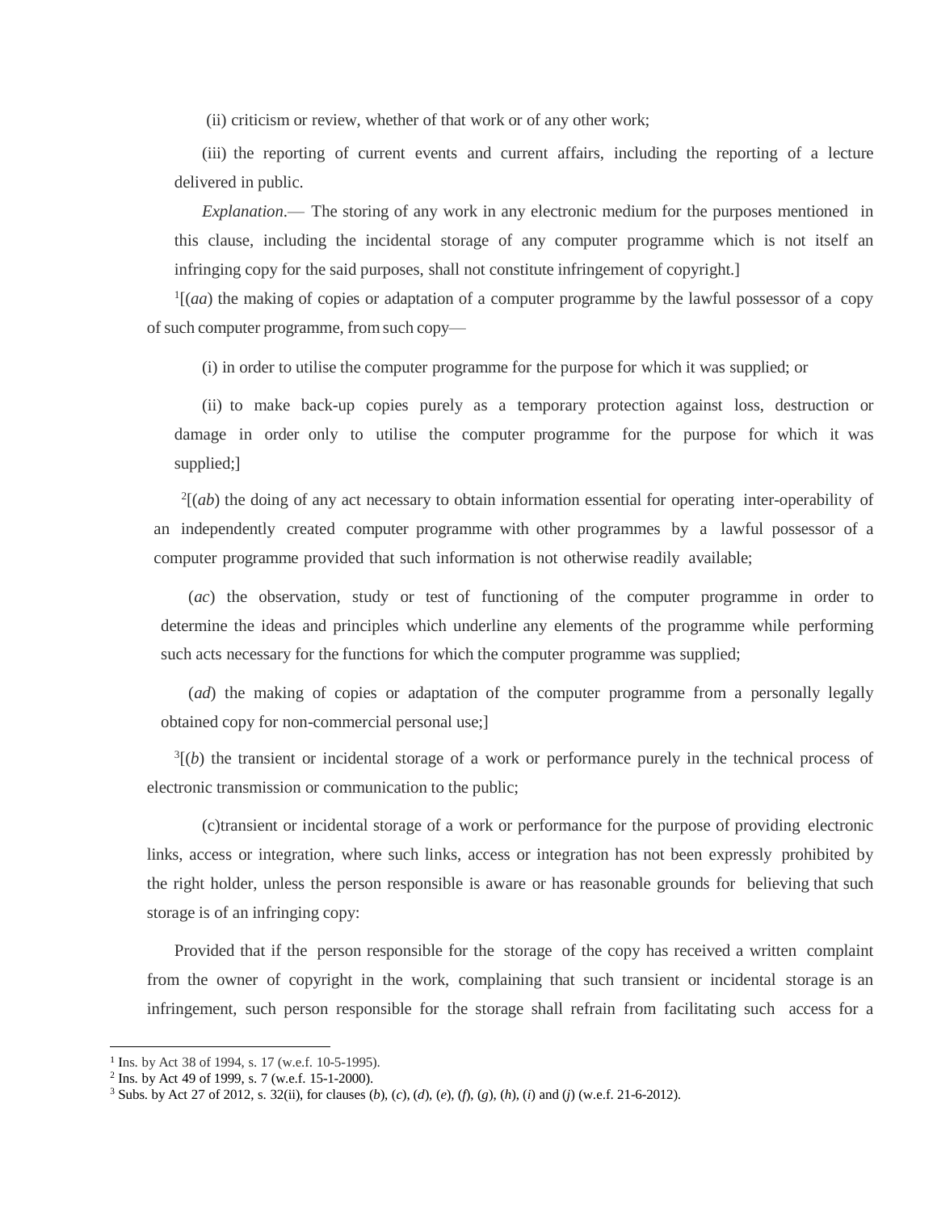(ii) criticism or review, whether of that work or of any other work;

(iii) the reporting of current events and current affairs, including the reporting of a lecture delivered in public.

*Explanation*.— The storing of any work in any electronic medium for the purposes mentioned in this clause, including the incidental storage of any computer programme which is not itself an infringing copy for the said purposes, shall not constitute infringement of copyright.]

[1][(*aa*) the making of copies or adaptation of a computer programme by the lawful possessor of a copy of such computer programme, from such copy—

(i) in order to utilise the computer programme for the purpose for which it was supplied; or

(ii) to make back-up copies purely as a temporary protection against loss, destruction or damage in order only to utilise the computer programme for the purpose for which it was supplied;]

[2][(*ab*) the doing of any act necessary to obtain information essential for operating inter-operability of an independently created computer programme with other programmes by a lawful possessor of a computer programme provided that such information is not otherwise readily available;

(*ac*) the observation, study or test of functioning of the computer programme in order to determine the ideas and principles which underline any elements of the programme while performing such acts necessary for the functions for which the computer programme was supplied;

(*ad*) the making of copies or adaptation of the computer programme from a personally legally obtained copy for non-commercial personal use;]

[3][(*b*) the transient or incidental storage of a work or performance purely in the technical process of electronic transmission or communication to the public;

(c)transient or incidental storage of a work or performance for the purpose of providing electronic links, access or integration, where such links, access or integration has not been expressly prohibited by the right holder, unless the person responsible is aware or has reasonable grounds for believing that such storage is of an infringing copy:

Provided that if the person responsible for the storage of the copy has received a written complaint from the owner of copyright in the work, complaining that such transient or incidental storage is an infringement, such person responsible for the storage shall refrain from facilitating such access for a

---

[1] Ins. by Act 38 of 1994, s. 17 (w.e.f. 10-5-1995).

[2] Ins. by Act 49 of 1999, s. 7 (w.e.f. 15-1-2000).

[3] Subs. by Act 27 of 2012, s. 32(ii), for clauses (*b*), (*c*), (*d*), (*e*), (*f*), (*g*), (*h*), (*i*) and (*j*) (w.e.f. 21-6-2012).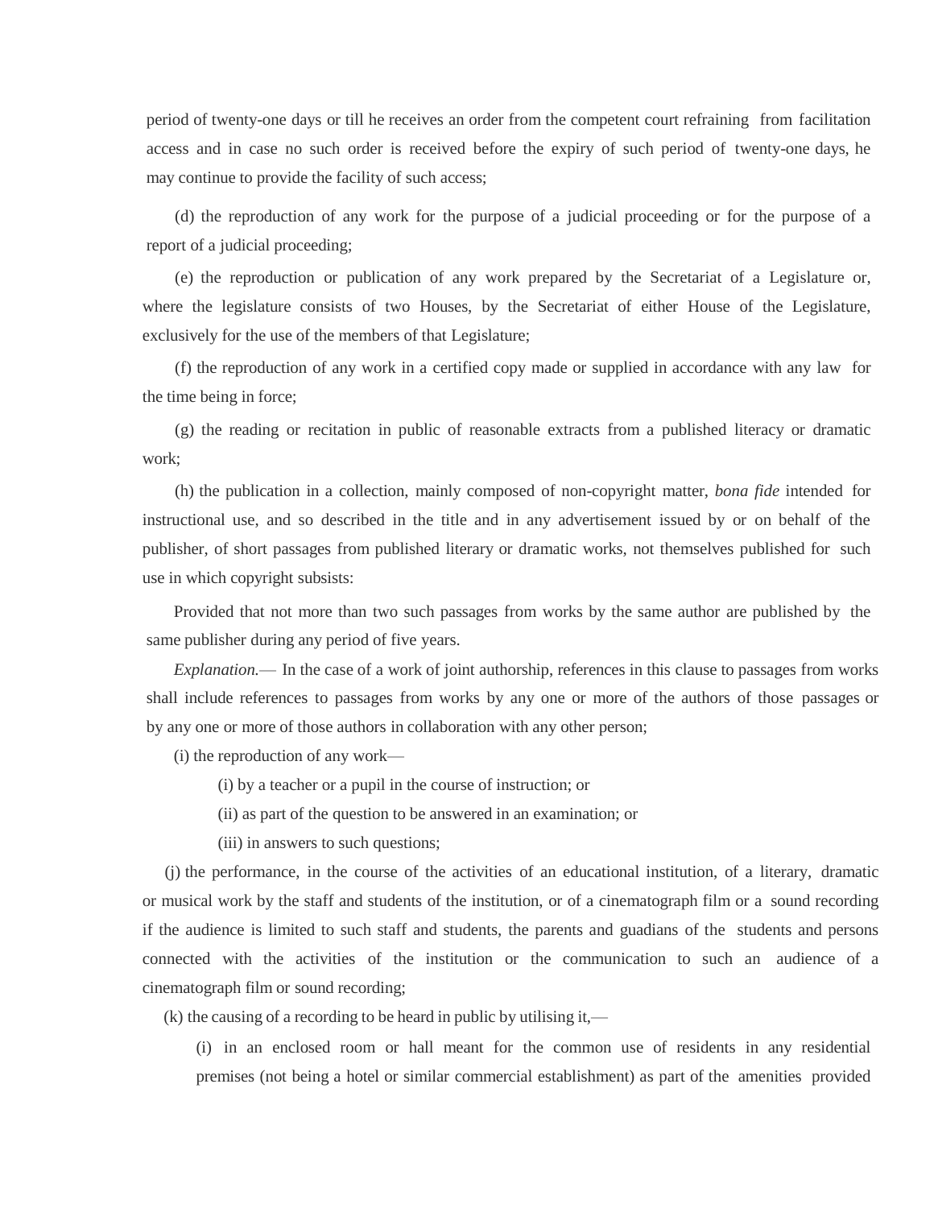period of twenty-one days or till he receives an order from the competent court refraining from facilitation access and in case no such order is received before the expiry of such period of twenty-one days, he may continue to provide the facility of such access;

(d) the reproduction of any work for the purpose of a judicial proceeding or for the purpose of a report of a judicial proceeding;

(e) the reproduction or publication of any work prepared by the Secretariat of a Legislature or, where the legislature consists of two Houses, by the Secretariat of either House of the Legislature, exclusively for the use of the members of that Legislature;

(f) the reproduction of any work in a certified copy made or supplied in accordance with any law for the time being in force;

(g) the reading or recitation in public of reasonable extracts from a published literacy or dramatic work;

(h) the publication in a collection, mainly composed of non-copyright matter, *bona fide* intended for instructional use, and so described in the title and in any advertisement issued by or on behalf of the publisher, of short passages from published literary or dramatic works, not themselves published for such use in which copyright subsists:

Provided that not more than two such passages from works by the same author are published by the same publisher during any period of five years.

*Explanation.*— In the case of a work of joint authorship, references in this clause to passages from works shall include references to passages from works by any one or more of the authors of those passages or by any one or more of those authors in collaboration with any other person;

(i) the reproduction of any work—

(i) by a teacher or a pupil in the course of instruction; or

(ii) as part of the question to be answered in an examination; or

(iii) in answers to such questions;

(j) the performance, in the course of the activities of an educational institution, of a literary, dramatic or musical work by the staff and students of the institution, or of a cinematograph film or a sound recording if the audience is limited to such staff and students, the parents and guadians of the students and persons connected with the activities of the institution or the communication to such an audience of a cinematograph film or sound recording;

(k) the causing of a recording to be heard in public by utilising it,—

(i) in an enclosed room or hall meant for the common use of residents in any residential premises (not being a hotel or similar commercial establishment) as part of the amenities provided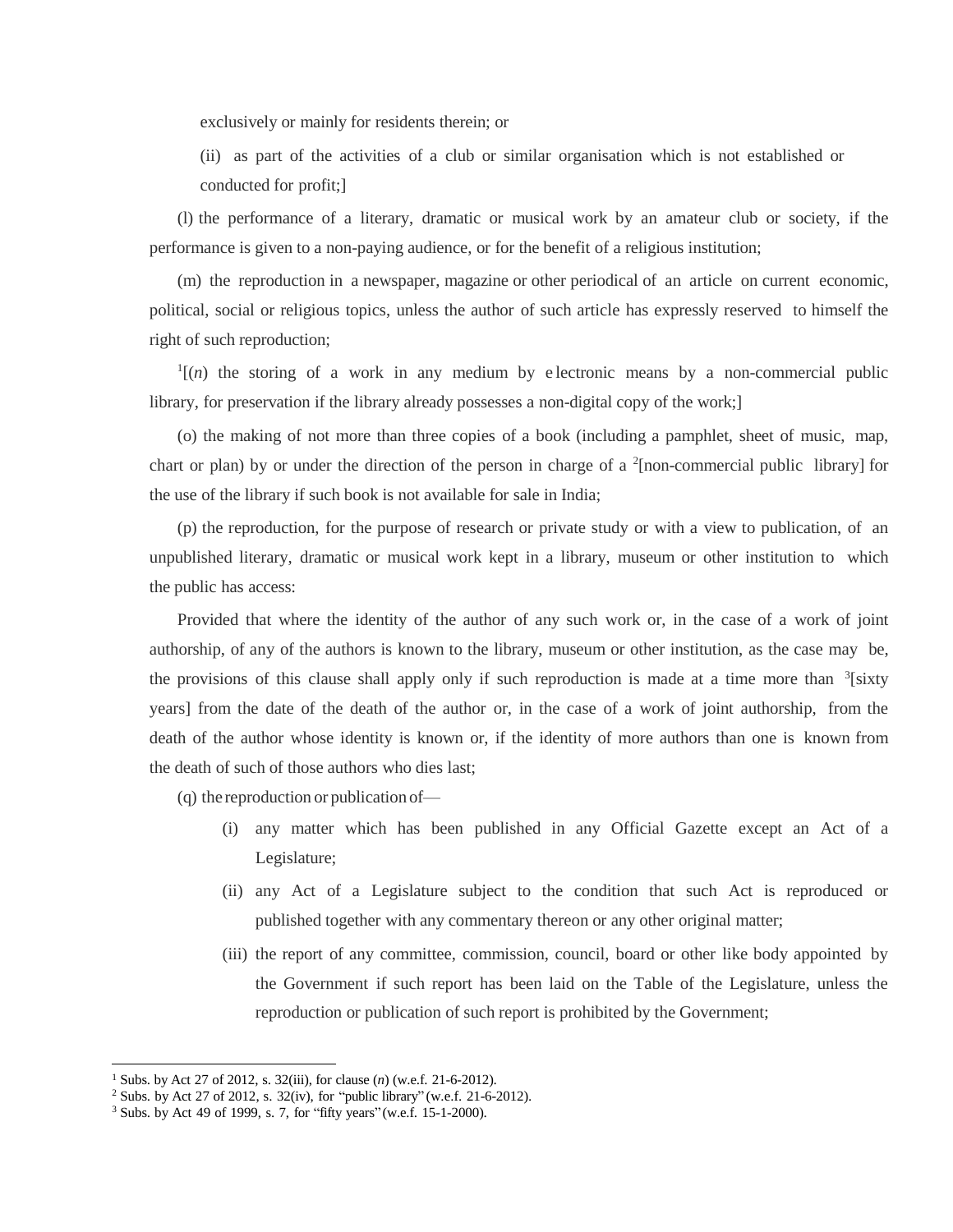exclusively or mainly for residents therein; or

(ii) as part of the activities of a club or similar organisation which is not established or conducted for profit;]

(l) the performance of a literary, dramatic or musical work by an amateur club or society, if the performance is given to a non-paying audience, or for the benefit of a religious institution;

(m) the reproduction in a newspaper, magazine or other periodical of an article on current economic, political, social or religious topics, unless the author of such article has expressly reserved to himself the right of such reproduction;

[1][(*n*) the storing of a work in any medium by electronic means by a non-commercial public library, for preservation if the library already possesses a non-digital copy of the work;]

(o) the making of not more than three copies of a book (including a pamphlet, sheet of music, map, chart or plan) by or under the direction of the person in charge of a [2][non-commercial public library] for the use of the library if such book is not available for sale in India;

(p) the reproduction, for the purpose of research or private study or with a view to publication, of an unpublished literary, dramatic or musical work kept in a library, museum or other institution to which the public has access:

Provided that where the identity of the author of any such work or, in the case of a work of joint authorship, of any of the authors is known to the library, museum or other institution, as the case may be, the provisions of this clause shall apply only if such reproduction is made at a time more than [3][sixty years] from the date of the death of the author or, in the case of a work of joint authorship, from the death of the author whose identity is known or, if the identity of more authors than one is known from the death of such of those authors who dies last;

(q) the reproduction or publication of—

(i) any matter which has been published in any Official Gazette except an Act of a Legislature;

(ii) any Act of a Legislature subject to the condition that such Act is reproduced or published together with any commentary thereon or any other original matter;

(iii) the report of any committee, commission, council, board or other like body appointed by the Government if such report has been laid on the Table of the Legislature, unless the reproduction or publication of such report is prohibited by the Government;

---

[1] Subs. by Act 27 of 2012, s. 32(iii), for clause (*n*) (w.e.f. 21-6-2012).

[2] Subs. by Act 27 of 2012, s. 32(iv), for "public library" (w.e.f. 21-6-2012).

[3] Subs. by Act 49 of 1999, s. 7, for "fifty years" (w.e.f. 15-1-2000).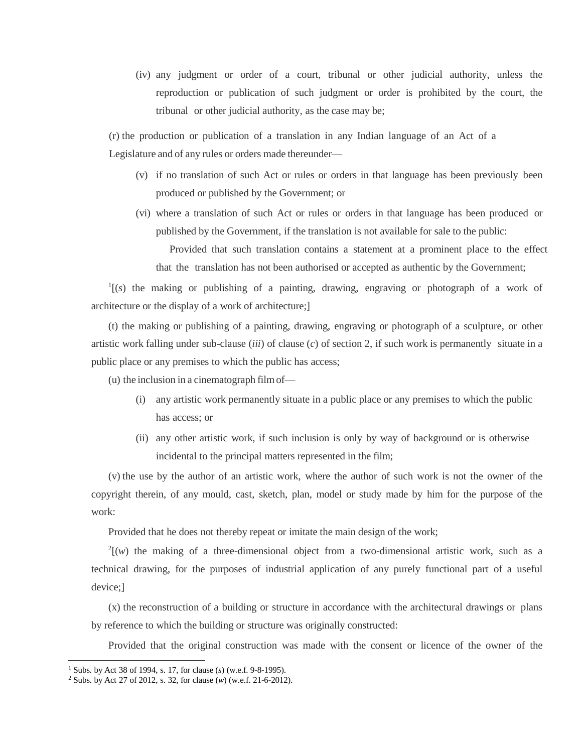(iv) any judgment or order of a court, tribunal or other judicial authority, unless the reproduction or publication of such judgment or order is prohibited by the court, the tribunal or other judicial authority, as the case may be;

(r) the production or publication of a translation in any Indian language of an Act of a Legislature and of any rules or orders made thereunder—

(v) if no translation of such Act or rules or orders in that language has been previously been produced or published by the Government; or

(vi) where a translation of such Act or rules or orders in that language has been produced or published by the Government, if the translation is not available for sale to the public:

Provided that such translation contains a statement at a prominent place to the effect that the translation has not been authorised or accepted as authentic by the Government;

[1][(*s*) the making or publishing of a painting, drawing, engraving or photograph of a work of architecture or the display of a work of architecture;]

(t) the making or publishing of a painting, drawing, engraving or photograph of a sculpture, or other artistic work falling under sub-clause (*iii*) of clause (*c*) of section 2, if such work is permanently situate in a public place or any premises to which the public has access;

(u) the inclusion in a cinematograph film of—

(i) any artistic work permanently situate in a public place or any premises to which the public has access; or

(ii) any other artistic work, if such inclusion is only by way of background or is otherwise incidental to the principal matters represented in the film;

(v) the use by the author of an artistic work, where the author of such work is not the owner of the copyright therein, of any mould, cast, sketch, plan, model or study made by him for the purpose of the work:

Provided that he does not thereby repeat or imitate the main design of the work;

[2][(*w*) the making of a three-dimensional object from a two-dimensional artistic work, such as a technical drawing, for the purposes of industrial application of any purely functional part of a useful device;]

(x) the reconstruction of a building or structure in accordance with the architectural drawings or plans by reference to which the building or structure was originally constructed:

Provided that the original construction was made with the consent or licence of the owner of the

---

[1] Subs. by Act 38 of 1994, s. 17, for clause (*s*) (w.e.f. 9-8-1995).

[2] Subs. by Act 27 of 2012, s. 32, for clause (*w*) (w.e.f. 21-6-2012).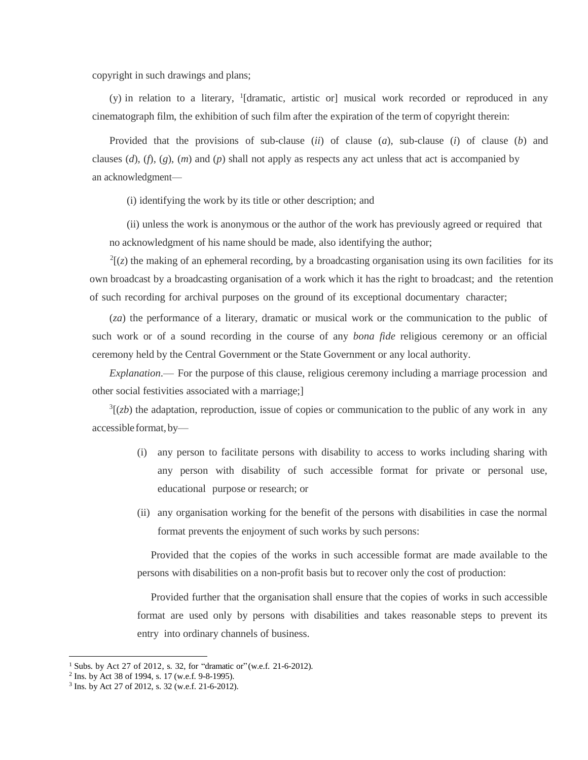copyright in such drawings and plans;

(y) in relation to a literary, [1][dramatic, artistic or] musical work recorded or reproduced in any cinematograph film, the exhibition of such film after the expiration of the term of copyright therein:

Provided that the provisions of sub-clause (*ii*) of clause (*a*), sub-clause (*i*) of clause (*b*) and clauses (*d*), (*f*), (*g*), (*m*) and (*p*) shall not apply as respects any act unless that act is accompanied by an acknowledgment—

(i) identifying the work by its title or other description; and

(ii) unless the work is anonymous or the author of the work has previously agreed or required that no acknowledgment of his name should be made, also identifying the author;

[2][(*z*) the making of an ephemeral recording, by a broadcasting organisation using its own facilities for its own broadcast by a broadcasting organisation of a work which it has the right to broadcast; and the retention of such recording for archival purposes on the ground of its exceptional documentary character;

(*za*) the performance of a literary, dramatic or musical work or the communication to the public of such work or of a sound recording in the course of any *bona fide* religious ceremony or an official ceremony held by the Central Government or the State Government or any local authority.

*Explanation*.— For the purpose of this clause, religious ceremony including a marriage procession and other social festivities associated with a marriage;]

[3][(*zb*) the adaptation, reproduction, issue of copies or communication to the public of any work in any accessible format, by—

(i) any person to facilitate persons with disability to access to works including sharing with any person with disability of such accessible format for private or personal use, educational purpose or research; or

(ii) any organisation working for the benefit of the persons with disabilities in case the normal format prevents the enjoyment of such works by such persons:

Provided that the copies of the works in such accessible format are made available to the persons with disabilities on a non-profit basis but to recover only the cost of production:

Provided further that the organisation shall ensure that the copies of works in such accessible format are used only by persons with disabilities and takes reasonable steps to prevent its entry into ordinary channels of business.

---

[1] Subs. by Act 27 of 2012, s. 32, for "dramatic or" (w.e.f. 21-6-2012).

[2] Ins. by Act 38 of 1994, s. 17 (w.e.f. 9-8-1995).

[3] Ins. by Act 27 of 2012, s. 32 (w.e.f. 21-6-2012).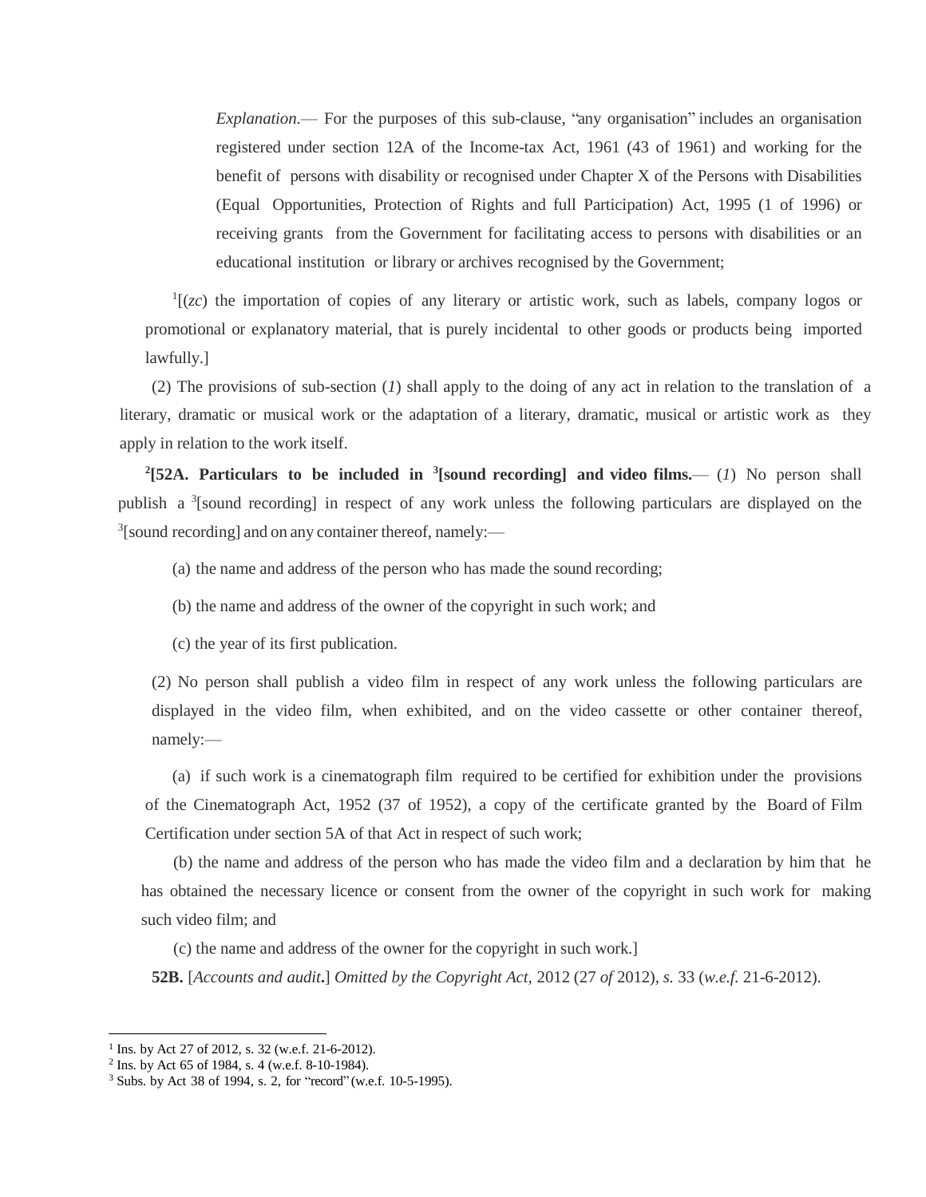*Explanation*.— For the purposes of this sub-clause, "any organisation" includes an organisation registered under section 12A of the Income-tax Act, 1961 (43 of 1961) and working for the benefit of persons with disability or recognised under Chapter X of the Persons with Disabilities (Equal Opportunities, Protection of Rights and full Participation) Act, 1995 (1 of 1996) or receiving grants from the Government for facilitating access to persons with disabilities or an educational institution or library or archives recognised by the Government;

[1][(*zc*) the importation of copies of any literary or artistic work, such as labels, company logos or promotional or explanatory material, that is purely incidental to other goods or products being imported lawfully.]

(2) The provisions of sub-section (*1*) shall apply to the doing of any act in relation to the translation of a literary, dramatic or musical work or the adaptation of a literary, dramatic, musical or artistic work as they apply in relation to the work itself.

**[2][52A. Particulars to be included in [3][sound recording] and video films.**— (*1*) No person shall publish a [3][sound recording] in respect of any work unless the following particulars are displayed on the [3][sound recording] and on any container thereof, namely:—

(a) the name and address of the person who has made the sound recording;

(b) the name and address of the owner of the copyright in such work; and

(c) the year of its first publication.

(2) No person shall publish a video film in respect of any work unless the following particulars are displayed in the video film, when exhibited, and on the video cassette or other container thereof, namely:—

(a) if such work is a cinematograph film required to be certified for exhibition under the provisions of the Cinematograph Act, 1952 (37 of 1952), a copy of the certificate granted by the Board of Film Certification under section 5A of that Act in respect of such work;

(b) the name and address of the person who has made the video film and a declaration by him that he has obtained the necessary licence or consent from the owner of the copyright in such work for making such video film; and

(c) the name and address of the owner for the copyright in such work.]

**52B.** [*Accounts and audit***.**] *Omitted by the Copyright Act*, 2012 (27 *of* 2012), *s.* 33 (*w.e.f.* 21-6-2012).

---

[1] Ins. by Act 27 of 2012, s. 32 (w.e.f. 21-6-2012).

[2] Ins. by Act 65 of 1984, s. 4 (w.e.f. 8-10-1984).

[3] Subs. by Act 38 of 1994, s. 2, for "record" (w.e.f. 10-5-1995).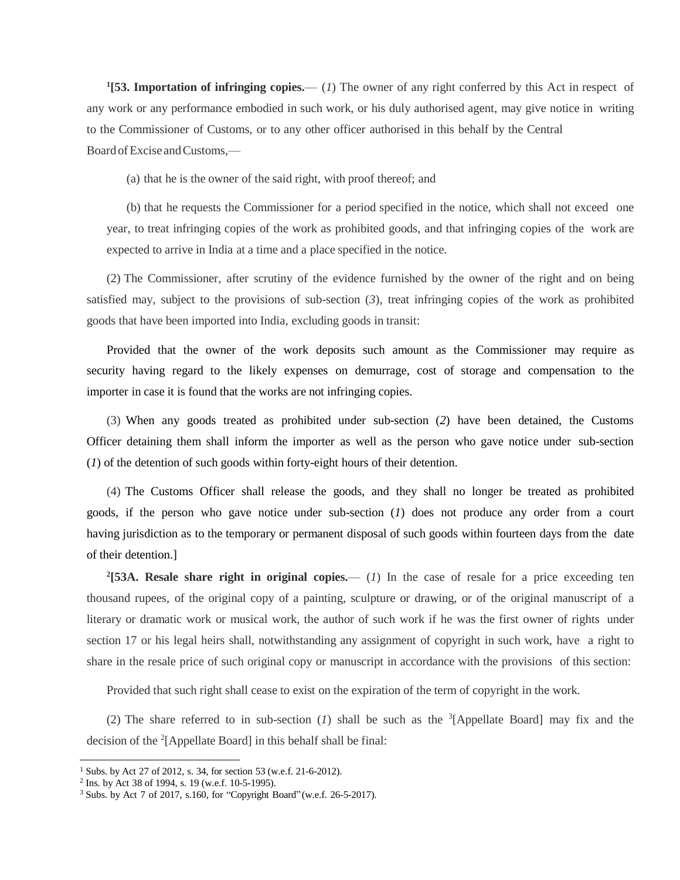[1][**53. Importation of infringing copies.**— (*1*) The owner of any right conferred by this Act in respect of any work or any performance embodied in such work, or his duly authorised agent, may give notice in writing to the Commissioner of Customs, or to any other officer authorised in this behalf by the Central Board of Excise and Customs,—

(a) that he is the owner of the said right, with proof thereof; and

(b) that he requests the Commissioner for a period specified in the notice, which shall not exceed one year, to treat infringing copies of the work as prohibited goods, and that infringing copies of the work are expected to arrive in India at a time and a place specified in the notice.

(2) The Commissioner, after scrutiny of the evidence furnished by the owner of the right and on being satisfied may, subject to the provisions of sub-section (*3*), treat infringing copies of the work as prohibited goods that have been imported into India, excluding goods in transit:

Provided that the owner of the work deposits such amount as the Commissioner may require as security having regard to the likely expenses on demurrage, cost of storage and compensation to the importer in case it is found that the works are not infringing copies.

(3) When any goods treated as prohibited under sub-section (*2*) have been detained, the Customs Officer detaining them shall inform the importer as well as the person who gave notice under sub-section (*1*) of the detention of such goods within forty-eight hours of their detention.

(4) The Customs Officer shall release the goods, and they shall no longer be treated as prohibited goods, if the person who gave notice under sub-section (*1*) does not produce any order from a court having jurisdiction as to the temporary or permanent disposal of such goods within fourteen days from the date of their detention.]

[2][**53A. Resale share right in original copies.**— (*1*) In the case of resale for a price exceeding ten thousand rupees, of the original copy of a painting, sculpture or drawing, or of the original manuscript of a literary or dramatic work or musical work, the author of such work if he was the first owner of rights under section 17 or his legal heirs shall, notwithstanding any assignment of copyright in such work, have a right to share in the resale price of such original copy or manuscript in accordance with the provisions of this section:

Provided that such right shall cease to exist on the expiration of the term of copyright in the work.

(2) The share referred to in sub-section (*1*) shall be such as the [3][Appellate Board] may fix and the decision of the [2][Appellate Board] in this behalf shall be final:

---

[1] Subs. by Act 27 of 2012, s. 34, for section 53 (w.e.f. 21-6-2012).

[2] Ins. by Act 38 of 1994, s. 19 (w.e.f. 10-5-1995).

[3] Subs. by Act 7 of 2017, s.160, for "Copyright Board" (w.e.f. 26-5-2017).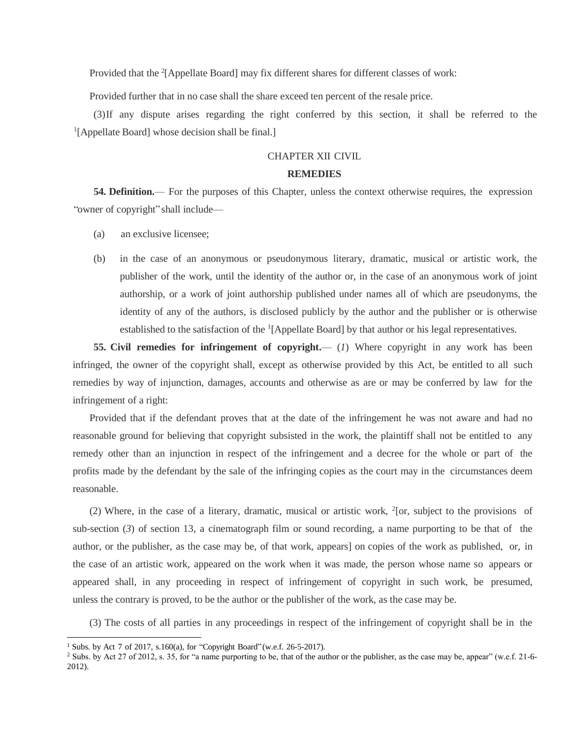Provided that the [2][Appellate Board] may fix different shares for different classes of work:

Provided further that in no case shall the share exceed ten percent of the resale price.

(3) If any dispute arises regarding the right conferred by this section, it shall be referred to the [1][Appellate Board] whose decision shall be final.]

## CHAPTER XII CIVIL

## REMEDIES

**54. Definition.**— For the purposes of this Chapter, unless the context otherwise requires, the expression "owner of copyright" shall include—

(a) an exclusive licensee;

(b) in the case of an anonymous or pseudonymous literary, dramatic, musical or artistic work, the publisher of the work, until the identity of the author or, in the case of an anonymous work of joint authorship, or a work of joint authorship published under names all of which are pseudonyms, the identity of any of the authors, is disclosed publicly by the author and the publisher or is otherwise established to the satisfaction of the [1][Appellate Board] by that author or his legal representatives.

**55. Civil remedies for infringement of copyright.**— (*1*) Where copyright in any work has been infringed, the owner of the copyright shall, except as otherwise provided by this Act, be entitled to all such remedies by way of injunction, damages, accounts and otherwise as are or may be conferred by law for the infringement of a right:

Provided that if the defendant proves that at the date of the infringement he was not aware and had no reasonable ground for believing that copyright subsisted in the work, the plaintiff shall not be entitled to any remedy other than an injunction in respect of the infringement and a decree for the whole or part of the profits made by the defendant by the sale of the infringing copies as the court may in the circumstances deem reasonable.

(2) Where, in the case of a literary, dramatic, musical or artistic work, [2][or, subject to the provisions of sub-section (*3*) of section 13, a cinematograph film or sound recording, a name purporting to be that of the author, or the publisher, as the case may be, of that work, appears] on copies of the work as published, or, in the case of an artistic work, appeared on the work when it was made, the person whose name so appears or appeared shall, in any proceeding in respect of infringement of copyright in such work, be presumed, unless the contrary is proved, to be the author or the publisher of the work, as the case may be.

(3) The costs of all parties in any proceedings in respect of the infringement of copyright shall be in the

---

[1] Subs. by Act 7 of 2017, s.160(a), for "Copyright Board" (w.e.f. 26-5-2017).

[2] Subs. by Act 27 of 2012, s. 35, for "a name purporting to be, that of the author or the publisher, as the case may be, appear" (w.e.f. 21-6-2012).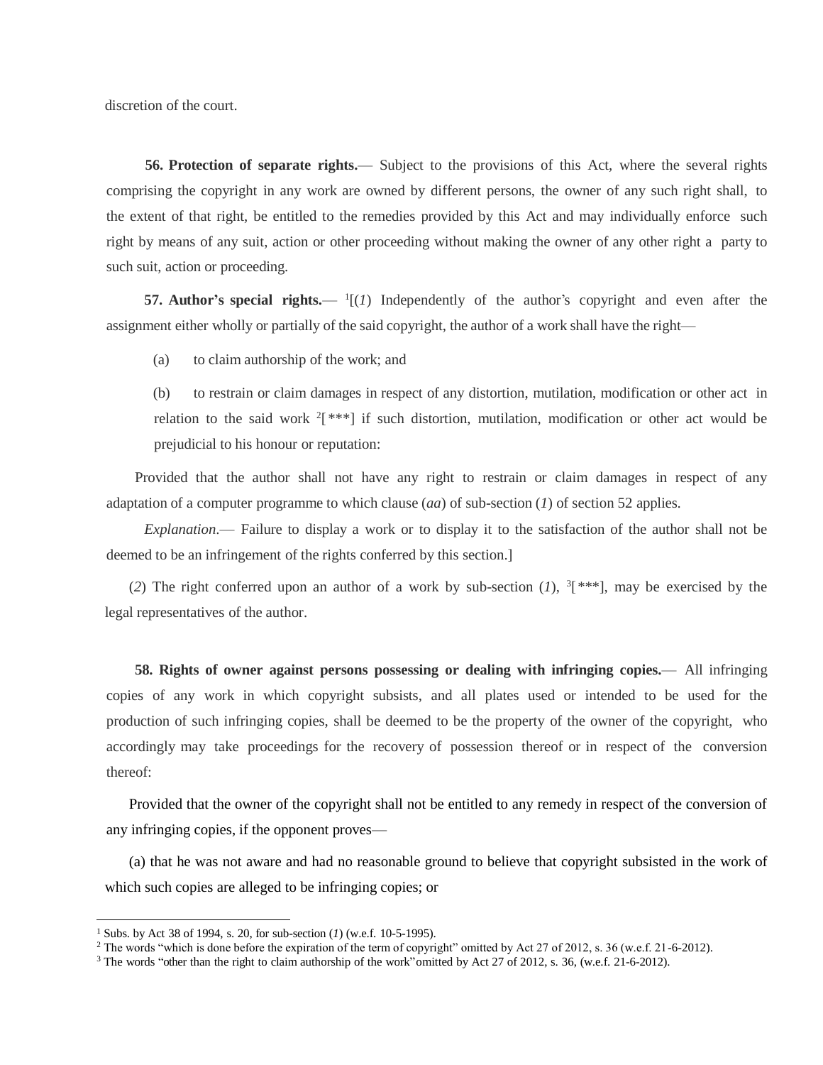discretion of the court.

**56. Protection of separate rights.**— Subject to the provisions of this Act, where the several rights comprising the copyright in any work are owned by different persons, the owner of any such right shall, to the extent of that right, be entitled to the remedies provided by this Act and may individually enforce such right by means of any suit, action or other proceeding without making the owner of any other right a party to such suit, action or proceeding.

**57. Author's special rights.**— [1][(*1*) Independently of the author's copyright and even after the assignment either wholly or partially of the said copyright, the author of a work shall have the right—

(a) to claim authorship of the work; and

(b) to restrain or claim damages in respect of any distortion, mutilation, modification or other act in relation to the said work [2][***] if such distortion, mutilation, modification or other act would be prejudicial to his honour or reputation:

Provided that the author shall not have any right to restrain or claim damages in respect of any adaptation of a computer programme to which clause (*aa*) of sub-section (*1*) of section 52 applies.

*Explanation*.— Failure to display a work or to display it to the satisfaction of the author shall not be deemed to be an infringement of the rights conferred by this section.]

(*2*) The right conferred upon an author of a work by sub-section (*1*), [3][***], may be exercised by the legal representatives of the author.

**58. Rights of owner against persons possessing or dealing with infringing copies.**— All infringing copies of any work in which copyright subsists, and all plates used or intended to be used for the production of such infringing copies, shall be deemed to be the property of the owner of the copyright, who accordingly may take proceedings for the recovery of possession thereof or in respect of the conversion thereof:

Provided that the owner of the copyright shall not be entitled to any remedy in respect of the conversion of any infringing copies, if the opponent proves—

(a) that he was not aware and had no reasonable ground to believe that copyright subsisted in the work of which such copies are alleged to be infringing copies; or

---

[1] Subs. by Act 38 of 1994, s. 20, for sub-section (*1*) (w.e.f. 10-5-1995).

[2] The words "which is done before the expiration of the term of copyright" omitted by Act 27 of 2012, s. 36 (w.e.f. 21-6-2012).

[3] The words "other than the right to claim authorship of the work" omitted by Act 27 of 2012, s. 36, (w.e.f. 21-6-2012).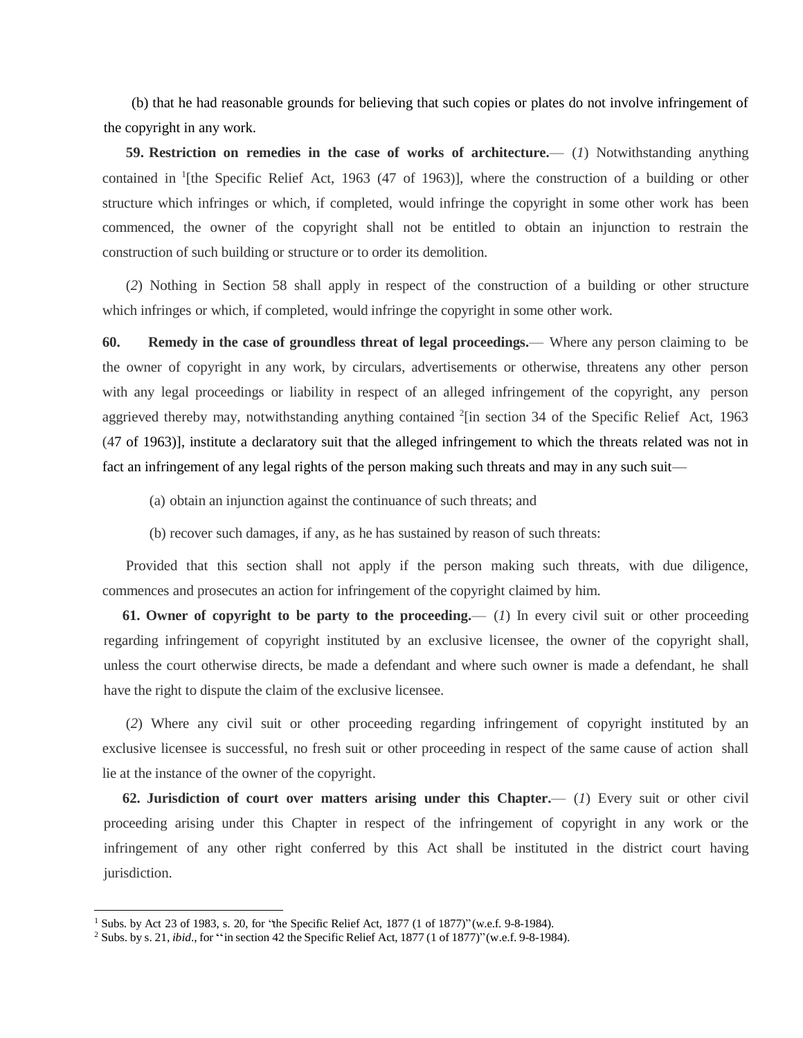(b) that he had reasonable grounds for believing that such copies or plates do not involve infringement of the copyright in any work.

**59. Restriction on remedies in the case of works of architecture.**— (*1*) Notwithstanding anything contained in [1][the Specific Relief Act, 1963 (47 of 1963)], where the construction of a building or other structure which infringes or which, if completed, would infringe the copyright in some other work has been commenced, the owner of the copyright shall not be entitled to obtain an injunction to restrain the construction of such building or structure or to order its demolition.

(*2*) Nothing in Section 58 shall apply in respect of the construction of a building or other structure which infringes or which, if completed, would infringe the copyright in some other work.

**60. Remedy in the case of groundless threat of legal proceedings.**— Where any person claiming to be the owner of copyright in any work, by circulars, advertisements or otherwise, threatens any other person with any legal proceedings or liability in respect of an alleged infringement of the copyright, any person aggrieved thereby may, notwithstanding anything contained [2][in section 34 of the Specific Relief Act, 1963 (47 of 1963)], institute a declaratory suit that the alleged infringement to which the threats related was not in fact an infringement of any legal rights of the person making such threats and may in any such suit—

(a) obtain an injunction against the continuance of such threats; and

(b) recover such damages, if any, as he has sustained by reason of such threats:

Provided that this section shall not apply if the person making such threats, with due diligence, commences and prosecutes an action for infringement of the copyright claimed by him.

**61. Owner of copyright to be party to the proceeding.**— (*1*) In every civil suit or other proceeding regarding infringement of copyright instituted by an exclusive licensee, the owner of the copyright shall, unless the court otherwise directs, be made a defendant and where such owner is made a defendant, he shall have the right to dispute the claim of the exclusive licensee.

(*2*) Where any civil suit or other proceeding regarding infringement of copyright instituted by an exclusive licensee is successful, no fresh suit or other proceeding in respect of the same cause of action shall lie at the instance of the owner of the copyright.

**62. Jurisdiction of court over matters arising under this Chapter.**— (*1*) Every suit or other civil proceeding arising under this Chapter in respect of the infringement of copyright in any work or the infringement of any other right conferred by this Act shall be instituted in the district court having jurisdiction.

---

[1] Subs. by Act 23 of 1983, s. 20, for "the Specific Relief Act, 1877 (1 of 1877)" (w.e.f. 9-8-1984).

[2] Subs. by s. 21, *ibid*., for "in section 42 the Specific Relief Act, 1877 (1 of 1877)" (w.e.f. 9-8-1984).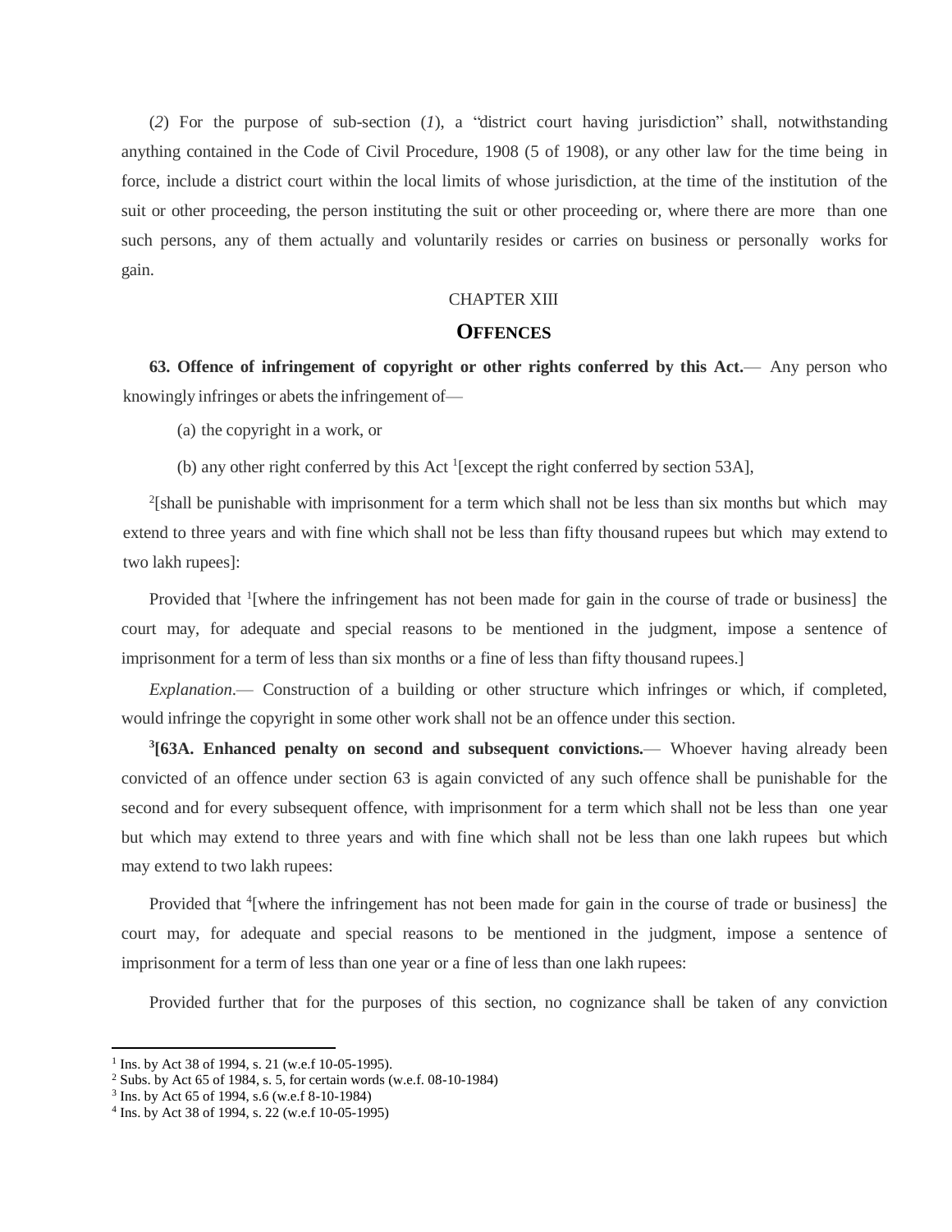(*2*) For the purpose of sub-section (*1*), a "district court having jurisdiction" shall, notwithstanding anything contained in the Code of Civil Procedure, 1908 (5 of 1908), or any other law for the time being in force, include a district court within the local limits of whose jurisdiction, at the time of the institution of the suit or other proceeding, the person instituting the suit or other proceeding or, where there are more than one such persons, any of them actually and voluntarily resides or carries on business or personally works for gain.

## CHAPTER XIII

## OFFENCES

**63. Offence of infringement of copyright or other rights conferred by this Act.**— Any person who knowingly infringes or abets the infringement of—

(a) the copyright in a work, or

(b) any other right conferred by this Act [1][except the right conferred by section 53A],

[2][shall be punishable with imprisonment for a term which shall not be less than six months but which may extend to three years and with fine which shall not be less than fifty thousand rupees but which may extend to two lakh rupees]:

Provided that [1][where the infringement has not been made for gain in the course of trade or business] the court may, for adequate and special reasons to be mentioned in the judgment, impose a sentence of imprisonment for a term of less than six months or a fine of less than fifty thousand rupees.]

*Explanation*.— Construction of a building or other structure which infringes or which, if completed, would infringe the copyright in some other work shall not be an offence under this section.

[3]**[63A. Enhanced penalty on second and subsequent convictions.**— Whoever having already been convicted of an offence under section 63 is again convicted of any such offence shall be punishable for the second and for every subsequent offence, with imprisonment for a term which shall not be less than one year but which may extend to three years and with fine which shall not be less than one lakh rupees but which may extend to two lakh rupees:

Provided that [4][where the infringement has not been made for gain in the course of trade or business] the court may, for adequate and special reasons to be mentioned in the judgment, impose a sentence of imprisonment for a term of less than one year or a fine of less than one lakh rupees:

Provided further that for the purposes of this section, no cognizance shall be taken of any conviction

---

[1] Ins. by Act 38 of 1994, s. 21 (w.e.f 10-05-1995).
[2] Subs. by Act 65 of 1984, s. 5, for certain words (w.e.f. 08-10-1984)
[3] Ins. by Act 65 of 1994, s.6 (w.e.f 8-10-1984)
[4] Ins. by Act 38 of 1994, s. 22 (w.e.f 10-05-1995)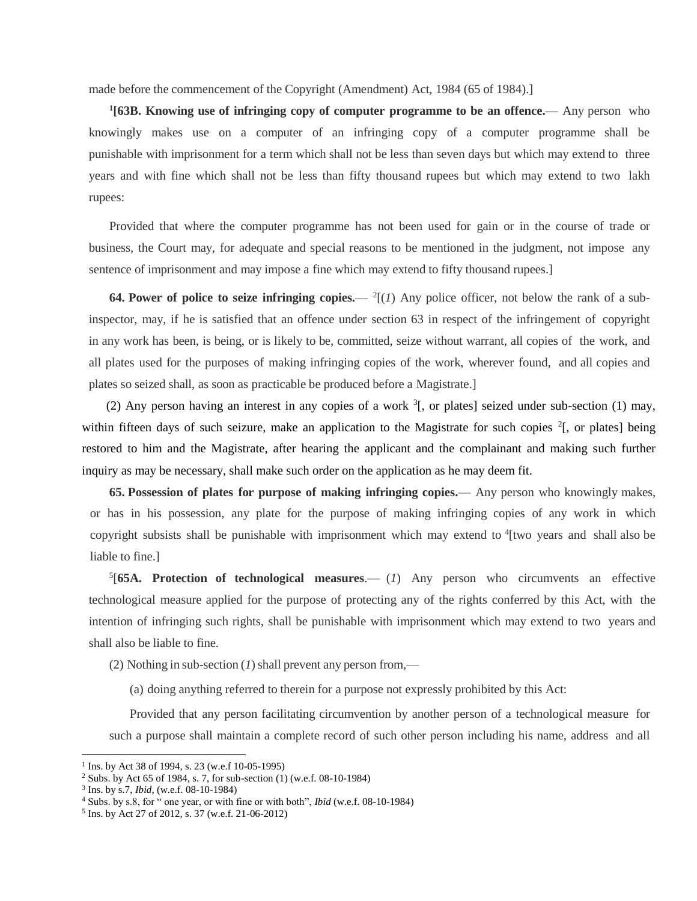made before the commencement of the Copyright (Amendment) Act, 1984 (65 of 1984).]

[1][**63B. Knowing use of infringing copy of computer programme to be an offence.**— Any person who knowingly makes use on a computer of an infringing copy of a computer programme shall be punishable with imprisonment for a term which shall not be less than seven days but which may extend to three years and with fine which shall not be less than fifty thousand rupees but which may extend to two lakh rupees:

Provided that where the computer programme has not been used for gain or in the course of trade or business, the Court may, for adequate and special reasons to be mentioned in the judgment, not impose any sentence of imprisonment and may impose a fine which may extend to fifty thousand rupees.]

**64. Power of police to seize infringing copies.**— [2][(*1*) Any police officer, not below the rank of a sub-inspector, may, if he is satisfied that an offence under section 63 in respect of the infringement of copyright in any work has been, is being, or is likely to be, committed, seize without warrant, all copies of the work, and all plates used for the purposes of making infringing copies of the work, wherever found, and all copies and plates so seized shall, as soon as practicable be produced before a Magistrate.]

(2) Any person having an interest in any copies of a work [3][, or plates] seized under sub-section (1) may, within fifteen days of such seizure, make an application to the Magistrate for such copies [2][, or plates] being restored to him and the Magistrate, after hearing the applicant and the complainant and making such further inquiry as may be necessary, shall make such order on the application as he may deem fit.

**65. Possession of plates for purpose of making infringing copies.**— Any person who knowingly makes, or has in his possession, any plate for the purpose of making infringing copies of any work in which copyright subsists shall be punishable with imprisonment which may extend to [4][two years and shall also be liable to fine.]

[5][**65A. Protection of technological measures**.— (*1*) Any person who circumvents an effective technological measure applied for the purpose of protecting any of the rights conferred by this Act, with the intention of infringing such rights, shall be punishable with imprisonment which may extend to two years and shall also be liable to fine.

(2) Nothing in sub-section (*1*) shall prevent any person from,—

(a) doing anything referred to therein for a purpose not expressly prohibited by this Act:

Provided that any person facilitating circumvention by another person of a technological measure for such a purpose shall maintain a complete record of such other person including his name, address and all

---

1. Ins. by Act 38 of 1994, s. 23 (w.e.f 10-05-1995)
2. Subs. by Act 65 of 1984, s. 7, for sub-section (1) (w.e.f. 08-10-1984)
3. Ins. by s.7, *Ibid,* (w.e.f. 08-10-1984)
4. Subs. by s.8, for " one year, or with fine or with both", *Ibid* (w.e.f. 08-10-1984)
5. Ins. by Act 27 of 2012, s. 37 (w.e.f. 21-06-2012)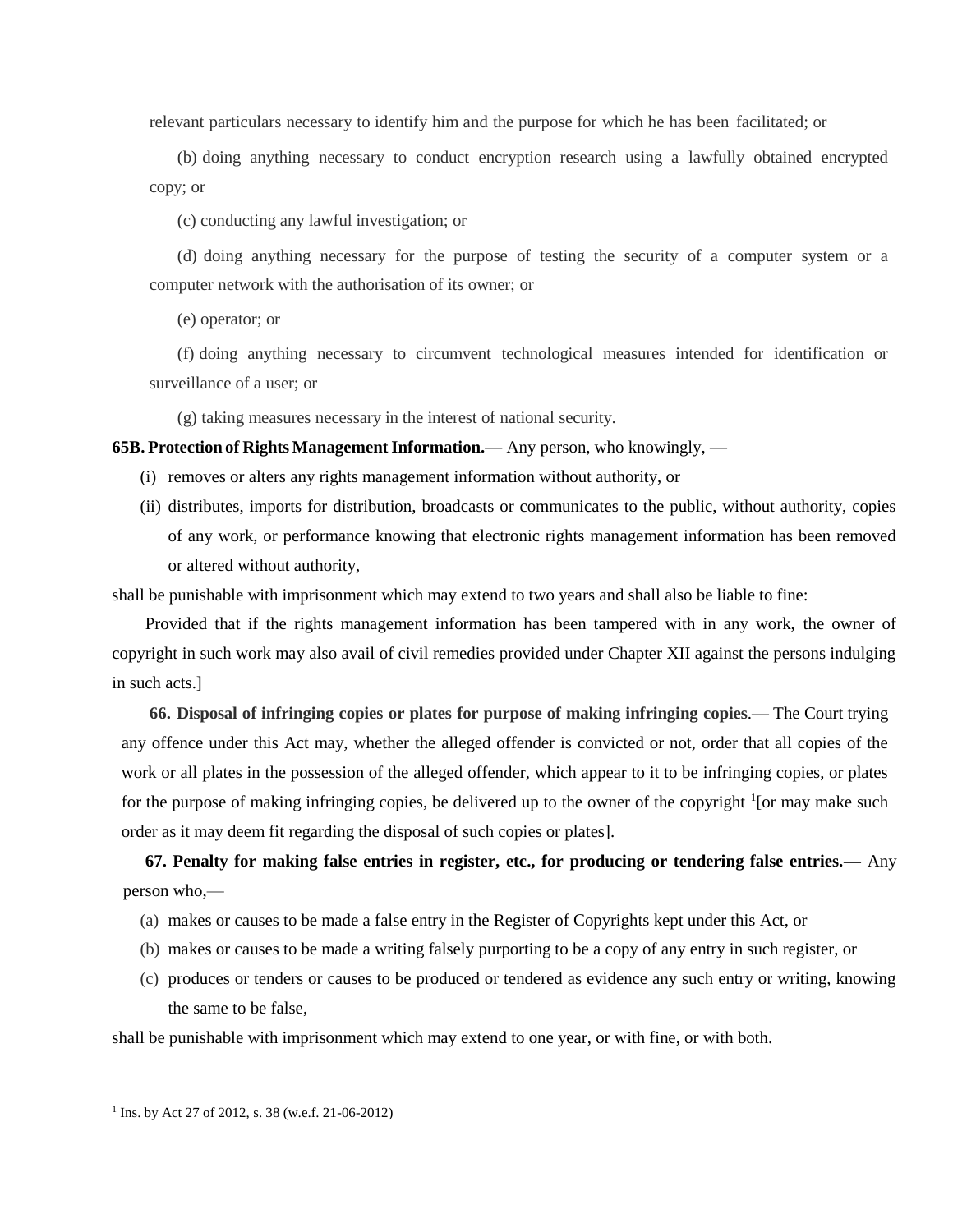relevant particulars necessary to identify him and the purpose for which he has been facilitated; or

(b) doing anything necessary to conduct encryption research using a lawfully obtained encrypted copy; or

(c) conducting any lawful investigation; or

(d) doing anything necessary for the purpose of testing the security of a computer system or a computer network with the authorisation of its owner; or

(e) operator; or

(f) doing anything necessary to circumvent technological measures intended for identification or surveillance of a user; or

(g) taking measures necessary in the interest of national security.

**65B. Protection of Rights Management Information.**— Any person, who knowingly, —

(i) removes or alters any rights management information without authority, or

(ii) distributes, imports for distribution, broadcasts or communicates to the public, without authority, copies of any work, or performance knowing that electronic rights management information has been removed or altered without authority,

shall be punishable with imprisonment which may extend to two years and shall also be liable to fine:

Provided that if the rights management information has been tampered with in any work, the owner of copyright in such work may also avail of civil remedies provided under Chapter XII against the persons indulging in such acts.]

**66. Disposal of infringing copies or plates for purpose of making infringing copies**.— The Court trying any offence under this Act may, whether the alleged offender is convicted or not, order that all copies of the work or all plates in the possession of the alleged offender, which appear to it to be infringing copies, or plates for the purpose of making infringing copies, be delivered up to the owner of the copyright [1][or may make such order as it may deem fit regarding the disposal of such copies or plates].

**67. Penalty for making false entries in register, etc., for producing or tendering false entries.—** Any person who,—

(a) makes or causes to be made a false entry in the Register of Copyrights kept under this Act, or

(b) makes or causes to be made a writing falsely purporting to be a copy of any entry in such register, or

(c) produces or tenders or causes to be produced or tendered as evidence any such entry or writing, knowing the same to be false,

shall be punishable with imprisonment which may extend to one year, or with fine, or with both.

---

[1] Ins. by Act 27 of 2012, s. 38 (w.e.f. 21-06-2012)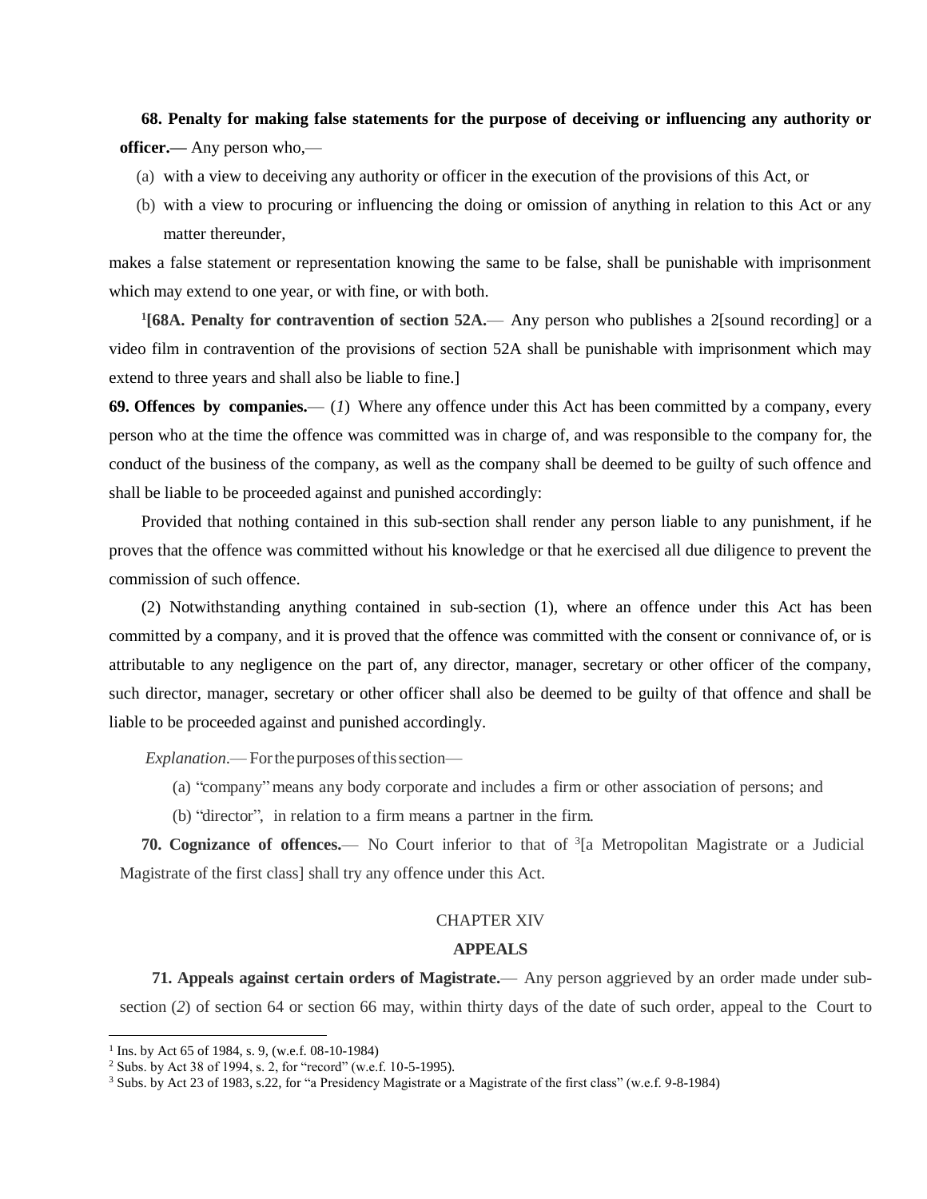**68. Penalty for making false statements for the purpose of deceiving or influencing any authority or officer.—** Any person who,—

(a) with a view to deceiving any authority or officer in the execution of the provisions of this Act, or

(b) with a view to procuring or influencing the doing or omission of anything in relation to this Act or any matter thereunder,

makes a false statement or representation knowing the same to be false, shall be punishable with imprisonment which may extend to one year, or with fine, or with both.

[1][**68A. Penalty for contravention of section 52A.**— Any person who publishes a [2][sound recording] or a video film in contravention of the provisions of section 52A shall be punishable with imprisonment which may extend to three years and shall also be liable to fine.]

**69. Offences by companies.**— (*1*) Where any offence under this Act has been committed by a company, every person who at the time the offence was committed was in charge of, and was responsible to the company for, the conduct of the business of the company, as well as the company shall be deemed to be guilty of such offence and shall be liable to be proceeded against and punished accordingly:

Provided that nothing contained in this sub-section shall render any person liable to any punishment, if he proves that the offence was committed without his knowledge or that he exercised all due diligence to prevent the commission of such offence.

(2) Notwithstanding anything contained in sub-section (1), where an offence under this Act has been committed by a company, and it is proved that the offence was committed with the consent or connivance of, or is attributable to any negligence on the part of, any director, manager, secretary or other officer of the company, such director, manager, secretary or other officer shall also be deemed to be guilty of that offence and shall be liable to be proceeded against and punished accordingly.

*Explanation*.— For the purposes of this section—

(a) "company" means any body corporate and includes a firm or other association of persons; and

(b) "director", in relation to a firm means a partner in the firm.

**70. Cognizance of offences.**— No Court inferior to that of [3][a Metropolitan Magistrate or a Judicial Magistrate of the first class] shall try any offence under this Act.

## CHAPTER XIV

## APPEALS

**71. Appeals against certain orders of Magistrate.**— Any person aggrieved by an order made under sub-section (*2*) of section 64 or section 66 may, within thirty days of the date of such order, appeal to the Court to

---

[1] Ins. by Act 65 of 1984, s. 9, (w.e.f. 08-10-1984)

[2] Subs. by Act 38 of 1994, s. 2, for "record" (w.e.f. 10-5-1995).

[3] Subs. by Act 23 of 1983, s.22, for "a Presidency Magistrate or a Magistrate of the first class" (w.e.f. 9-8-1984)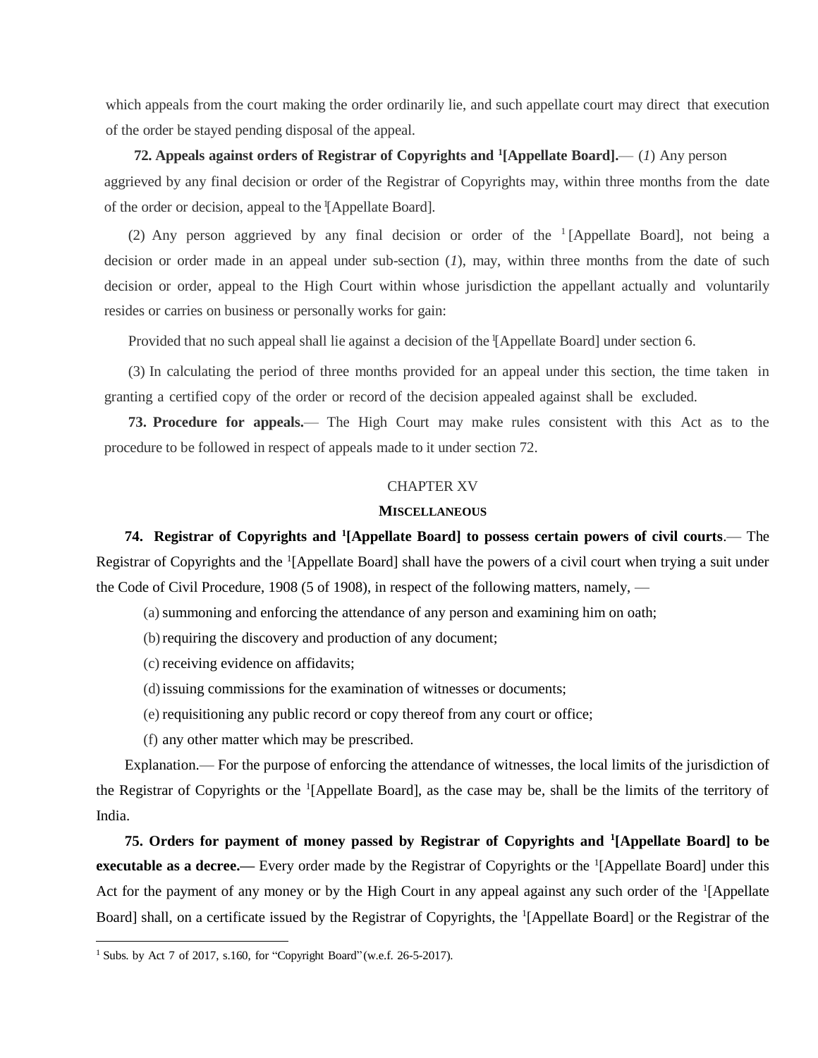which appeals from the court making the order ordinarily lie, and such appellate court may direct that execution of the order be stayed pending disposal of the appeal.

**72. Appeals against orders of Registrar of Copyrights and [1][Appellate Board].**— (*1*) Any person aggrieved by any final decision or order of the Registrar of Copyrights may, within three months from the date of the order or decision, appeal to the [1][Appellate Board].

(2) Any person aggrieved by any final decision or order of the [1][Appellate Board], not being a decision or order made in an appeal under sub-section (*1*), may, within three months from the date of such decision or order, appeal to the High Court within whose jurisdiction the appellant actually and voluntarily resides or carries on business or personally works for gain:

Provided that no such appeal shall lie against a decision of the [1][Appellate Board] under section 6.

(3) In calculating the period of three months provided for an appeal under this section, the time taken in granting a certified copy of the order or record of the decision appealed against shall be excluded.

**73. Procedure for appeals.**— The High Court may make rules consistent with this Act as to the procedure to be followed in respect of appeals made to it under section 72.

## CHAPTER XV

## MISCELLANEOUS

**74. Registrar of Copyrights and [1][Appellate Board] to possess certain powers of civil courts**.— The Registrar of Copyrights and the [1][Appellate Board] shall have the powers of a civil court when trying a suit under the Code of Civil Procedure, 1908 (5 of 1908), in respect of the following matters, namely, —

(a) summoning and enforcing the attendance of any person and examining him on oath;

(b) requiring the discovery and production of any document;

(c) receiving evidence on affidavits;

(d) issuing commissions for the examination of witnesses or documents;

(e) requisitioning any public record or copy thereof from any court or office;

(f) any other matter which may be prescribed.

Explanation.— For the purpose of enforcing the attendance of witnesses, the local limits of the jurisdiction of the Registrar of Copyrights or the [1][Appellate Board], as the case may be, shall be the limits of the territory of India.

**75. Orders for payment of money passed by Registrar of Copyrights and [1][Appellate Board] to be executable as a decree.—** Every order made by the Registrar of Copyrights or the [1][Appellate Board] under this Act for the payment of any money or by the High Court in any appeal against any such order of the [1][Appellate Board] shall, on a certificate issued by the Registrar of Copyrights, the [1][Appellate Board] or the Registrar of the

---

[1] Subs. by Act 7 of 2017, s.160, for "Copyright Board" (w.e.f. 26-5-2017).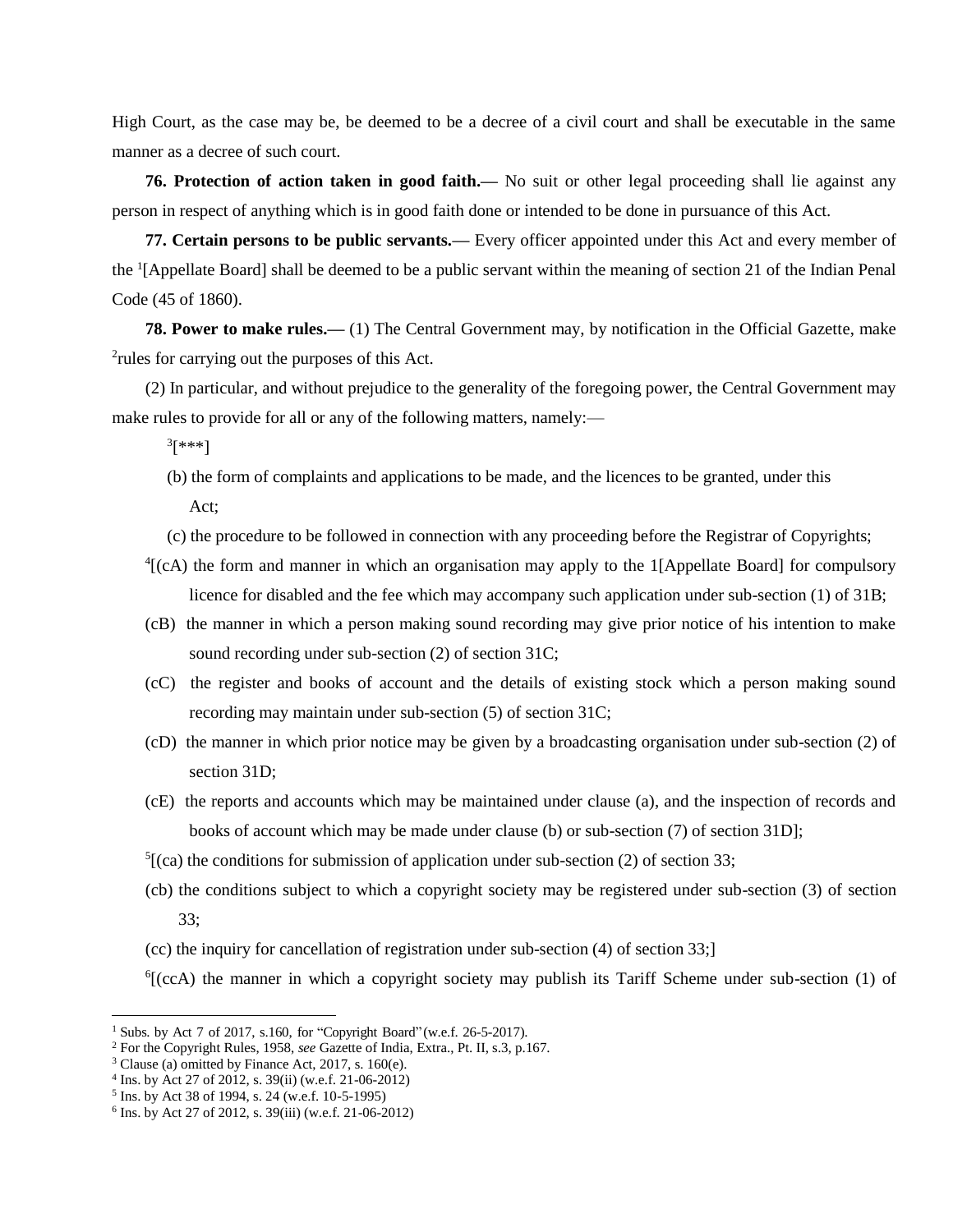High Court, as the case may be, be deemed to be a decree of a civil court and shall be executable in the same manner as a decree of such court.

**76. Protection of action taken in good faith.—** No suit or other legal proceeding shall lie against any person in respect of anything which is in good faith done or intended to be done in pursuance of this Act.

**77. Certain persons to be public servants.—** Every officer appointed under this Act and every member of the [1][Appellate Board] shall be deemed to be a public servant within the meaning of section 21 of the Indian Penal Code (45 of 1860).

**78. Power to make rules.—** (1) The Central Government may, by notification in the Official Gazette, make [2]rules for carrying out the purposes of this Act.

(2) In particular, and without prejudice to the generality of the foregoing power, the Central Government may make rules to provide for all or any of the following matters, namely:—

[3][***]

(b) the form of complaints and applications to be made, and the licences to be granted, under this Act;

(c) the procedure to be followed in connection with any proceeding before the Registrar of Copyrights;

[4][(cA) the form and manner in which an organisation may apply to the 1[Appellate Board] for compulsory licence for disabled and the fee which may accompany such application under sub-section (1) of 31B;

(cB) the manner in which a person making sound recording may give prior notice of his intention to make sound recording under sub-section (2) of section 31C;

(cC) the register and books of account and the details of existing stock which a person making sound recording may maintain under sub-section (5) of section 31C;

(cD) the manner in which prior notice may be given by a broadcasting organisation under sub-section (2) of section 31D;

(cE) the reports and accounts which may be maintained under clause (a), and the inspection of records and books of account which may be made under clause (b) or sub-section (7) of section 31D];

[5][(ca) the conditions for submission of application under sub-section (2) of section 33;

(cb) the conditions subject to which a copyright society may be registered under sub-section (3) of section 33;

(cc) the inquiry for cancellation of registration under sub-section (4) of section 33;]

[6][(ccA) the manner in which a copyright society may publish its Tariff Scheme under sub-section (1) of

---

[1] Subs. by Act 7 of 2017, s.160, for "Copyright Board" (w.e.f. 26-5-2017).

[2] For the Copyright Rules, 1958, *see* Gazette of India, Extra., Pt. II, s.3, p.167.

[3] Clause (a) omitted by Finance Act, 2017, s. 160(e).

[4] Ins. by Act 27 of 2012, s. 39(ii) (w.e.f. 21-06-2012)

[5] Ins. by Act 38 of 1994, s. 24 (w.e.f. 10-5-1995)

[6] Ins. by Act 27 of 2012, s. 39(iii) (w.e.f. 21-06-2012)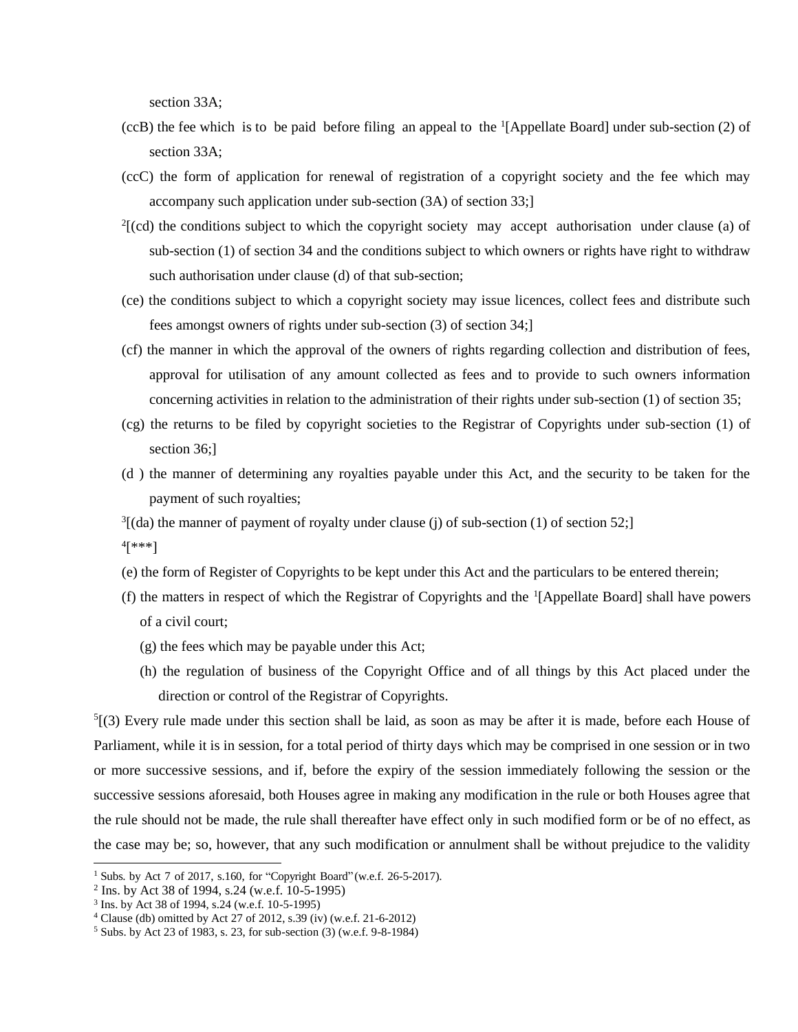section 33A;

(ccB) the fee which is to be paid before filing an appeal to the [1][Appellate Board] under sub-section (2) of section 33A;

(ccC) the form of application for renewal of registration of a copyright society and the fee which may accompany such application under sub-section (3A) of section 33;]

[2][(cd) the conditions subject to which the copyright society may accept authorisation under clause (a) of sub-section (1) of section 34 and the conditions subject to which owners or rights have right to withdraw such authorisation under clause (d) of that sub-section;

(ce) the conditions subject to which a copyright society may issue licences, collect fees and distribute such fees amongst owners of rights under sub-section (3) of section 34;]

(cf) the manner in which the approval of the owners of rights regarding collection and distribution of fees, approval for utilisation of any amount collected as fees and to provide to such owners information concerning activities in relation to the administration of their rights under sub-section (1) of section 35;

(cg) the returns to be filed by copyright societies to the Registrar of Copyrights under sub-section (1) of section 36;]

(d ) the manner of determining any royalties payable under this Act, and the security to be taken for the payment of such royalties;

[3][(da) the manner of payment of royalty under clause (j) of sub-section (1) of section 52;]

[4][***]

(e) the form of Register of Copyrights to be kept under this Act and the particulars to be entered therein;

(f) the matters in respect of which the Registrar of Copyrights and the [1][Appellate Board] shall have powers of a civil court;

(g) the fees which may be payable under this Act;

(h) the regulation of business of the Copyright Office and of all things by this Act placed under the direction or control of the Registrar of Copyrights.

[5][(3) Every rule made under this section shall be laid, as soon as may be after it is made, before each House of Parliament, while it is in session, for a total period of thirty days which may be comprised in one session or in two or more successive sessions, and if, before the expiry of the session immediately following the session or the successive sessions aforesaid, both Houses agree in making any modification in the rule or both Houses agree that the rule should not be made, the rule shall thereafter have effect only in such modified form or be of no effect, as the case may be; so, however, that any such modification or annulment shall be without prejudice to the validity

---

[1] Subs. by Act 7 of 2017, s.160, for "Copyright Board"(w.e.f. 26-5-2017).

[2] Ins. by Act 38 of 1994, s.24 (w.e.f. 10-5-1995)

[3] Ins. by Act 38 of 1994, s.24 (w.e.f. 10-5-1995)

[4] Clause (db) omitted by Act 27 of 2012, s.39 (iv) (w.e.f. 21-6-2012)

[5] Subs. by Act 23 of 1983, s. 23, for sub-section (3) (w.e.f. 9-8-1984)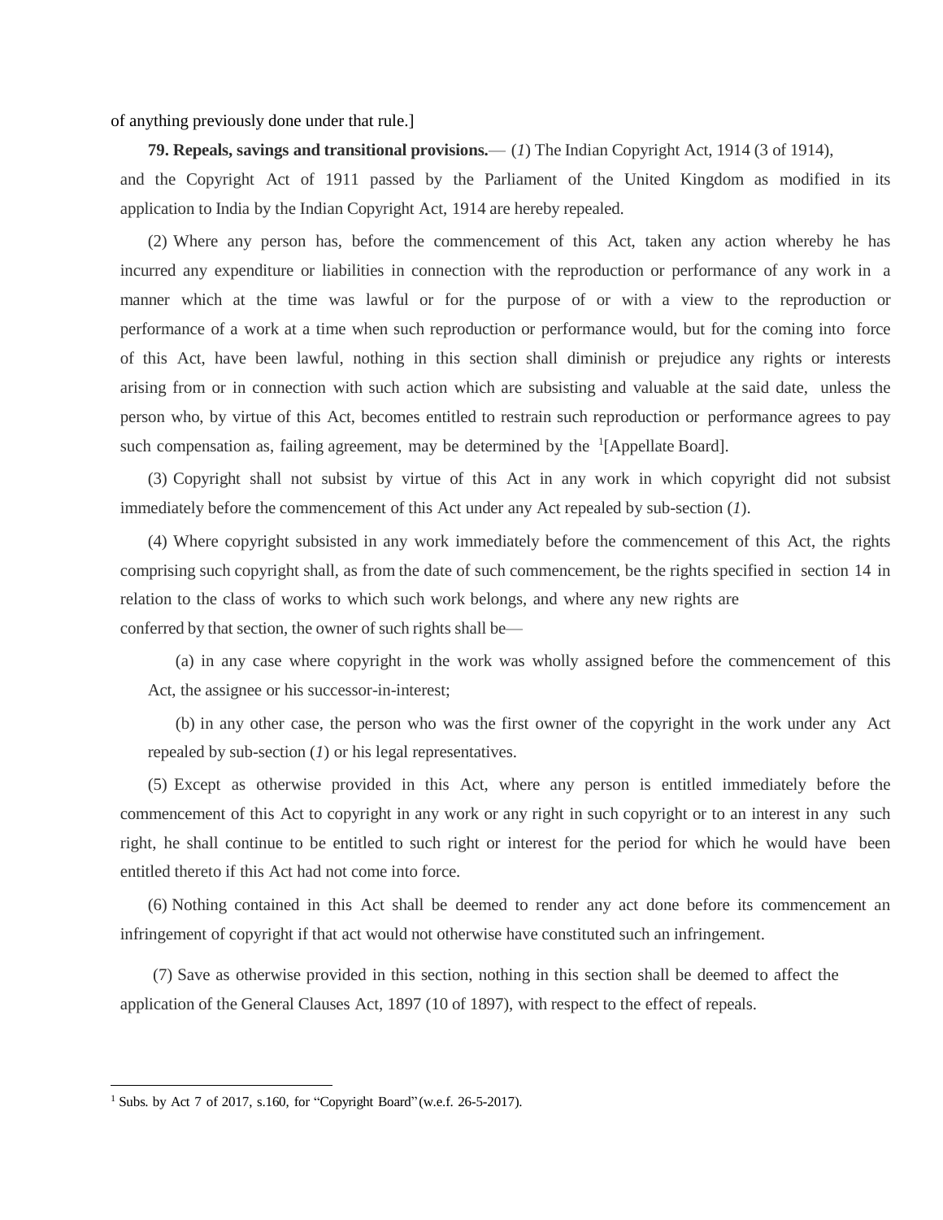of anything previously done under that rule.]

**79. Repeals, savings and transitional provisions.**— (*1*) The Indian Copyright Act, 1914 (3 of 1914), and the Copyright Act of 1911 passed by the Parliament of the United Kingdom as modified in its application to India by the Indian Copyright Act, 1914 are hereby repealed.

(2) Where any person has, before the commencement of this Act, taken any action whereby he has incurred any expenditure or liabilities in connection with the reproduction or performance of any work in a manner which at the time was lawful or for the purpose of or with a view to the reproduction or performance of a work at a time when such reproduction or performance would, but for the coming into force of this Act, have been lawful, nothing in this section shall diminish or prejudice any rights or interests arising from or in connection with such action which are subsisting and valuable at the said date, unless the person who, by virtue of this Act, becomes entitled to restrain such reproduction or performance agrees to pay such compensation as, failing agreement, may be determined by the [1][Appellate Board].

(3) Copyright shall not subsist by virtue of this Act in any work in which copyright did not subsist immediately before the commencement of this Act under any Act repealed by sub-section (*1*).

(4) Where copyright subsisted in any work immediately before the commencement of this Act, the rights comprising such copyright shall, as from the date of such commencement, be the rights specified in section 14 in relation to the class of works to which such work belongs, and where any new rights are conferred by that section, the owner of such rights shall be—

(a) in any case where copyright in the work was wholly assigned before the commencement of this Act, the assignee or his successor-in-interest;

(b) in any other case, the person who was the first owner of the copyright in the work under any Act repealed by sub-section (*1*) or his legal representatives.

(5) Except as otherwise provided in this Act, where any person is entitled immediately before the commencement of this Act to copyright in any work or any right in such copyright or to an interest in any such right, he shall continue to be entitled to such right or interest for the period for which he would have been entitled thereto if this Act had not come into force.

(6) Nothing contained in this Act shall be deemed to render any act done before its commencement an infringement of copyright if that act would not otherwise have constituted such an infringement.

(7) Save as otherwise provided in this section, nothing in this section shall be deemed to affect the application of the General Clauses Act, 1897 (10 of 1897), with respect to the effect of repeals.

---

[1] Subs. by Act 7 of 2017, s.160, for "Copyright Board" (w.e.f. 26-5-2017).